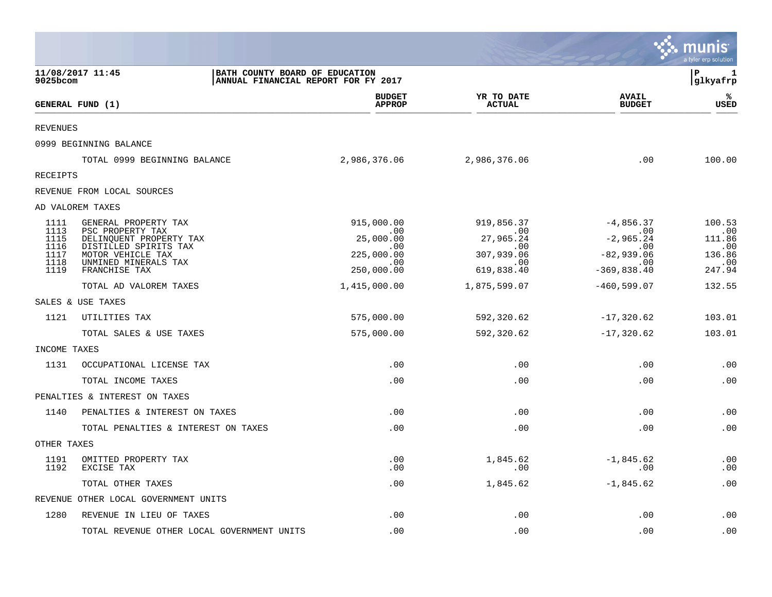BATH COUNTY BOARD OF EDUCATION
ANNUAL FINANCIAL REPORT FOR FY 2017

11/08/2017 11:45
9025bcom

glkyafrp

| GENERAL FUND (1) | | BUDGET APPROP | YR TO DATE ACTUAL | AVAIL BUDGET | % USED |
|---|---|---|---|---|---|
| REVENUES | | | | | |
| 0999 BEGINNING BALANCE | | | | | |
| | TOTAL 0999 BEGINNING BALANCE | 2,986,376.06 | 2,986,376.06 | .00 | 100.00 |
| RECEIPTS | | | | | |
| REVENUE FROM LOCAL SOURCES | | | | | |
| AD VALOREM TAXES | | | | | |
| 1111 | GENERAL PROPERTY TAX | 915,000.00 | 919,856.37 | -4,856.37 | 100.53 |
| 1113 | PSC PROPERTY TAX | .00 | .00 | .00 | .00 |
| 1115 | DELINQUENT PROPERTY TAX | 25,000.00 | 27,965.24 | -2,965.24 | 111.86 |
| 1116 | DISTILLED SPIRITS TAX | .00 | .00 | .00 | .00 |
| 1117 | MOTOR VEHICLE TAX | 225,000.00 | 307,939.06 | -82,939.06 | 136.86 |
| 1118 | UNMINED MINERALS TAX | .00 | .00 | .00 | .00 |
| 1119 | FRANCHISE TAX | 250,000.00 | 619,838.40 | -369,838.40 | 247.94 |
| | TOTAL AD VALOREM TAXES | 1,415,000.00 | 1,875,599.07 | -460,599.07 | 132.55 |
| SALES & USE TAXES | | | | | |
| 1121 | UTILITIES TAX | 575,000.00 | 592,320.62 | -17,320.62 | 103.01 |
| | TOTAL SALES & USE TAXES | 575,000.00 | 592,320.62 | -17,320.62 | 103.01 |
| INCOME TAXES | | | | | |
| 1131 | OCCUPATIONAL LICENSE TAX | .00 | .00 | .00 | .00 |
| | TOTAL INCOME TAXES | .00 | .00 | .00 | .00 |
| PENALTIES & INTEREST ON TAXES | | | | | |
| 1140 | PENALTIES & INTEREST ON TAXES | .00 | .00 | .00 | .00 |
| | TOTAL PENALTIES & INTEREST ON TAXES | .00 | .00 | .00 | .00 |
| OTHER TAXES | | | | | |
| 1191 | OMITTED PROPERTY TAX | .00 | 1,845.62 | -1,845.62 | .00 |
| 1192 | EXCISE TAX | .00 | .00 | .00 | .00 |
| | TOTAL OTHER TAXES | .00 | 1,845.62 | -1,845.62 | .00 |
| REVENUE OTHER LOCAL GOVERNMENT UNITS | | | | | |
| 1280 | REVENUE IN LIEU OF TAXES | .00 | .00 | .00 | .00 |
| | TOTAL REVENUE OTHER LOCAL GOVERNMENT UNITS | .00 | .00 | .00 | .00 |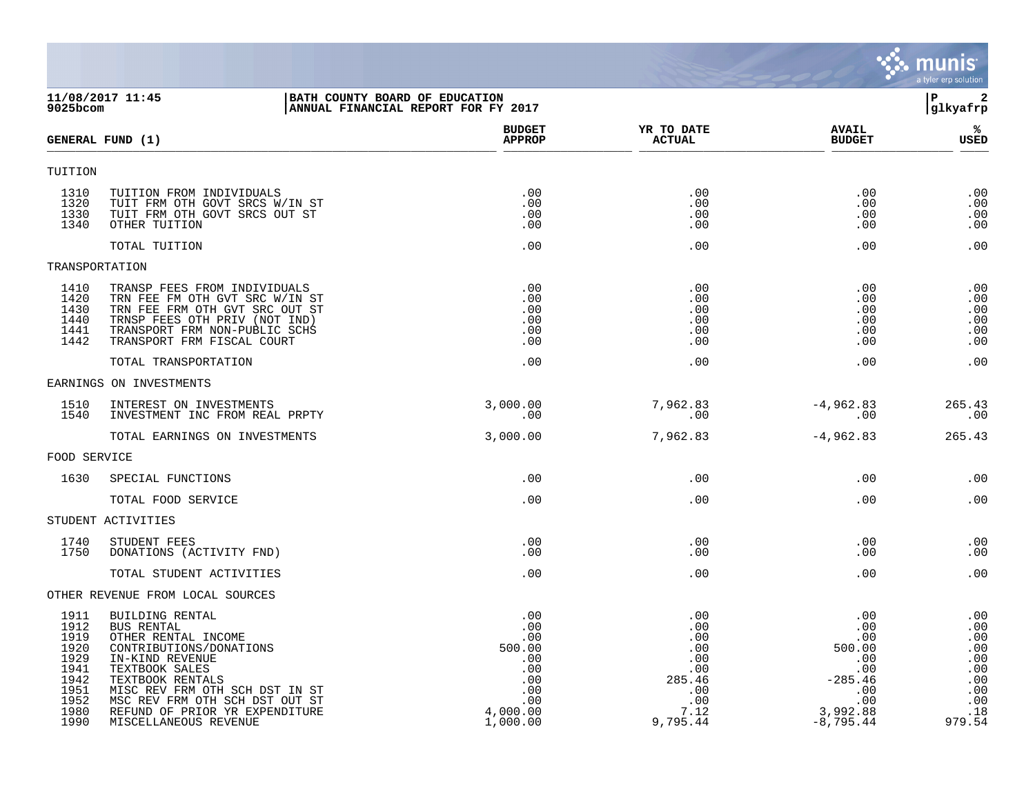11/08/2017 11:45 — BATH COUNTY BOARD OF EDUCATION
9025bcom — ANNUAL FINANCIAL REPORT FOR FY 2017

| GENERAL FUND (1) | | BUDGET APPROP | YR TO DATE ACTUAL | AVAIL BUDGET | % USED |
|---|---|---|---|---|---|
| TUITION | | | | | |
| 1310 | TUITION FROM INDIVIDUALS | .00 | .00 | .00 | .00 |
| 1320 | TUIT FRM OTH GOVT SRCS W/IN ST | .00 | .00 | .00 | .00 |
| 1330 | TUIT FRM OTH GOVT SRCS OUT ST | .00 | .00 | .00 | .00 |
| 1340 | OTHER TUITION | .00 | .00 | .00 | .00 |
| | TOTAL TUITION | .00 | .00 | .00 | .00 |
| TRANSPORTATION | | | | | |
| 1410 | TRANSP FEES FROM INDIVIDUALS | .00 | .00 | .00 | .00 |
| 1420 | TRN FEE FM OTH GVT SRC W/IN ST | .00 | .00 | .00 | .00 |
| 1430 | TRN FEE FRM OTH GVT SRC OUT ST | .00 | .00 | .00 | .00 |
| 1440 | TRNSP FEES OTH PRIV (NOT IND) | .00 | .00 | .00 | .00 |
| 1441 | TRANSPORT FRM NON-PUBLIC SCHS | .00 | .00 | .00 | .00 |
| 1442 | TRANSPORT FRM FISCAL COURT | .00 | .00 | .00 | .00 |
| | TOTAL TRANSPORTATION | .00 | .00 | .00 | .00 |
| EARNINGS ON INVESTMENTS | | | | | |
| 1510 | INTEREST ON INVESTMENTS | 3,000.00 | 7,962.83 | -4,962.83 | 265.43 |
| 1540 | INVESTMENT INC FROM REAL PRPTY | .00 | .00 | .00 | .00 |
| | TOTAL EARNINGS ON INVESTMENTS | 3,000.00 | 7,962.83 | -4,962.83 | 265.43 |
| FOOD SERVICE | | | | | |
| 1630 | SPECIAL FUNCTIONS | .00 | .00 | .00 | .00 |
| | TOTAL FOOD SERVICE | .00 | .00 | .00 | .00 |
| STUDENT ACTIVITIES | | | | | |
| 1740 | STUDENT FEES | .00 | .00 | .00 | .00 |
| 1750 | DONATIONS (ACTIVITY FND) | .00 | .00 | .00 | .00 |
| | TOTAL STUDENT ACTIVITIES | .00 | .00 | .00 | .00 |
| OTHER REVENUE FROM LOCAL SOURCES | | | | | |
| 1911 | BUILDING RENTAL | .00 | .00 | .00 | .00 |
| 1912 | BUS RENTAL | .00 | .00 | .00 | .00 |
| 1919 | OTHER RENTAL INCOME | .00 | .00 | .00 | .00 |
| 1920 | CONTRIBUTIONS/DONATIONS | 500.00 | .00 | 500.00 | .00 |
| 1929 | IN-KIND REVENUE | .00 | .00 | .00 | .00 |
| 1941 | TEXTBOOK SALES | .00 | .00 | .00 | .00 |
| 1942 | TEXTBOOK RENTALS | .00 | 285.46 | -285.46 | .00 |
| 1951 | MISC REV FRM OTH SCH DST IN ST | .00 | .00 | .00 | .00 |
| 1952 | MSC REV FRM OTH SCH DST OUT ST | .00 | .00 | .00 | .00 |
| 1980 | REFUND OF PRIOR YR EXPENDITURE | 4,000.00 | 7.12 | 3,992.88 | .18 |
| 1990 | MISCELLANEOUS REVENUE | 1,000.00 | 9,795.44 | -8,795.44 | 979.54 |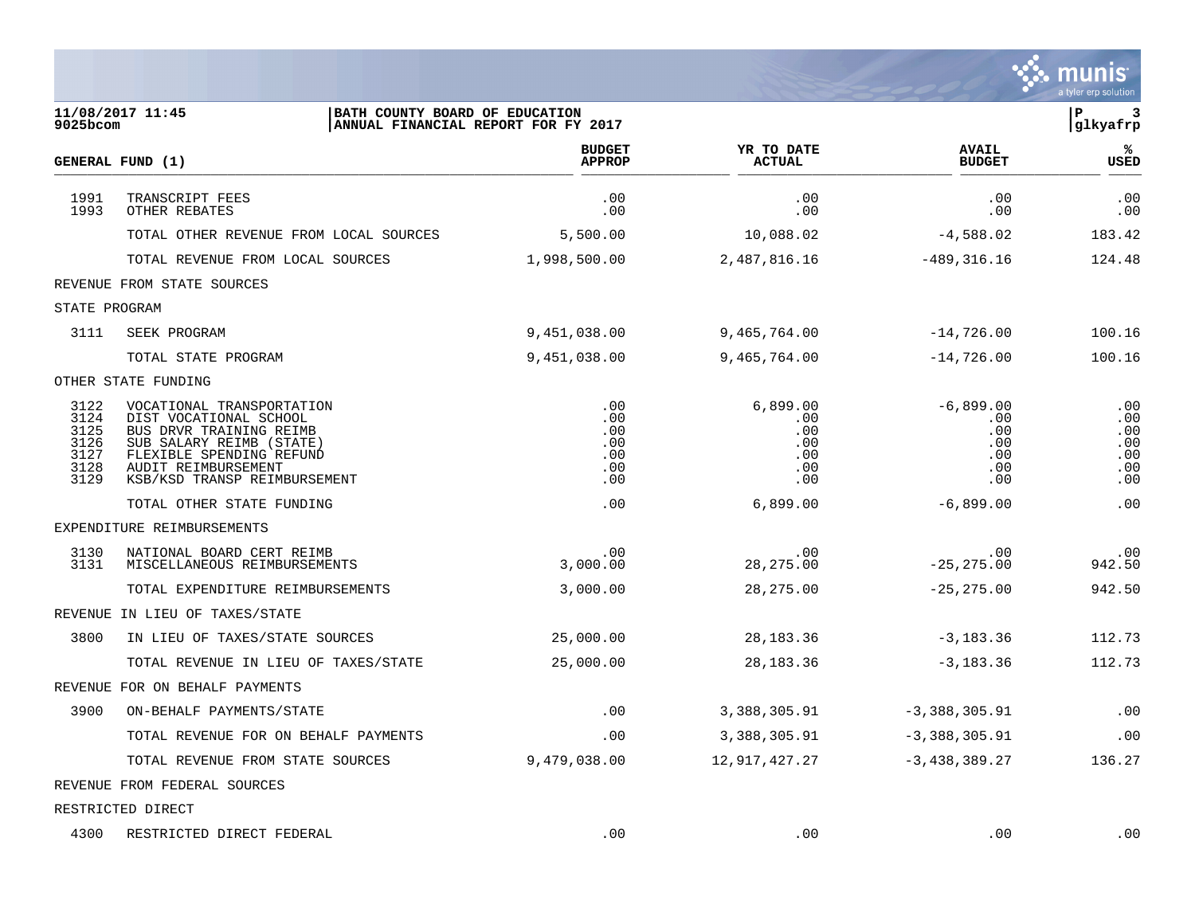BATH COUNTY BOARD OF EDUCATION
ANNUAL FINANCIAL REPORT FOR FY 2017

11/08/2017 11:45
9025bcom

| GENERAL FUND (1) | | BUDGET APPROP | YR TO DATE ACTUAL | AVAIL BUDGET | % USED |
|---|---|---|---|---|---|
| 1991 | TRANSCRIPT FEES | .00 | .00 | .00 | .00 |
| 1993 | OTHER REBATES | .00 | .00 | .00 | .00 |
| | TOTAL OTHER REVENUE FROM LOCAL SOURCES | 5,500.00 | 10,088.02 | -4,588.02 | 183.42 |
| | TOTAL REVENUE FROM LOCAL SOURCES | 1,998,500.00 | 2,487,816.16 | -489,316.16 | 124.48 |
| REVENUE FROM STATE SOURCES | | | | | |
| STATE PROGRAM | | | | | |
| 3111 | SEEK PROGRAM | 9,451,038.00 | 9,465,764.00 | -14,726.00 | 100.16 |
| | TOTAL STATE PROGRAM | 9,451,038.00 | 9,465,764.00 | -14,726.00 | 100.16 |
| OTHER STATE FUNDING | | | | | |
| 3122 | VOCATIONAL TRANSPORTATION | .00 | 6,899.00 | -6,899.00 | .00 |
| 3124 | DIST VOCATIONAL SCHOOL | .00 | .00 | .00 | .00 |
| 3125 | BUS DRVR TRAINING REIMB | .00 | .00 | .00 | .00 |
| 3126 | SUB SALARY REIMB (STATE) | .00 | .00 | .00 | .00 |
| 3127 | FLEXIBLE SPENDING REFUND | .00 | .00 | .00 | .00 |
| 3128 | AUDIT REIMBURSEMENT | .00 | .00 | .00 | .00 |
| 3129 | KSB/KSD TRANSP REIMBURSEMENT | .00 | .00 | .00 | .00 |
| | TOTAL OTHER STATE FUNDING | .00 | 6,899.00 | -6,899.00 | .00 |
| EXPENDITURE REIMBURSEMENTS | | | | | |
| 3130 | NATIONAL BOARD CERT REIMB | .00 | .00 | .00 | .00 |
| 3131 | MISCELLANEOUS REIMBURSEMENTS | 3,000.00 | 28,275.00 | -25,275.00 | 942.50 |
| | TOTAL EXPENDITURE REIMBURSEMENTS | 3,000.00 | 28,275.00 | -25,275.00 | 942.50 |
| REVENUE IN LIEU OF TAXES/STATE | | | | | |
| 3800 | IN LIEU OF TAXES/STATE SOURCES | 25,000.00 | 28,183.36 | -3,183.36 | 112.73 |
| | TOTAL REVENUE IN LIEU OF TAXES/STATE | 25,000.00 | 28,183.36 | -3,183.36 | 112.73 |
| REVENUE FOR ON BEHALF PAYMENTS | | | | | |
| 3900 | ON-BEHALF PAYMENTS/STATE | .00 | 3,388,305.91 | -3,388,305.91 | .00 |
| | TOTAL REVENUE FOR ON BEHALF PAYMENTS | .00 | 3,388,305.91 | -3,388,305.91 | .00 |
| | TOTAL REVENUE FROM STATE SOURCES | 9,479,038.00 | 12,917,427.27 | -3,438,389.27 | 136.27 |
| REVENUE FROM FEDERAL SOURCES | | | | | |
| RESTRICTED DIRECT | | | | | |
| 4300 | RESTRICTED DIRECT FEDERAL | .00 | .00 | .00 | .00 |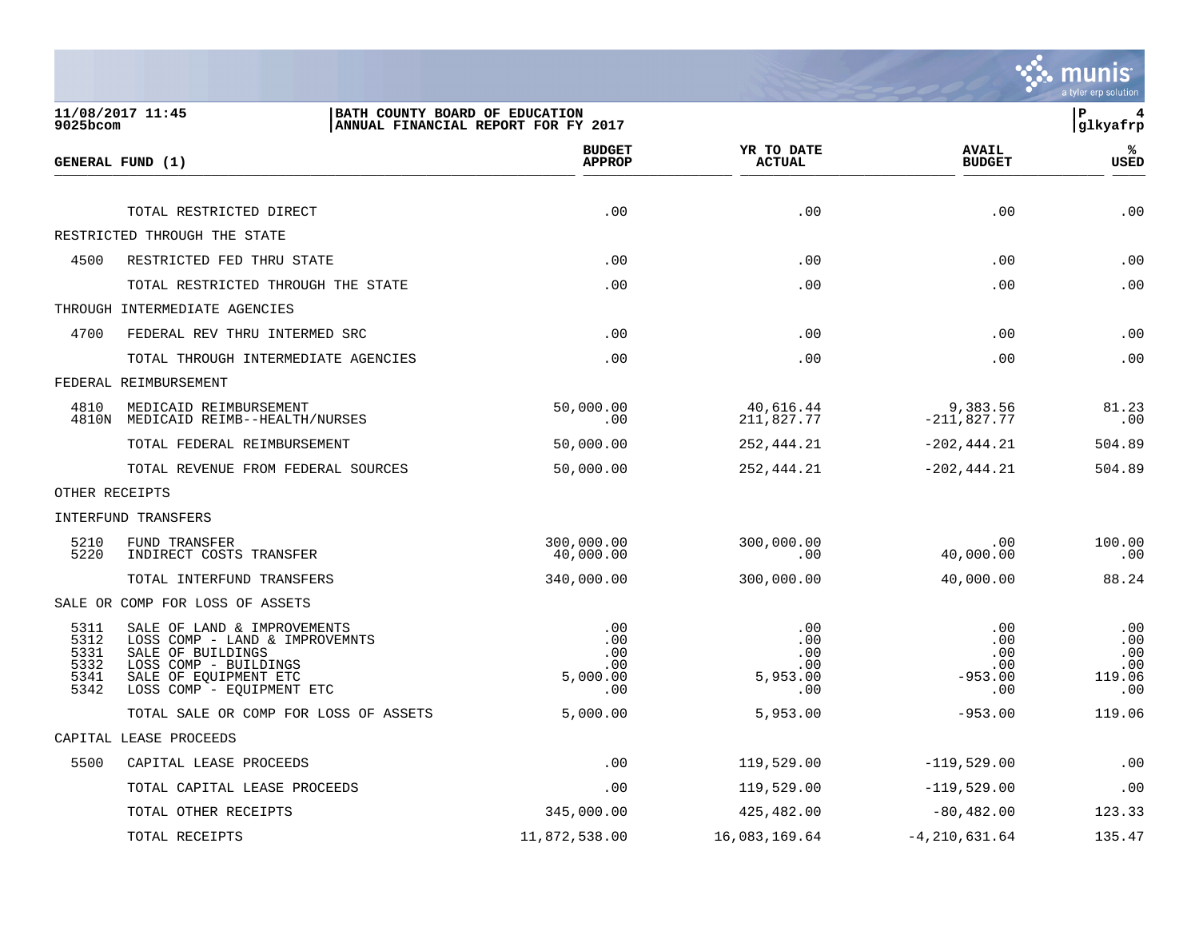**11/08/2017 11:45**
**9025bcom**

**BATH COUNTY BOARD OF EDUCATION**
**ANNUAL FINANCIAL REPORT FOR FY 2017**

**P 4**
**glkyafrp**

| GENERAL FUND (1) | | BUDGET APPROP | YR TO DATE ACTUAL | AVAIL BUDGET | % USED |
|---|---|---|---|---|---|
| | TOTAL RESTRICTED DIRECT | .00 | .00 | .00 | .00 |
| RESTRICTED THROUGH THE STATE | | | | | |
| 4500 | RESTRICTED FED THRU STATE | .00 | .00 | .00 | .00 |
| | TOTAL RESTRICTED THROUGH THE STATE | .00 | .00 | .00 | .00 |
| THROUGH INTERMEDIATE AGENCIES | | | | | |
| 4700 | FEDERAL REV THRU INTERMED SRC | .00 | .00 | .00 | .00 |
| | TOTAL THROUGH INTERMEDIATE AGENCIES | .00 | .00 | .00 | .00 |
| FEDERAL REIMBURSEMENT | | | | | |
| 4810 | MEDICAID REIMBURSEMENT | 50,000.00 | 40,616.44 | 9,383.56 | 81.23 |
| 4810N | MEDICAID REIMB--HEALTH/NURSES | .00 | 211,827.77 | -211,827.77 | .00 |
| | TOTAL FEDERAL REIMBURSEMENT | 50,000.00 | 252,444.21 | -202,444.21 | 504.89 |
| | TOTAL REVENUE FROM FEDERAL SOURCES | 50,000.00 | 252,444.21 | -202,444.21 | 504.89 |
| OTHER RECEIPTS | | | | | |
| INTERFUND TRANSFERS | | | | | |
| 5210 | FUND TRANSFER | 300,000.00 | 300,000.00 | .00 | 100.00 |
| 5220 | INDIRECT COSTS TRANSFER | 40,000.00 | .00 | 40,000.00 | .00 |
| | TOTAL INTERFUND TRANSFERS | 340,000.00 | 300,000.00 | 40,000.00 | 88.24 |
| SALE OR COMP FOR LOSS OF ASSETS | | | | | |
| 5311 | SALE OF LAND & IMPROVEMENTS | .00 | .00 | .00 | .00 |
| 5312 | LOSS COMP - LAND & IMPROVEMNTS | .00 | .00 | .00 | .00 |
| 5331 | SALE OF BUILDINGS | .00 | .00 | .00 | .00 |
| 5332 | LOSS COMP - BUILDINGS | .00 | .00 | .00 | .00 |
| 5341 | SALE OF EQUIPMENT ETC | 5,000.00 | 5,953.00 | -953.00 | 119.06 |
| 5342 | LOSS COMP - EQUIPMENT ETC | .00 | .00 | .00 | .00 |
| | TOTAL SALE OR COMP FOR LOSS OF ASSETS | 5,000.00 | 5,953.00 | -953.00 | 119.06 |
| CAPITAL LEASE PROCEEDS | | | | | |
| 5500 | CAPITAL LEASE PROCEEDS | .00 | 119,529.00 | -119,529.00 | .00 |
| | TOTAL CAPITAL LEASE PROCEEDS | .00 | 119,529.00 | -119,529.00 | .00 |
| | TOTAL OTHER RECEIPTS | 345,000.00 | 425,482.00 | -80,482.00 | 123.33 |
| | TOTAL RECEIPTS | 11,872,538.00 | 16,083,169.64 | -4,210,631.64 | 135.47 |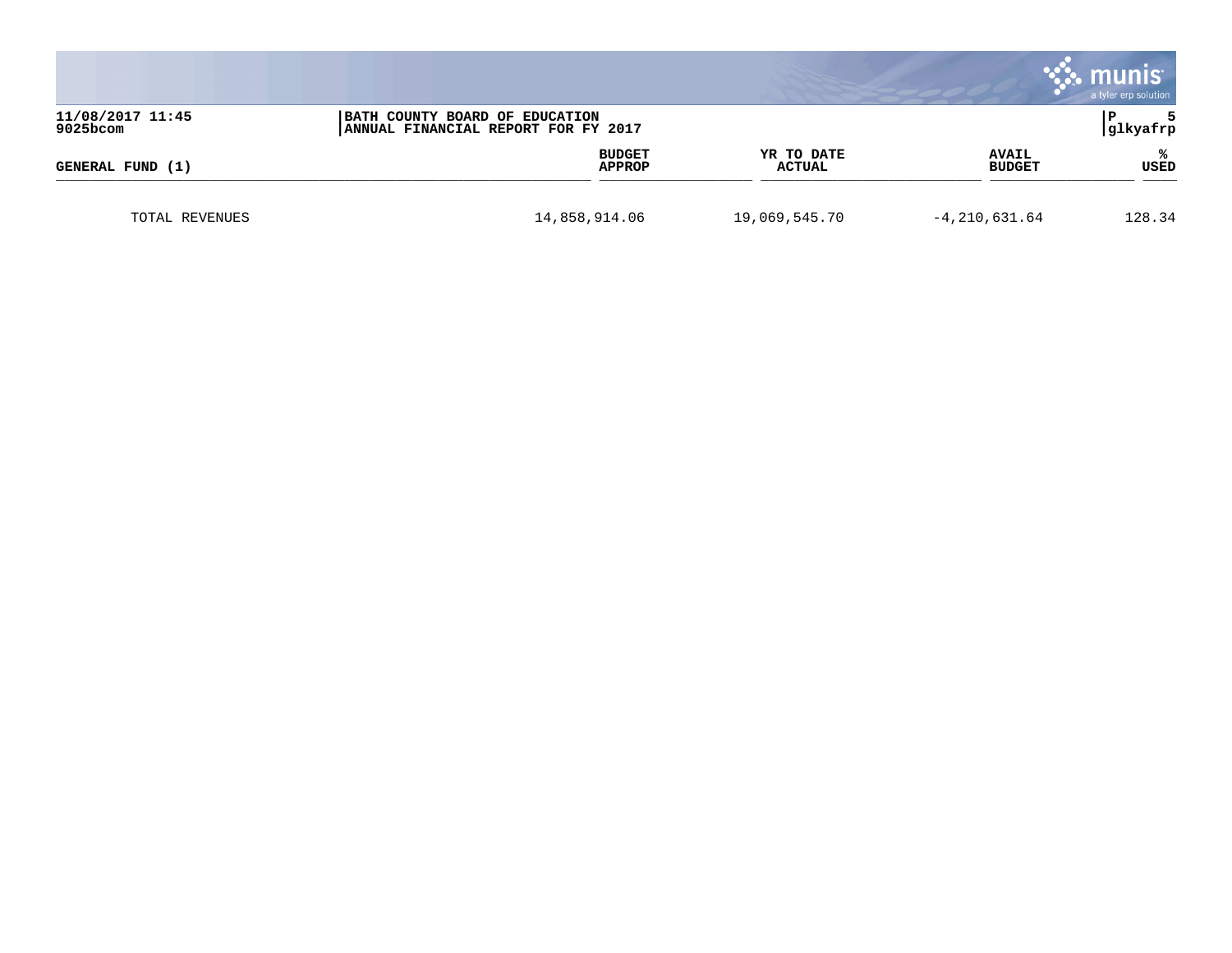BATH COUNTY BOARD OF EDUCATION
ANNUAL FINANCIAL REPORT FOR FY 2017

| GENERAL FUND (1) | BUDGET APPROP | YR TO DATE ACTUAL | AVAIL BUDGET | % USED |
|---|---|---|---|---|
| TOTAL REVENUES | 14,858,914.06 | 19,069,545.70 | -4,210,631.64 | 128.34 |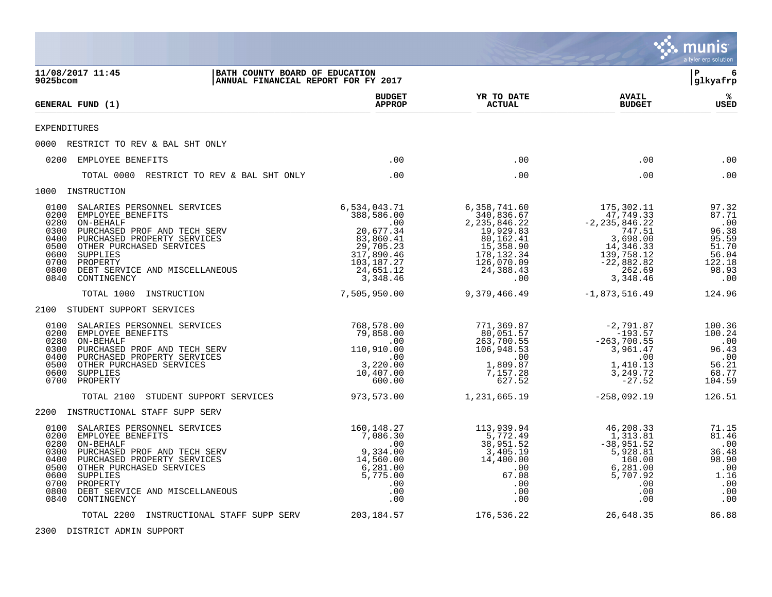BATH COUNTY BOARD OF EDUCATION
ANNUAL FINANCIAL REPORT FOR FY 2017

11/08/2017 11:45
9025bcom

| GENERAL FUND (1) | BUDGET APPROP | YR TO DATE ACTUAL | AVAIL BUDGET | % USED |
|---|---|---|---|---|
| EXPENDITURES | | | | |
| 0000 RESTRICT TO REV & BAL SHT ONLY | | | | |
| 0200 EMPLOYEE BENEFITS | .00 | .00 | .00 | .00 |
| TOTAL 0000 RESTRICT TO REV & BAL SHT ONLY | .00 | .00 | .00 | .00 |
| 1000 INSTRUCTION | | | | |
| 0100 SALARIES PERSONNEL SERVICES | 6,534,043.71 | 6,358,741.60 | 175,302.11 | 97.32 |
| 0200 EMPLOYEE BENEFITS | 388,586.00 | 340,836.67 | 47,749.33 | 87.71 |
| 0280 ON-BEHALF | .00 | 2,235,846.22 | -2,235,846.22 | .00 |
| 0300 PURCHASED PROF AND TECH SERV | 20,677.34 | 19,929.83 | 747.51 | 96.38 |
| 0400 PURCHASED PROPERTY SERVICES | 83,860.41 | 80,162.41 | 3,698.00 | 95.59 |
| 0500 OTHER PURCHASED SERVICES | 29,705.23 | 15,358.90 | 14,346.33 | 51.70 |
| 0600 SUPPLIES | 317,890.46 | 178,132.34 | 139,758.12 | 56.04 |
| 0700 PROPERTY | 103,187.27 | 126,070.09 | -22,882.82 | 122.18 |
| 0800 DEBT SERVICE AND MISCELLANEOUS | 24,651.12 | 24,388.43 | 262.69 | 98.93 |
| 0840 CONTINGENCY | 3,348.46 | .00 | 3,348.46 | .00 |
| TOTAL 1000 INSTRUCTION | 7,505,950.00 | 9,379,466.49 | -1,873,516.49 | 124.96 |
| 2100 STUDENT SUPPORT SERVICES | | | | |
| 0100 SALARIES PERSONNEL SERVICES | 768,578.00 | 771,369.87 | -2,791.87 | 100.36 |
| 0200 EMPLOYEE BENEFITS | 79,858.00 | 80,051.57 | -193.57 | 100.24 |
| 0280 ON-BEHALF | .00 | 263,700.55 | -263,700.55 | .00 |
| 0300 PURCHASED PROF AND TECH SERV | 110,910.00 | 106,948.53 | 3,961.47 | 96.43 |
| 0400 PURCHASED PROPERTY SERVICES | .00 | .00 | .00 | .00 |
| 0500 OTHER PURCHASED SERVICES | 3,220.00 | 1,809.87 | 1,410.13 | 56.21 |
| 0600 SUPPLIES | 10,407.00 | 7,157.28 | 3,249.72 | 68.77 |
| 0700 PROPERTY | 600.00 | 627.52 | -27.52 | 104.59 |
| TOTAL 2100 STUDENT SUPPORT SERVICES | 973,573.00 | 1,231,665.19 | -258,092.19 | 126.51 |
| 2200 INSTRUCTIONAL STAFF SUPP SERV | | | | |
| 0100 SALARIES PERSONNEL SERVICES | 160,148.27 | 113,939.94 | 46,208.33 | 71.15 |
| 0200 EMPLOYEE BENEFITS | 7,086.30 | 5,772.49 | 1,313.81 | 81.46 |
| 0280 ON-BEHALF | .00 | 38,951.52 | -38,951.52 | .00 |
| 0300 PURCHASED PROF AND TECH SERV | 9,334.00 | 3,405.19 | 5,928.81 | 36.48 |
| 0400 PURCHASED PROPERTY SERVICES | 14,560.00 | 14,400.00 | 160.00 | 98.90 |
| 0500 OTHER PURCHASED SERVICES | 6,281.00 | .00 | 6,281.00 | .00 |
| 0600 SUPPLIES | 5,775.00 | 67.08 | 5,707.92 | 1.16 |
| 0700 PROPERTY | .00 | .00 | .00 | .00 |
| 0800 DEBT SERVICE AND MISCELLANEOUS | .00 | .00 | .00 | .00 |
| 0840 CONTINGENCY | .00 | .00 | .00 | .00 |
| TOTAL 2200 INSTRUCTIONAL STAFF SUPP SERV | 203,184.57 | 176,536.22 | 26,648.35 | 86.88 |
| 2300 DISTRICT ADMIN SUPPORT | | | | |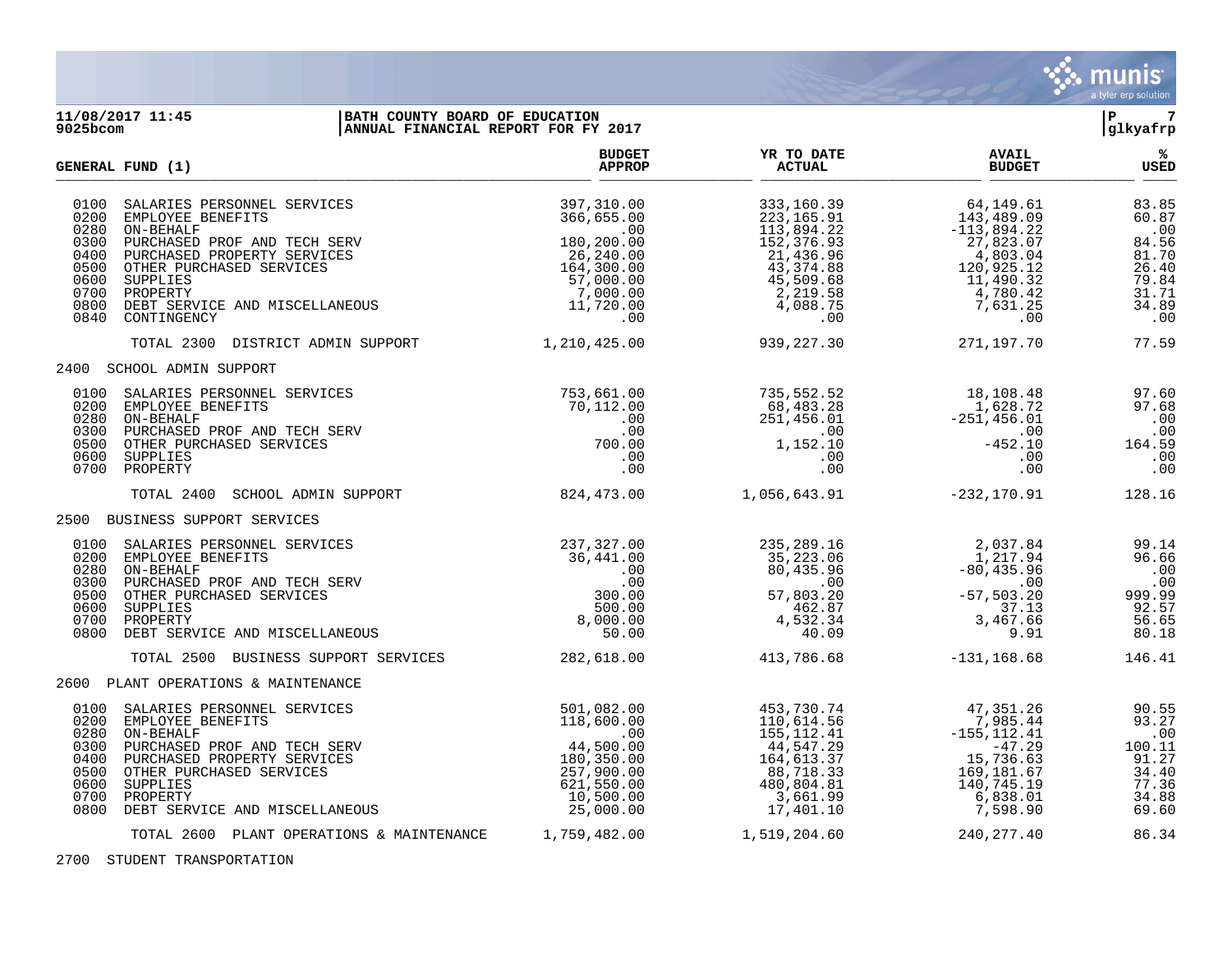**11/08/2017 11:45** | **BATH COUNTY BOARD OF EDUCATION**
**9025bcom** | **ANNUAL FINANCIAL REPORT FOR FY 2017**

| GENERAL FUND (1) | BUDGET APPROP | YR TO DATE ACTUAL | AVAIL BUDGET | % USED |
|---|---|---|---|---|
| 0100 SALARIES PERSONNEL SERVICES | 397,310.00 | 333,160.39 | 64,149.61 | 83.85 |
| 0200 EMPLOYEE BENEFITS | 366,655.00 | 223,165.91 | 143,489.09 | 60.87 |
| 0280 ON-BEHALF | .00 | 113,894.22 | -113,894.22 | .00 |
| 0300 PURCHASED PROF AND TECH SERV | 180,200.00 | 152,376.93 | 27,823.07 | 84.56 |
| 0400 PURCHASED PROPERTY SERVICES | 26,240.00 | 21,436.96 | 4,803.04 | 81.70 |
| 0500 OTHER PURCHASED SERVICES | 164,300.00 | 43,374.88 | 120,925.12 | 26.40 |
| 0600 SUPPLIES | 57,000.00 | 45,509.68 | 11,490.32 | 79.84 |
| 0700 PROPERTY | 7,000.00 | 2,219.58 | 4,780.42 | 31.71 |
| 0800 DEBT SERVICE AND MISCELLANEOUS | 11,720.00 | 4,088.75 | 7,631.25 | 34.89 |
| 0840 CONTINGENCY | .00 | .00 | .00 | .00 |
| TOTAL 2300 DISTRICT ADMIN SUPPORT | 1,210,425.00 | 939,227.30 | 271,197.70 | 77.59 |
| **2400 SCHOOL ADMIN SUPPORT** | | | | |
| 0100 SALARIES PERSONNEL SERVICES | 753,661.00 | 735,552.52 | 18,108.48 | 97.60 |
| 0200 EMPLOYEE BENEFITS | 70,112.00 | 68,483.28 | 1,628.72 | 97.68 |
| 0280 ON-BEHALF | .00 | 251,456.01 | -251,456.01 | .00 |
| 0300 PURCHASED PROF AND TECH SERV | .00 | .00 | .00 | .00 |
| 0500 OTHER PURCHASED SERVICES | 700.00 | 1,152.10 | -452.10 | 164.59 |
| 0600 SUPPLIES | .00 | .00 | .00 | .00 |
| 0700 PROPERTY | .00 | .00 | .00 | .00 |
| TOTAL 2400 SCHOOL ADMIN SUPPORT | 824,473.00 | 1,056,643.91 | -232,170.91 | 128.16 |
| **2500 BUSINESS SUPPORT SERVICES** | | | | |
| 0100 SALARIES PERSONNEL SERVICES | 237,327.00 | 235,289.16 | 2,037.84 | 99.14 |
| 0200 EMPLOYEE BENEFITS | 36,441.00 | 35,223.06 | 1,217.94 | 96.66 |
| 0280 ON-BEHALF | .00 | 80,435.96 | -80,435.96 | .00 |
| 0300 PURCHASED PROF AND TECH SERV | .00 | .00 | .00 | .00 |
| 0500 OTHER PURCHASED SERVICES | 300.00 | 57,803.20 | -57,503.20 | 999.99 |
| 0600 SUPPLIES | 500.00 | 462.87 | 37.13 | 92.57 |
| 0700 PROPERTY | 8,000.00 | 4,532.34 | 3,467.66 | 56.65 |
| 0800 DEBT SERVICE AND MISCELLANEOUS | 50.00 | 40.09 | 9.91 | 80.18 |
| TOTAL 2500 BUSINESS SUPPORT SERVICES | 282,618.00 | 413,786.68 | -131,168.68 | 146.41 |
| **2600 PLANT OPERATIONS & MAINTENANCE** | | | | |
| 0100 SALARIES PERSONNEL SERVICES | 501,082.00 | 453,730.74 | 47,351.26 | 90.55 |
| 0200 EMPLOYEE BENEFITS | 118,600.00 | 110,614.56 | 7,985.44 | 93.27 |
| 0280 ON-BEHALF | .00 | 155,112.41 | -155,112.41 | .00 |
| 0300 PURCHASED PROF AND TECH SERV | 44,500.00 | 44,547.29 | -47.29 | 100.11 |
| 0400 PURCHASED PROPERTY SERVICES | 180,350.00 | 164,613.37 | 15,736.63 | 91.27 |
| 0500 OTHER PURCHASED SERVICES | 257,900.00 | 88,718.33 | 169,181.67 | 34.40 |
| 0600 SUPPLIES | 621,550.00 | 480,804.81 | 140,745.19 | 77.36 |
| 0700 PROPERTY | 10,500.00 | 3,661.99 | 6,838.01 | 34.88 |
| 0800 DEBT SERVICE AND MISCELLANEOUS | 25,000.00 | 17,401.10 | 7,598.90 | 69.60 |
| TOTAL 2600 PLANT OPERATIONS & MAINTENANCE | 1,759,482.00 | 1,519,204.60 | 240,277.40 | 86.34 |
| **2700 STUDENT TRANSPORTATION** | | | | |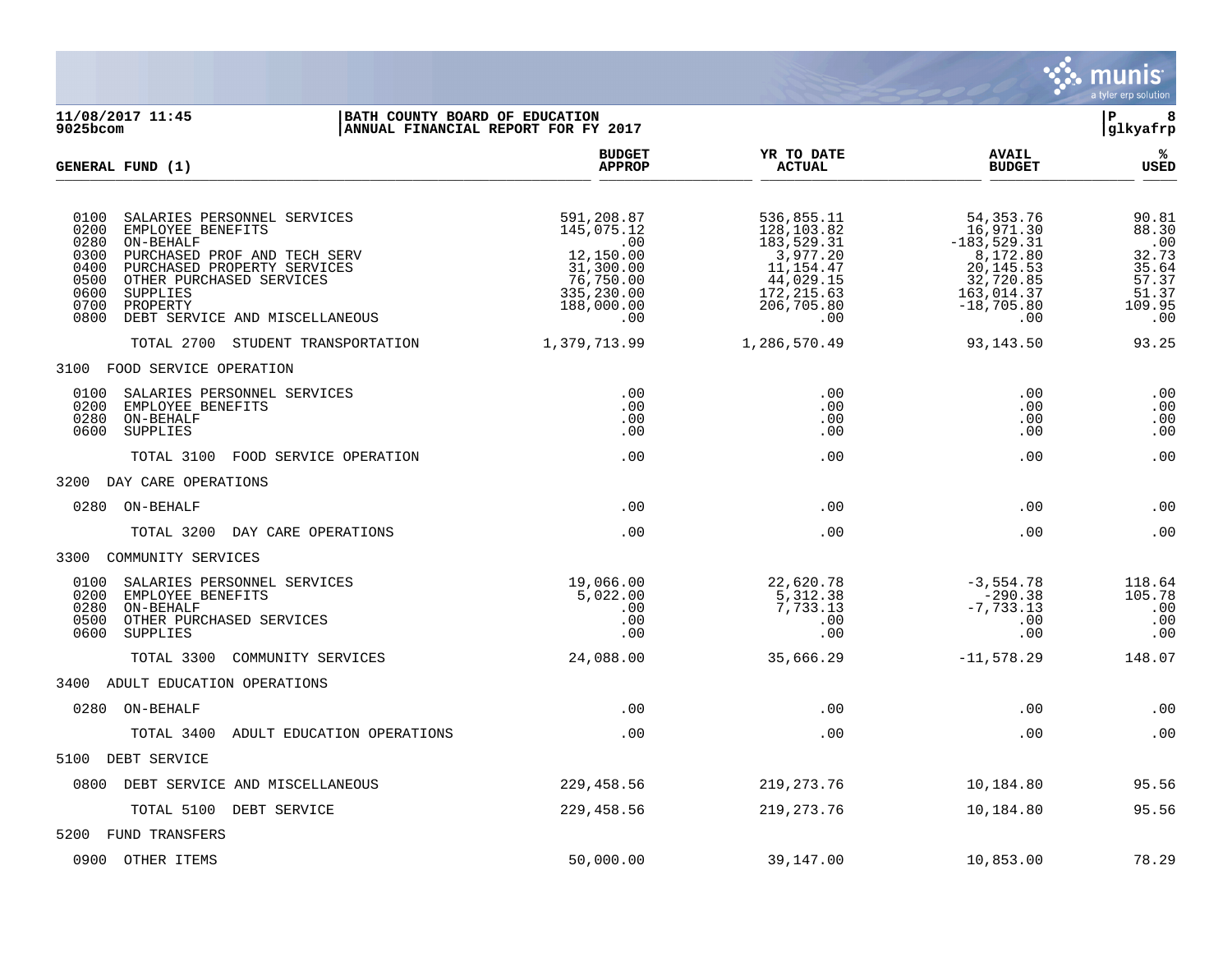**BATH COUNTY BOARD OF EDUCATION**
**ANNUAL FINANCIAL REPORT FOR FY 2017**

11/08/2017 11:45
9025bcom

glkyafrp

| GENERAL FUND (1) | BUDGET APPROP | YR TO DATE ACTUAL | AVAIL BUDGET | % USED |
|---|---|---|---|---|
| 0100 SALARIES PERSONNEL SERVICES | 591,208.87 | 536,855.11 | 54,353.76 | 90.81 |
| 0200 EMPLOYEE BENEFITS | 145,075.12 | 128,103.82 | 16,971.30 | 88.30 |
| 0280 ON-BEHALF | .00 | 183,529.31 | -183,529.31 | .00 |
| 0300 PURCHASED PROF AND TECH SERV | 12,150.00 | 3,977.20 | 8,172.80 | 32.73 |
| 0400 PURCHASED PROPERTY SERVICES | 31,300.00 | 11,154.47 | 20,145.53 | 35.64 |
| 0500 OTHER PURCHASED SERVICES | 76,750.00 | 44,029.15 | 32,720.85 | 57.37 |
| 0600 SUPPLIES | 335,230.00 | 172,215.63 | 163,014.37 | 51.37 |
| 0700 PROPERTY | 188,000.00 | 206,705.80 | -18,705.80 | 109.95 |
| 0800 DEBT SERVICE AND MISCELLANEOUS | .00 | .00 | .00 | .00 |
| TOTAL 2700 STUDENT TRANSPORTATION | 1,379,713.99 | 1,286,570.49 | 93,143.50 | 93.25 |
| **3100 FOOD SERVICE OPERATION** | | | | |
| 0100 SALARIES PERSONNEL SERVICES | .00 | .00 | .00 | .00 |
| 0200 EMPLOYEE BENEFITS | .00 | .00 | .00 | .00 |
| 0280 ON-BEHALF | .00 | .00 | .00 | .00 |
| 0600 SUPPLIES | .00 | .00 | .00 | .00 |
| TOTAL 3100 FOOD SERVICE OPERATION | .00 | .00 | .00 | .00 |
| **3200 DAY CARE OPERATIONS** | | | | |
| 0280 ON-BEHALF | .00 | .00 | .00 | .00 |
| TOTAL 3200 DAY CARE OPERATIONS | .00 | .00 | .00 | .00 |
| **3300 COMMUNITY SERVICES** | | | | |
| 0100 SALARIES PERSONNEL SERVICES | 19,066.00 | 22,620.78 | -3,554.78 | 118.64 |
| 0200 EMPLOYEE BENEFITS | 5,022.00 | 5,312.38 | -290.38 | 105.78 |
| 0280 ON-BEHALF | .00 | 7,733.13 | -7,733.13 | .00 |
| 0500 OTHER PURCHASED SERVICES | .00 | .00 | .00 | .00 |
| 0600 SUPPLIES | .00 | .00 | .00 | .00 |
| TOTAL 3300 COMMUNITY SERVICES | 24,088.00 | 35,666.29 | -11,578.29 | 148.07 |
| **3400 ADULT EDUCATION OPERATIONS** | | | | |
| 0280 ON-BEHALF | .00 | .00 | .00 | .00 |
| TOTAL 3400 ADULT EDUCATION OPERATIONS | .00 | .00 | .00 | .00 |
| **5100 DEBT SERVICE** | | | | |
| 0800 DEBT SERVICE AND MISCELLANEOUS | 229,458.56 | 219,273.76 | 10,184.80 | 95.56 |
| TOTAL 5100 DEBT SERVICE | 229,458.56 | 219,273.76 | 10,184.80 | 95.56 |
| **5200 FUND TRANSFERS** | | | | |
| 0900 OTHER ITEMS | 50,000.00 | 39,147.00 | 10,853.00 | 78.29 |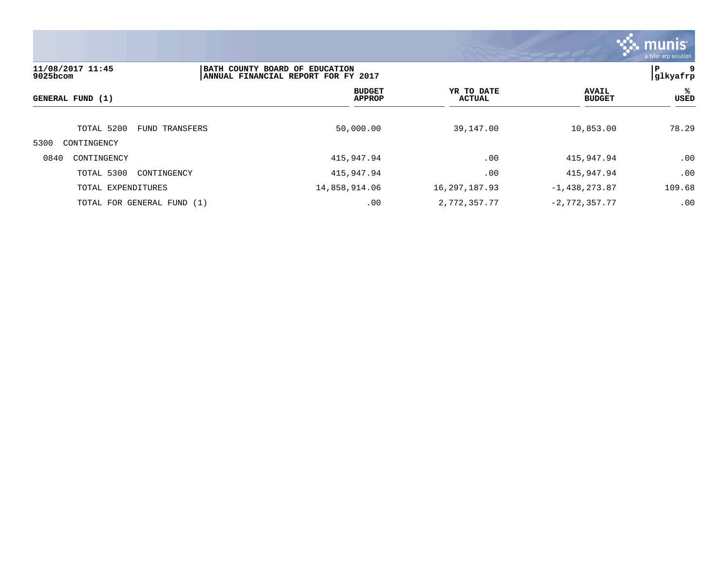| GENERAL FUND (1) | BUDGET APPROP | YR TO DATE ACTUAL | AVAIL BUDGET | % USED |
|---|---|---|---|---|
| TOTAL 5200 FUND TRANSFERS | 50,000.00 | 39,147.00 | 10,853.00 | 78.29 |
| 5300 CONTINGENCY | | | | |
| 0840 CONTINGENCY | 415,947.94 | .00 | 415,947.94 | .00 |
| TOTAL 5300 CONTINGENCY | 415,947.94 | .00 | 415,947.94 | .00 |
| TOTAL EXPENDITURES | 14,858,914.06 | 16,297,187.93 | -1,438,273.87 | 109.68 |
| TOTAL FOR GENERAL FUND (1) | .00 | 2,772,357.77 | -2,772,357.77 | .00 |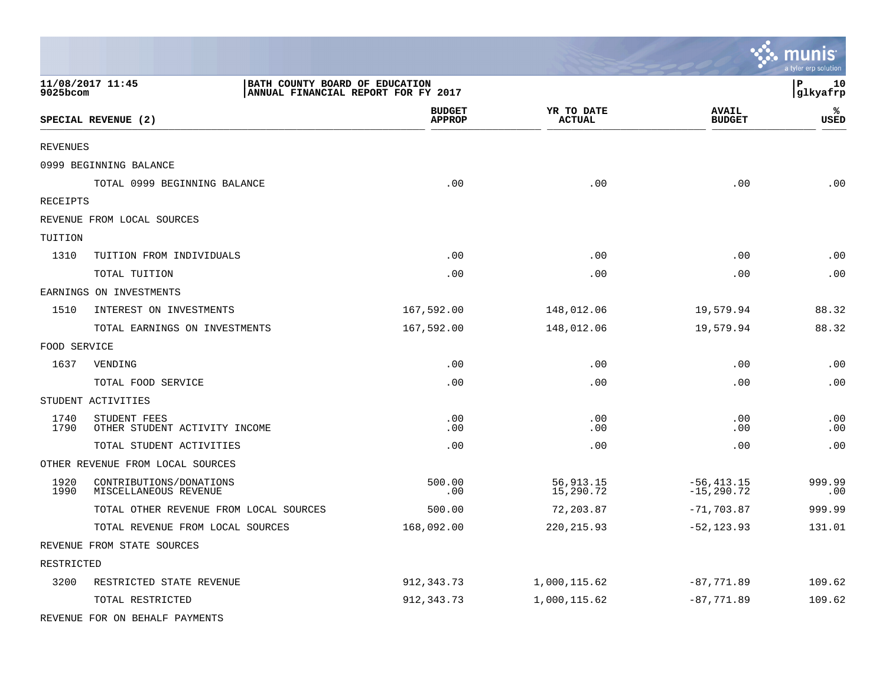**11/08/2017 11:45**
**9025bcom**

**BATH COUNTY BOARD OF EDUCATION**
**ANNUAL FINANCIAL REPORT FOR FY 2017**

**P 10**
**glkyafrp**

| SPECIAL REVENUE (2) | | BUDGET APPROP | YR TO DATE ACTUAL | AVAIL BUDGET | % USED |
|---|---|---|---|---|---|
| REVENUES | | | | | |
| 0999 BEGINNING BALANCE | | | | | |
| | TOTAL 0999 BEGINNING BALANCE | .00 | .00 | .00 | .00 |
| RECEIPTS | | | | | |
| REVENUE FROM LOCAL SOURCES | | | | | |
| TUITION | | | | | |
| 1310 | TUITION FROM INDIVIDUALS | .00 | .00 | .00 | .00 |
| | TOTAL TUITION | .00 | .00 | .00 | .00 |
| EARNINGS ON INVESTMENTS | | | | | |
| 1510 | INTEREST ON INVESTMENTS | 167,592.00 | 148,012.06 | 19,579.94 | 88.32 |
| | TOTAL EARNINGS ON INVESTMENTS | 167,592.00 | 148,012.06 | 19,579.94 | 88.32 |
| FOOD SERVICE | | | | | |
| 1637 | VENDING | .00 | .00 | .00 | .00 |
| | TOTAL FOOD SERVICE | .00 | .00 | .00 | .00 |
| STUDENT ACTIVITIES | | | | | |
| 1740 | STUDENT FEES | .00 | .00 | .00 | .00 |
| 1790 | OTHER STUDENT ACTIVITY INCOME | .00 | .00 | .00 | .00 |
| | TOTAL STUDENT ACTIVITIES | .00 | .00 | .00 | .00 |
| OTHER REVENUE FROM LOCAL SOURCES | | | | | |
| 1920 | CONTRIBUTIONS/DONATIONS | 500.00 | 56,913.15 | -56,413.15 | 999.99 |
| 1990 | MISCELLANEOUS REVENUE | .00 | 15,290.72 | -15,290.72 | .00 |
| | TOTAL OTHER REVENUE FROM LOCAL SOURCES | 500.00 | 72,203.87 | -71,703.87 | 999.99 |
| | TOTAL REVENUE FROM LOCAL SOURCES | 168,092.00 | 220,215.93 | -52,123.93 | 131.01 |
| REVENUE FROM STATE SOURCES | | | | | |
| RESTRICTED | | | | | |
| 3200 | RESTRICTED STATE REVENUE | 912,343.73 | 1,000,115.62 | -87,771.89 | 109.62 |
| | TOTAL RESTRICTED | 912,343.73 | 1,000,115.62 | -87,771.89 | 109.62 |
| REVENUE FOR ON BEHALF PAYMENTS | | | | | |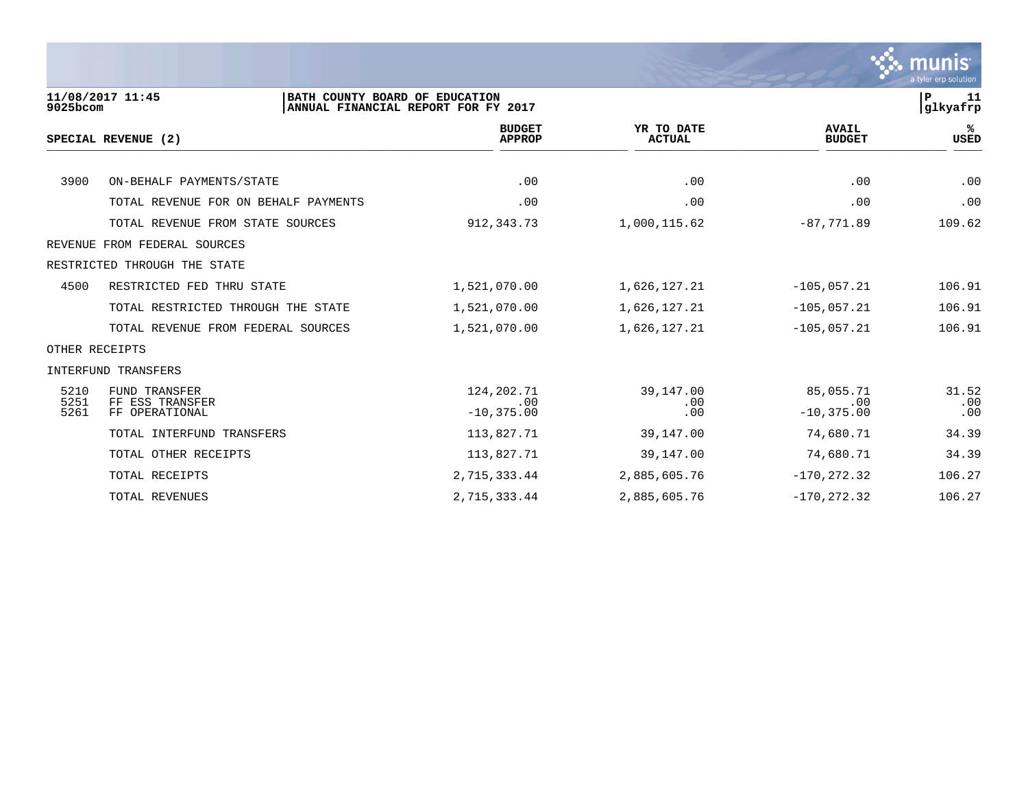11/08/2017 11:45
9025bcom

BATH COUNTY BOARD OF EDUCATION
ANNUAL FINANCIAL REPORT FOR FY 2017

P 11
glkyafrp

| | SPECIAL REVENUE (2) | BUDGET APPROP | YR TO DATE ACTUAL | AVAIL BUDGET | % USED |
|---|---|---|---|---|---|
| 3900 | ON-BEHALF PAYMENTS/STATE | .00 | .00 | .00 | .00 |
| | TOTAL REVENUE FOR ON BEHALF PAYMENTS | .00 | .00 | .00 | .00 |
| | TOTAL REVENUE FROM STATE SOURCES | 912,343.73 | 1,000,115.62 | -87,771.89 | 109.62 |
| REVENUE FROM FEDERAL SOURCES | | | | | |
| RESTRICTED THROUGH THE STATE | | | | | |
| 4500 | RESTRICTED FED THRU STATE | 1,521,070.00 | 1,626,127.21 | -105,057.21 | 106.91 |
| | TOTAL RESTRICTED THROUGH THE STATE | 1,521,070.00 | 1,626,127.21 | -105,057.21 | 106.91 |
| | TOTAL REVENUE FROM FEDERAL SOURCES | 1,521,070.00 | 1,626,127.21 | -105,057.21 | 106.91 |
| OTHER RECEIPTS | | | | | |
| INTERFUND TRANSFERS | | | | | |
| 5210 | FUND TRANSFER | 124,202.71 | 39,147.00 | 85,055.71 | 31.52 |
| 5251 | FF ESS TRANSFER | .00 | .00 | .00 | .00 |
| 5261 | FF OPERATIONAL | -10,375.00 | .00 | -10,375.00 | .00 |
| | TOTAL INTERFUND TRANSFERS | 113,827.71 | 39,147.00 | 74,680.71 | 34.39 |
| | TOTAL OTHER RECEIPTS | 113,827.71 | 39,147.00 | 74,680.71 | 34.39 |
| | TOTAL RECEIPTS | 2,715,333.44 | 2,885,605.76 | -170,272.32 | 106.27 |
| | TOTAL REVENUES | 2,715,333.44 | 2,885,605.76 | -170,272.32 | 106.27 |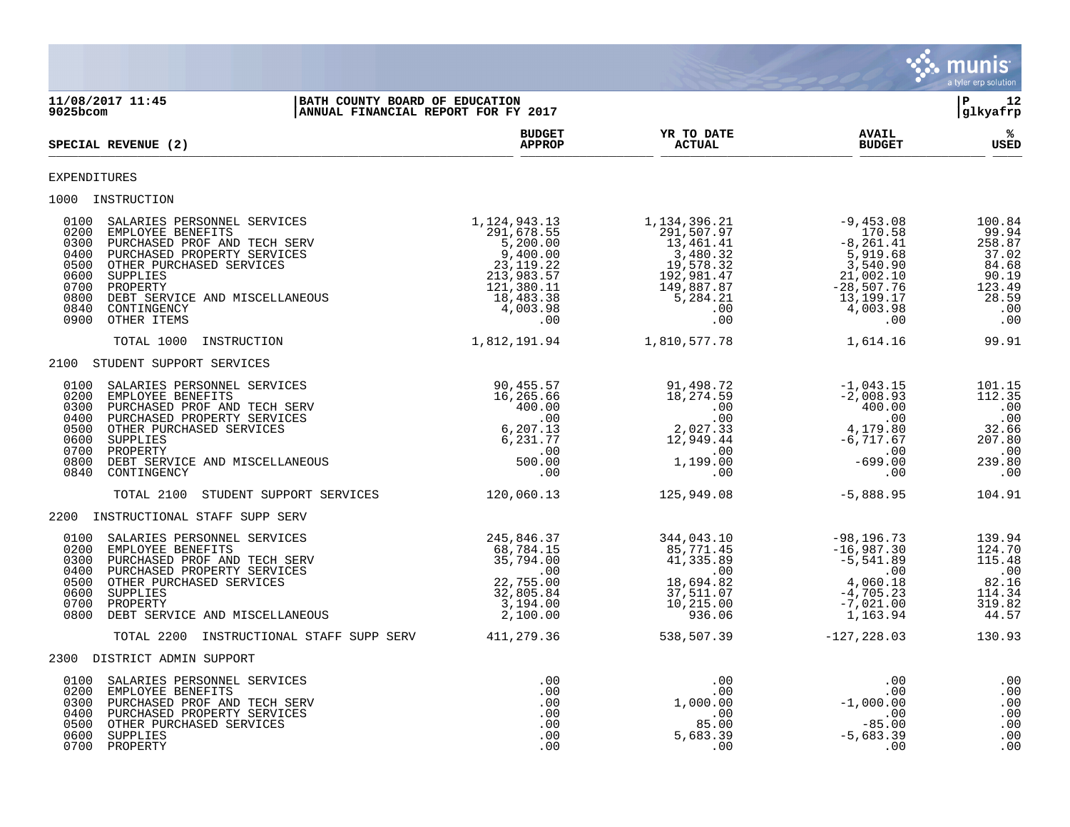11/08/2017 11:45 | BATH COUNTY BOARD OF EDUCATION | P 12
9025bcom | ANNUAL FINANCIAL REPORT FOR FY 2017 | glkyafrp

| SPECIAL REVENUE (2) | BUDGET APPROP | YR TO DATE ACTUAL | AVAIL BUDGET | % USED |
|---|---|---|---|---|
| **EXPENDITURES** | | | | |
| **1000 INSTRUCTION** | | | | |
| 0100 SALARIES PERSONNEL SERVICES | 1,124,943.13 | 1,134,396.21 | -9,453.08 | 100.84 |
| 0200 EMPLOYEE BENEFITS | 291,678.55 | 291,507.97 | 170.58 | 99.94 |
| 0300 PURCHASED PROF AND TECH SERV | 5,200.00 | 13,461.41 | -8,261.41 | 258.87 |
| 0400 PURCHASED PROPERTY SERVICES | 9,400.00 | 3,480.32 | 5,919.68 | 37.02 |
| 0500 OTHER PURCHASED SERVICES | 23,119.22 | 19,578.32 | 3,540.90 | 84.68 |
| 0600 SUPPLIES | 213,983.57 | 192,981.47 | 21,002.10 | 90.19 |
| 0700 PROPERTY | 121,380.11 | 149,887.87 | -28,507.76 | 123.49 |
| 0800 DEBT SERVICE AND MISCELLANEOUS | 18,483.38 | 5,284.21 | 13,199.17 | 28.59 |
| 0840 CONTINGENCY | 4,003.98 | .00 | 4,003.98 | .00 |
| 0900 OTHER ITEMS | .00 | .00 | .00 | .00 |
| TOTAL 1000 INSTRUCTION | 1,812,191.94 | 1,810,577.78 | 1,614.16 | 99.91 |
| **2100 STUDENT SUPPORT SERVICES** | | | | |
| 0100 SALARIES PERSONNEL SERVICES | 90,455.57 | 91,498.72 | -1,043.15 | 101.15 |
| 0200 EMPLOYEE BENEFITS | 16,265.66 | 18,274.59 | -2,008.93 | 112.35 |
| 0300 PURCHASED PROF AND TECH SERV | 400.00 | .00 | 400.00 | .00 |
| 0400 PURCHASED PROPERTY SERVICES | .00 | .00 | .00 | .00 |
| 0500 OTHER PURCHASED SERVICES | 6,207.13 | 2,027.33 | 4,179.80 | 32.66 |
| 0600 SUPPLIES | 6,231.77 | 12,949.44 | -6,717.67 | 207.80 |
| 0700 PROPERTY | .00 | .00 | .00 | .00 |
| 0800 DEBT SERVICE AND MISCELLANEOUS | 500.00 | 1,199.00 | -699.00 | 239.80 |
| 0840 CONTINGENCY | .00 | .00 | .00 | .00 |
| TOTAL 2100 STUDENT SUPPORT SERVICES | 120,060.13 | 125,949.08 | -5,888.95 | 104.91 |
| **2200 INSTRUCTIONAL STAFF SUPP SERV** | | | | |
| 0100 SALARIES PERSONNEL SERVICES | 245,846.37 | 344,043.10 | -98,196.73 | 139.94 |
| 0200 EMPLOYEE BENEFITS | 68,784.15 | 85,771.45 | -16,987.30 | 124.70 |
| 0300 PURCHASED PROF AND TECH SERV | 35,794.00 | 41,335.89 | -5,541.89 | 115.48 |
| 0400 PURCHASED PROPERTY SERVICES | .00 | .00 | .00 | .00 |
| 0500 OTHER PURCHASED SERVICES | 22,755.00 | 18,694.82 | 4,060.18 | 82.16 |
| 0600 SUPPLIES | 32,805.84 | 37,511.07 | -4,705.23 | 114.34 |
| 0700 PROPERTY | 3,194.00 | 10,215.00 | -7,021.00 | 319.82 |
| 0800 DEBT SERVICE AND MISCELLANEOUS | 2,100.00 | 936.06 | 1,163.94 | 44.57 |
| TOTAL 2200 INSTRUCTIONAL STAFF SUPP SERV | 411,279.36 | 538,507.39 | -127,228.03 | 130.93 |
| **2300 DISTRICT ADMIN SUPPORT** | | | | |
| 0100 SALARIES PERSONNEL SERVICES | .00 | .00 | .00 | .00 |
| 0200 EMPLOYEE BENEFITS | .00 | .00 | .00 | .00 |
| 0300 PURCHASED PROF AND TECH SERV | .00 | 1,000.00 | -1,000.00 | .00 |
| 0400 PURCHASED PROPERTY SERVICES | .00 | .00 | .00 | .00 |
| 0500 OTHER PURCHASED SERVICES | .00 | 85.00 | -85.00 | .00 |
| 0600 SUPPLIES | .00 | 5,683.39 | -5,683.39 | .00 |
| 0700 PROPERTY | .00 | .00 | .00 | .00 |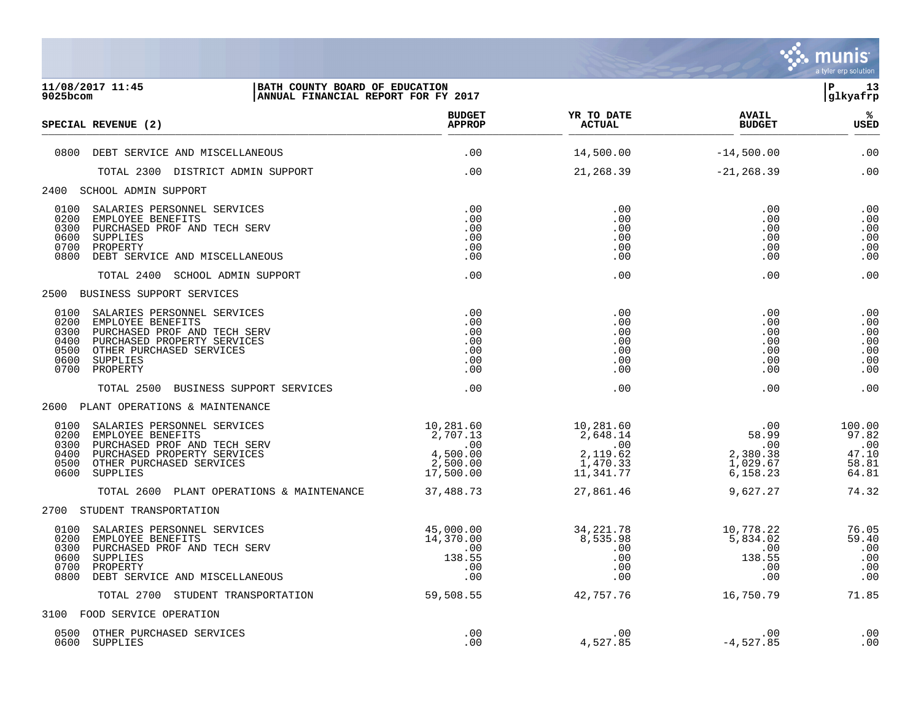**BATH COUNTY BOARD OF EDUCATION**
**ANNUAL FINANCIAL REPORT FOR FY 2017**

11/08/2017 11:45
9025bcom

| SPECIAL REVENUE (2) | BUDGET APPROP | YR TO DATE ACTUAL | AVAIL BUDGET | % USED |
|---|---|---|---|---|
| 0800 DEBT SERVICE AND MISCELLANEOUS | .00 | 14,500.00 | -14,500.00 | .00 |
| TOTAL 2300 DISTRICT ADMIN SUPPORT | .00 | 21,268.39 | -21,268.39 | .00 |
| **2400 SCHOOL ADMIN SUPPORT** | | | | |
| 0100 SALARIES PERSONNEL SERVICES | .00 | .00 | .00 | .00 |
| 0200 EMPLOYEE BENEFITS | .00 | .00 | .00 | .00 |
| 0300 PURCHASED PROF AND TECH SERV | .00 | .00 | .00 | .00 |
| 0600 SUPPLIES | .00 | .00 | .00 | .00 |
| 0700 PROPERTY | .00 | .00 | .00 | .00 |
| 0800 DEBT SERVICE AND MISCELLANEOUS | .00 | .00 | .00 | .00 |
| TOTAL 2400 SCHOOL ADMIN SUPPORT | .00 | .00 | .00 | .00 |
| **2500 BUSINESS SUPPORT SERVICES** | | | | |
| 0100 SALARIES PERSONNEL SERVICES | .00 | .00 | .00 | .00 |
| 0200 EMPLOYEE BENEFITS | .00 | .00 | .00 | .00 |
| 0300 PURCHASED PROF AND TECH SERV | .00 | .00 | .00 | .00 |
| 0400 PURCHASED PROPERTY SERVICES | .00 | .00 | .00 | .00 |
| 0500 OTHER PURCHASED SERVICES | .00 | .00 | .00 | .00 |
| 0600 SUPPLIES | .00 | .00 | .00 | .00 |
| 0700 PROPERTY | .00 | .00 | .00 | .00 |
| TOTAL 2500 BUSINESS SUPPORT SERVICES | .00 | .00 | .00 | .00 |
| **2600 PLANT OPERATIONS & MAINTENANCE** | | | | |
| 0100 SALARIES PERSONNEL SERVICES | 10,281.60 | 10,281.60 | .00 | 100.00 |
| 0200 EMPLOYEE BENEFITS | 2,707.13 | 2,648.14 | 58.99 | 97.82 |
| 0300 PURCHASED PROF AND TECH SERV | .00 | .00 | .00 | .00 |
| 0400 PURCHASED PROPERTY SERVICES | 4,500.00 | 2,119.62 | 2,380.38 | 47.10 |
| 0500 OTHER PURCHASED SERVICES | 2,500.00 | 1,470.33 | 1,029.67 | 58.81 |
| 0600 SUPPLIES | 17,500.00 | 11,341.77 | 6,158.23 | 64.81 |
| TOTAL 2600 PLANT OPERATIONS & MAINTENANCE | 37,488.73 | 27,861.46 | 9,627.27 | 74.32 |
| **2700 STUDENT TRANSPORTATION** | | | | |
| 0100 SALARIES PERSONNEL SERVICES | 45,000.00 | 34,221.78 | 10,778.22 | 76.05 |
| 0200 EMPLOYEE BENEFITS | 14,370.00 | 8,535.98 | 5,834.02 | 59.40 |
| 0300 PURCHASED PROF AND TECH SERV | .00 | .00 | .00 | .00 |
| 0600 SUPPLIES | 138.55 | .00 | 138.55 | .00 |
| 0700 PROPERTY | .00 | .00 | .00 | .00 |
| 0800 DEBT SERVICE AND MISCELLANEOUS | .00 | .00 | .00 | .00 |
| TOTAL 2700 STUDENT TRANSPORTATION | 59,508.55 | 42,757.76 | 16,750.79 | 71.85 |
| **3100 FOOD SERVICE OPERATION** | | | | |
| 0500 OTHER PURCHASED SERVICES | .00 | .00 | .00 | .00 |
| 0600 SUPPLIES | .00 | 4,527.85 | -4,527.85 | .00 |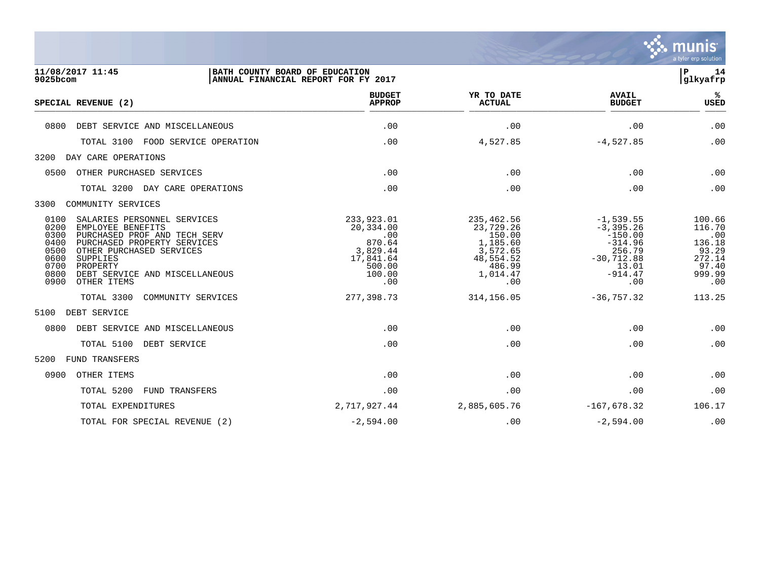**11/08/2017 11:45**
**9025bcom**

**BATH COUNTY BOARD OF EDUCATION**
**ANNUAL FINANCIAL REPORT FOR FY 2017**

**P 14**
**glkyafrp**

| SPECIAL REVENUE (2) | BUDGET APPROP | YR TO DATE ACTUAL | AVAIL BUDGET | % USED |
|---|---|---|---|---|
| 0800 DEBT SERVICE AND MISCELLANEOUS | .00 | .00 | .00 | .00 |
| TOTAL 3100 FOOD SERVICE OPERATION | .00 | 4,527.85 | -4,527.85 | .00 |
| 3200 DAY CARE OPERATIONS | | | | |
| 0500 OTHER PURCHASED SERVICES | .00 | .00 | .00 | .00 |
| TOTAL 3200 DAY CARE OPERATIONS | .00 | .00 | .00 | .00 |
| 3300 COMMUNITY SERVICES | | | | |
| 0100 SALARIES PERSONNEL SERVICES | 233,923.01 | 235,462.56 | -1,539.55 | 100.66 |
| 0200 EMPLOYEE BENEFITS | 20,334.00 | 23,729.26 | -3,395.26 | 116.70 |
| 0300 PURCHASED PROF AND TECH SERV | .00 | 150.00 | -150.00 | .00 |
| 0400 PURCHASED PROPERTY SERVICES | 870.64 | 1,185.60 | -314.96 | 136.18 |
| 0500 OTHER PURCHASED SERVICES | 3,829.44 | 3,572.65 | 256.79 | 93.29 |
| 0600 SUPPLIES | 17,841.64 | 48,554.52 | -30,712.88 | 272.14 |
| 0700 PROPERTY | 500.00 | 486.99 | 13.01 | 97.40 |
| 0800 DEBT SERVICE AND MISCELLANEOUS | 100.00 | 1,014.47 | -914.47 | 999.99 |
| 0900 OTHER ITEMS | .00 | .00 | .00 | .00 |
| TOTAL 3300 COMMUNITY SERVICES | 277,398.73 | 314,156.05 | -36,757.32 | 113.25 |
| 5100 DEBT SERVICE | | | | |
| 0800 DEBT SERVICE AND MISCELLANEOUS | .00 | .00 | .00 | .00 |
| TOTAL 5100 DEBT SERVICE | .00 | .00 | .00 | .00 |
| 5200 FUND TRANSFERS | | | | |
| 0900 OTHER ITEMS | .00 | .00 | .00 | .00 |
| TOTAL 5200 FUND TRANSFERS | .00 | .00 | .00 | .00 |
| TOTAL EXPENDITURES | 2,717,927.44 | 2,885,605.76 | -167,678.32 | 106.17 |
| TOTAL FOR SPECIAL REVENUE (2) | -2,594.00 | .00 | -2,594.00 | .00 |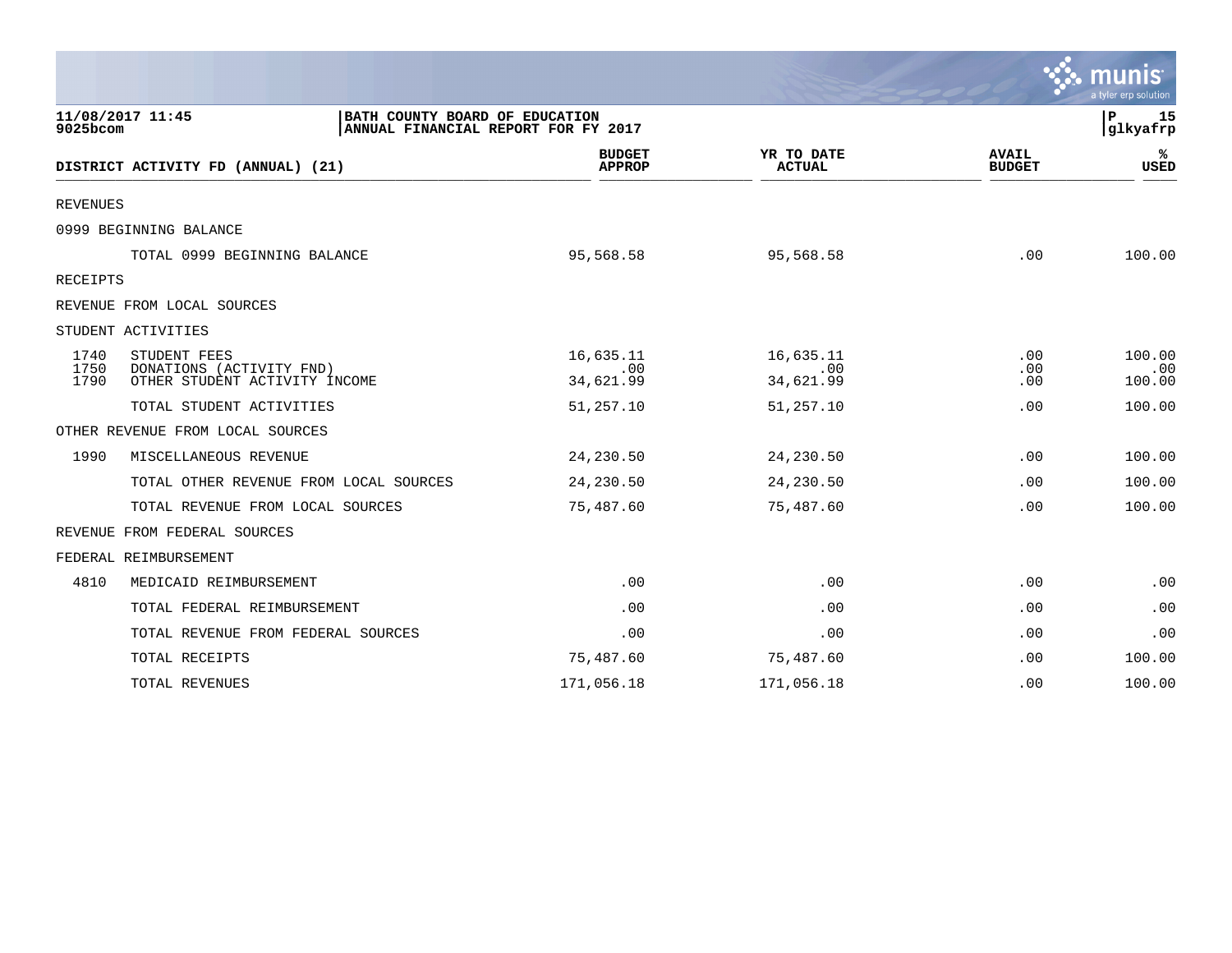11/08/2017 11:45
9025bcom

**BATH COUNTY BOARD OF EDUCATION**
**ANNUAL FINANCIAL REPORT FOR FY 2017**

P 15
glkyafrp

| DISTRICT ACTIVITY FD (ANNUAL) (21) | | BUDGET APPROP | YR TO DATE ACTUAL | AVAIL BUDGET | % USED |
|---|---|---|---|---|---|
| REVENUES | | | | | |
| 0999 BEGINNING BALANCE | | | | | |
| | TOTAL 0999 BEGINNING BALANCE | 95,568.58 | 95,568.58 | .00 | 100.00 |
| RECEIPTS | | | | | |
| REVENUE FROM LOCAL SOURCES | | | | | |
| STUDENT ACTIVITIES | | | | | |
| 1740 | STUDENT FEES | 16,635.11 | 16,635.11 | .00 | 100.00 |
| 1750 | DONATIONS (ACTIVITY FND) | .00 | .00 | .00 | .00 |
| 1790 | OTHER STUDENT ACTIVITY INCOME | 34,621.99 | 34,621.99 | .00 | 100.00 |
| | TOTAL STUDENT ACTIVITIES | 51,257.10 | 51,257.10 | .00 | 100.00 |
| OTHER REVENUE FROM LOCAL SOURCES | | | | | |
| 1990 | MISCELLANEOUS REVENUE | 24,230.50 | 24,230.50 | .00 | 100.00 |
| | TOTAL OTHER REVENUE FROM LOCAL SOURCES | 24,230.50 | 24,230.50 | .00 | 100.00 |
| | TOTAL REVENUE FROM LOCAL SOURCES | 75,487.60 | 75,487.60 | .00 | 100.00 |
| REVENUE FROM FEDERAL SOURCES | | | | | |
| FEDERAL REIMBURSEMENT | | | | | |
| 4810 | MEDICAID REIMBURSEMENT | .00 | .00 | .00 | .00 |
| | TOTAL FEDERAL REIMBURSEMENT | .00 | .00 | .00 | .00 |
| | TOTAL REVENUE FROM FEDERAL SOURCES | .00 | .00 | .00 | .00 |
| | TOTAL RECEIPTS | 75,487.60 | 75,487.60 | .00 | 100.00 |
| | TOTAL REVENUES | 171,056.18 | 171,056.18 | .00 | 100.00 |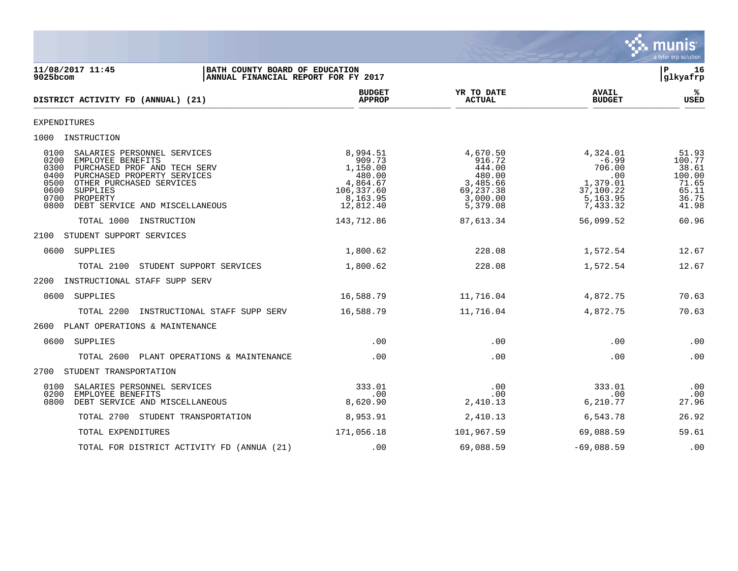11/08/2017 11:45 | BATH COUNTY BOARD OF EDUCATION | P 16
9025bcom | ANNUAL FINANCIAL REPORT FOR FY 2017 | glkyafrp

| DISTRICT ACTIVITY FD (ANNUAL) (21) | BUDGET APPROP | YR TO DATE ACTUAL | AVAIL BUDGET | % USED |
|---|---|---|---|---|
| EXPENDITURES | | | | |
| 1000 INSTRUCTION | | | | |
| 0100 SALARIES PERSONNEL SERVICES | 8,994.51 | 4,670.50 | 4,324.01 | 51.93 |
| 0200 EMPLOYEE BENEFITS | 909.73 | 916.72 | -6.99 | 100.77 |
| 0300 PURCHASED PROF AND TECH SERV | 1,150.00 | 444.00 | 706.00 | 38.61 |
| 0400 PURCHASED PROPERTY SERVICES | 480.00 | 480.00 | .00 | 100.00 |
| 0500 OTHER PURCHASED SERVICES | 4,864.67 | 3,485.66 | 1,379.01 | 71.65 |
| 0600 SUPPLIES | 106,337.60 | 69,237.38 | 37,100.22 | 65.11 |
| 0700 PROPERTY | 8,163.95 | 3,000.00 | 5,163.95 | 36.75 |
| 0800 DEBT SERVICE AND MISCELLANEOUS | 12,812.40 | 5,379.08 | 7,433.32 | 41.98 |
| TOTAL 1000 INSTRUCTION | 143,712.86 | 87,613.34 | 56,099.52 | 60.96 |
| 2100 STUDENT SUPPORT SERVICES | | | | |
| 0600 SUPPLIES | 1,800.62 | 228.08 | 1,572.54 | 12.67 |
| TOTAL 2100 STUDENT SUPPORT SERVICES | 1,800.62 | 228.08 | 1,572.54 | 12.67 |
| 2200 INSTRUCTIONAL STAFF SUPP SERV | | | | |
| 0600 SUPPLIES | 16,588.79 | 11,716.04 | 4,872.75 | 70.63 |
| TOTAL 2200 INSTRUCTIONAL STAFF SUPP SERV | 16,588.79 | 11,716.04 | 4,872.75 | 70.63 |
| 2600 PLANT OPERATIONS & MAINTENANCE | | | | |
| 0600 SUPPLIES | .00 | .00 | .00 | .00 |
| TOTAL 2600 PLANT OPERATIONS & MAINTENANCE | .00 | .00 | .00 | .00 |
| 2700 STUDENT TRANSPORTATION | | | | |
| 0100 SALARIES PERSONNEL SERVICES | 333.01 | .00 | 333.01 | .00 |
| 0200 EMPLOYEE BENEFITS | .00 | .00 | .00 | .00 |
| 0800 DEBT SERVICE AND MISCELLANEOUS | 8,620.90 | 2,410.13 | 6,210.77 | 27.96 |
| TOTAL 2700 STUDENT TRANSPORTATION | 8,953.91 | 2,410.13 | 6,543.78 | 26.92 |
| TOTAL EXPENDITURES | 171,056.18 | 101,967.59 | 69,088.59 | 59.61 |
| TOTAL FOR DISTRICT ACTIVITY FD (ANNUA (21) | .00 | 69,088.59 | -69,088.59 | .00 |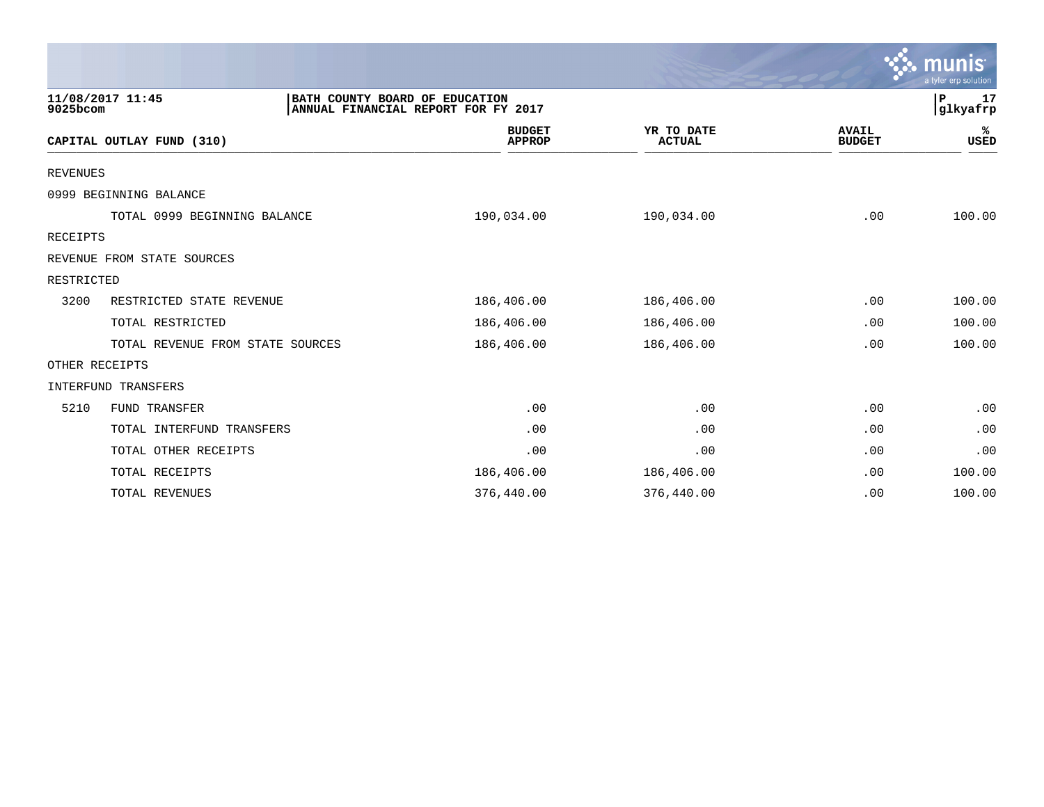11/08/2017 11:45
9025bcom

BATH COUNTY BOARD OF EDUCATION
ANNUAL FINANCIAL REPORT FOR FY 2017

P 17
glkyafrp

| CAPITAL OUTLAY FUND (310) | | BUDGET APPROP | YR TO DATE ACTUAL | AVAIL BUDGET | % USED |
|---|---|---|---|---|---|
| REVENUES | | | | | |
| 0999 BEGINNING BALANCE | | | | | |
| | TOTAL 0999 BEGINNING BALANCE | 190,034.00 | 190,034.00 | .00 | 100.00 |
| RECEIPTS | | | | | |
| REVENUE FROM STATE SOURCES | | | | | |
| RESTRICTED | | | | | |
| 3200 | RESTRICTED STATE REVENUE | 186,406.00 | 186,406.00 | .00 | 100.00 |
| | TOTAL RESTRICTED | 186,406.00 | 186,406.00 | .00 | 100.00 |
| | TOTAL REVENUE FROM STATE SOURCES | 186,406.00 | 186,406.00 | .00 | 100.00 |
| OTHER RECEIPTS | | | | | |
| INTERFUND TRANSFERS | | | | | |
| 5210 | FUND TRANSFER | .00 | .00 | .00 | .00 |
| | TOTAL INTERFUND TRANSFERS | .00 | .00 | .00 | .00 |
| | TOTAL OTHER RECEIPTS | .00 | .00 | .00 | .00 |
| | TOTAL RECEIPTS | 186,406.00 | 186,406.00 | .00 | 100.00 |
| | TOTAL REVENUES | 376,440.00 | 376,440.00 | .00 | 100.00 |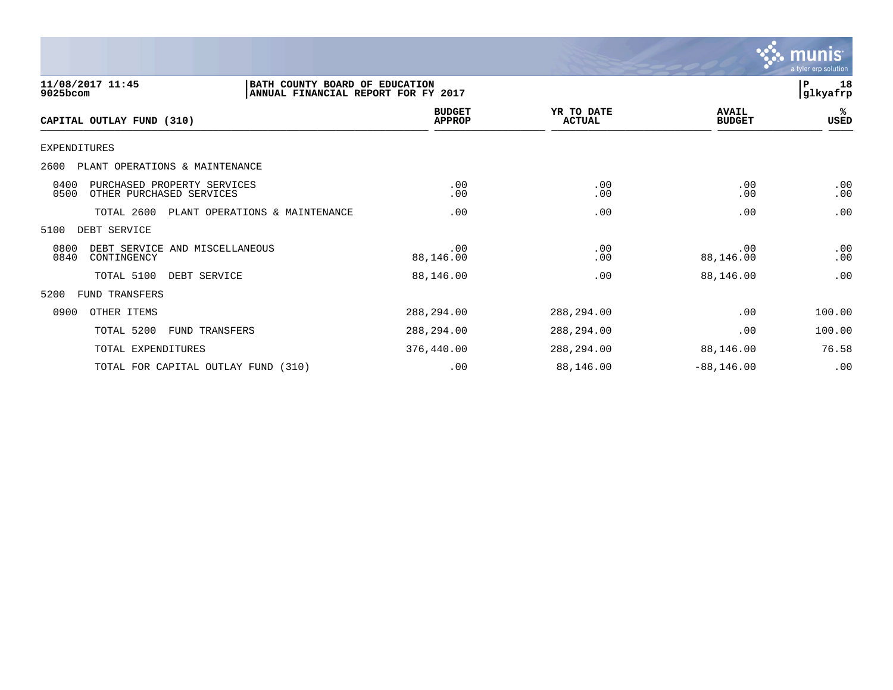11/08/2017 11:45
9025bcom

**BATH COUNTY BOARD OF EDUCATION**
**ANNUAL FINANCIAL REPORT FOR FY 2017**

P 18
glkyafrp

| CAPITAL OUTLAY FUND (310) | BUDGET APPROP | YR TO DATE ACTUAL | AVAIL BUDGET | % USED |
|---|---|---|---|---|
| EXPENDITURES | | | | |
| 2600 PLANT OPERATIONS & MAINTENANCE | | | | |
| 0400 PURCHASED PROPERTY SERVICES | .00 | .00 | .00 | .00 |
| 0500 OTHER PURCHASED SERVICES | .00 | .00 | .00 | .00 |
| TOTAL 2600 PLANT OPERATIONS & MAINTENANCE | .00 | .00 | .00 | .00 |
| 5100 DEBT SERVICE | | | | |
| 0800 DEBT SERVICE AND MISCELLANEOUS | .00 | .00 | .00 | .00 |
| 0840 CONTINGENCY | 88,146.00 | .00 | 88,146.00 | .00 |
| TOTAL 5100 DEBT SERVICE | 88,146.00 | .00 | 88,146.00 | .00 |
| 5200 FUND TRANSFERS | | | | |
| 0900 OTHER ITEMS | 288,294.00 | 288,294.00 | .00 | 100.00 |
| TOTAL 5200 FUND TRANSFERS | 288,294.00 | 288,294.00 | .00 | 100.00 |
| TOTAL EXPENDITURES | 376,440.00 | 288,294.00 | 88,146.00 | 76.58 |
| TOTAL FOR CAPITAL OUTLAY FUND (310) | .00 | 88,146.00 | -88,146.00 | .00 |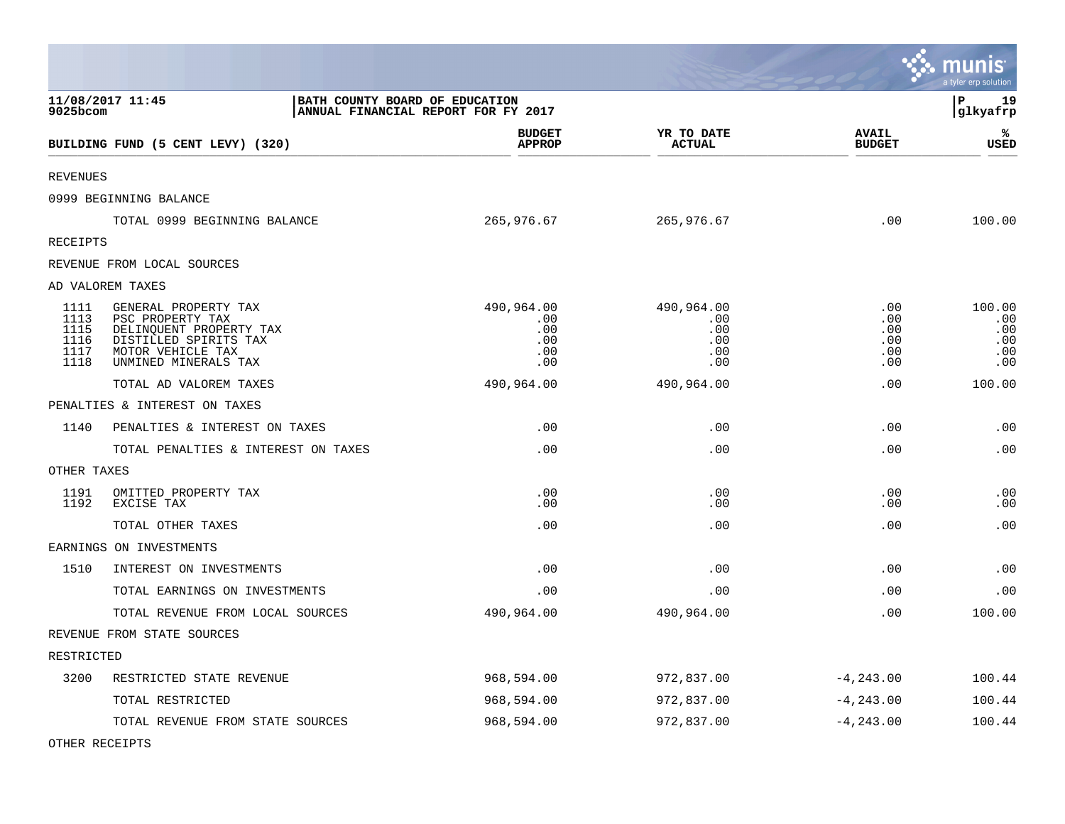BATH COUNTY BOARD OF EDUCATION
ANNUAL FINANCIAL REPORT FOR FY 2017

11/08/2017 11:45
9025bcom

glkyafrp

| BUILDING FUND (5 CENT LEVY) (320) | | BUDGET APPROP | YR TO DATE ACTUAL | AVAIL BUDGET | % USED |
|---|---|---|---|---|---|
| REVENUES | | | | | |
| 0999 BEGINNING BALANCE | | | | | |
| | TOTAL 0999 BEGINNING BALANCE | 265,976.67 | 265,976.67 | .00 | 100.00 |
| RECEIPTS | | | | | |
| REVENUE FROM LOCAL SOURCES | | | | | |
| AD VALOREM TAXES | | | | | |
| 1111 | GENERAL PROPERTY TAX | 490,964.00 | 490,964.00 | .00 | 100.00 |
| 1113 | PSC PROPERTY TAX | .00 | .00 | .00 | .00 |
| 1115 | DELINQUENT PROPERTY TAX | .00 | .00 | .00 | .00 |
| 1116 | DISTILLED SPIRITS TAX | .00 | .00 | .00 | .00 |
| 1117 | MOTOR VEHICLE TAX | .00 | .00 | .00 | .00 |
| 1118 | UNMINED MINERALS TAX | .00 | .00 | .00 | .00 |
| | TOTAL AD VALOREM TAXES | 490,964.00 | 490,964.00 | .00 | 100.00 |
| PENALTIES & INTEREST ON TAXES | | | | | |
| 1140 | PENALTIES & INTEREST ON TAXES | .00 | .00 | .00 | .00 |
| | TOTAL PENALTIES & INTEREST ON TAXES | .00 | .00 | .00 | .00 |
| OTHER TAXES | | | | | |
| 1191 | OMITTED PROPERTY TAX | .00 | .00 | .00 | .00 |
| 1192 | EXCISE TAX | .00 | .00 | .00 | .00 |
| | TOTAL OTHER TAXES | .00 | .00 | .00 | .00 |
| EARNINGS ON INVESTMENTS | | | | | |
| 1510 | INTEREST ON INVESTMENTS | .00 | .00 | .00 | .00 |
| | TOTAL EARNINGS ON INVESTMENTS | .00 | .00 | .00 | .00 |
| | TOTAL REVENUE FROM LOCAL SOURCES | 490,964.00 | 490,964.00 | .00 | 100.00 |
| REVENUE FROM STATE SOURCES | | | | | |
| RESTRICTED | | | | | |
| 3200 | RESTRICTED STATE REVENUE | 968,594.00 | 972,837.00 | -4,243.00 | 100.44 |
| | TOTAL RESTRICTED | 968,594.00 | 972,837.00 | -4,243.00 | 100.44 |
| | TOTAL REVENUE FROM STATE SOURCES | 968,594.00 | 972,837.00 | -4,243.00 | 100.44 |
| OTHER RECEIPTS | | | | | |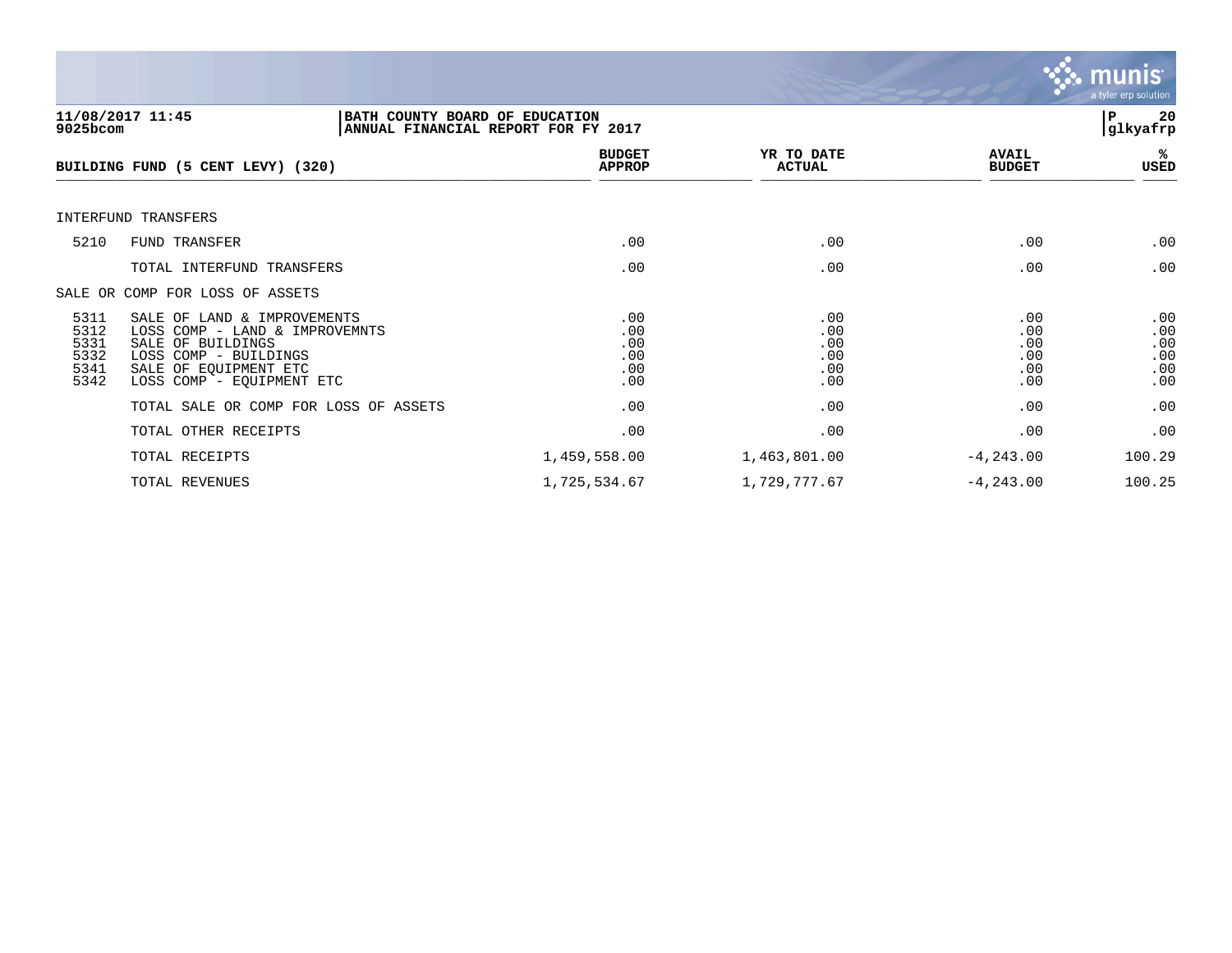11/08/2017 11:45 | BATH COUNTY BOARD OF EDUCATION
9025bcom | ANNUAL FINANCIAL REPORT FOR FY 2017

P 20
glkyafrp

| BUILDING FUND (5 CENT LEVY) (320) | | BUDGET APPROP | YR TO DATE ACTUAL | AVAIL BUDGET | % USED |
|---|---|---|---|---|---|
| INTERFUND TRANSFERS | | | | | |
| 5210 | FUND TRANSFER | .00 | .00 | .00 | .00 |
| | TOTAL INTERFUND TRANSFERS | .00 | .00 | .00 | .00 |
| SALE OR COMP FOR LOSS OF ASSETS | | | | | |
| 5311 | SALE OF LAND & IMPROVEMENTS | .00 | .00 | .00 | .00 |
| 5312 | LOSS COMP - LAND & IMPROVEMNTS | .00 | .00 | .00 | .00 |
| 5331 | SALE OF BUILDINGS | .00 | .00 | .00 | .00 |
| 5332 | LOSS COMP - BUILDINGS | .00 | .00 | .00 | .00 |
| 5341 | SALE OF EQUIPMENT ETC | .00 | .00 | .00 | .00 |
| 5342 | LOSS COMP - EQUIPMENT ETC | .00 | .00 | .00 | .00 |
| | TOTAL SALE OR COMP FOR LOSS OF ASSETS | .00 | .00 | .00 | .00 |
| | TOTAL OTHER RECEIPTS | .00 | .00 | .00 | .00 |
| | TOTAL RECEIPTS | 1,459,558.00 | 1,463,801.00 | -4,243.00 | 100.29 |
| | TOTAL REVENUES | 1,725,534.67 | 1,729,777.67 | -4,243.00 | 100.25 |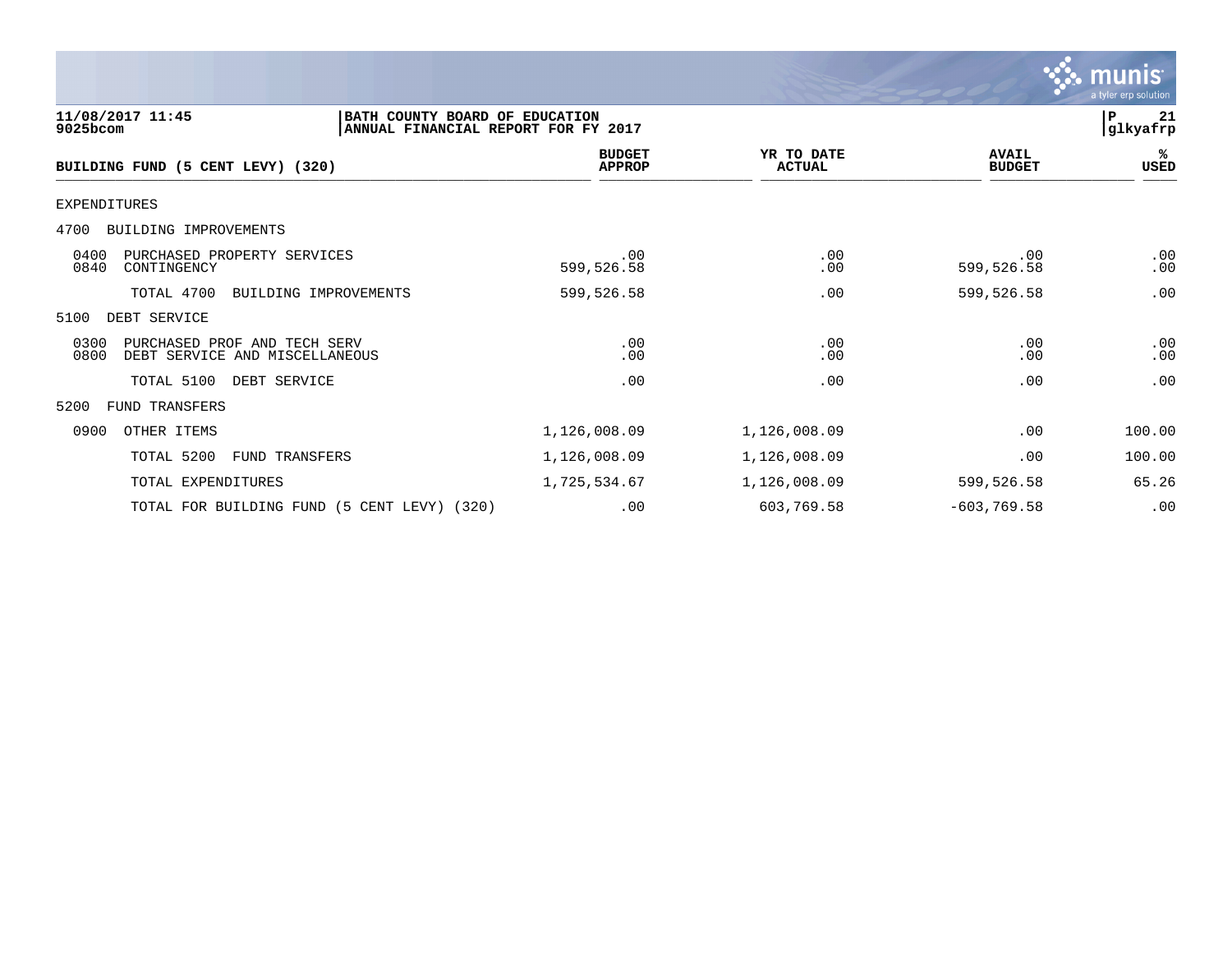11/08/2017 11:45
9025bcom

BATH COUNTY BOARD OF EDUCATION
ANNUAL FINANCIAL REPORT FOR FY 2017

P 21
glkyafrp

| BUILDING FUND (5 CENT LEVY) (320) | BUDGET APPROP | YR TO DATE ACTUAL | AVAIL BUDGET | % USED |
|---|---|---|---|---|
| EXPENDITURES | | | | |
| 4700 BUILDING IMPROVEMENTS | | | | |
| 0400 PURCHASED PROPERTY SERVICES | .00 | .00 | .00 | .00 |
| 0840 CONTINGENCY | 599,526.58 | .00 | 599,526.58 | .00 |
| TOTAL 4700 BUILDING IMPROVEMENTS | 599,526.58 | .00 | 599,526.58 | .00 |
| 5100 DEBT SERVICE | | | | |
| 0300 PURCHASED PROF AND TECH SERV | .00 | .00 | .00 | .00 |
| 0800 DEBT SERVICE AND MISCELLANEOUS | .00 | .00 | .00 | .00 |
| TOTAL 5100 DEBT SERVICE | .00 | .00 | .00 | .00 |
| 5200 FUND TRANSFERS | | | | |
| 0900 OTHER ITEMS | 1,126,008.09 | 1,126,008.09 | .00 | 100.00 |
| TOTAL 5200 FUND TRANSFERS | 1,126,008.09 | 1,126,008.09 | .00 | 100.00 |
| TOTAL EXPENDITURES | 1,725,534.67 | 1,126,008.09 | 599,526.58 | 65.26 |
| TOTAL FOR BUILDING FUND (5 CENT LEVY) (320) | .00 | 603,769.58 | -603,769.58 | .00 |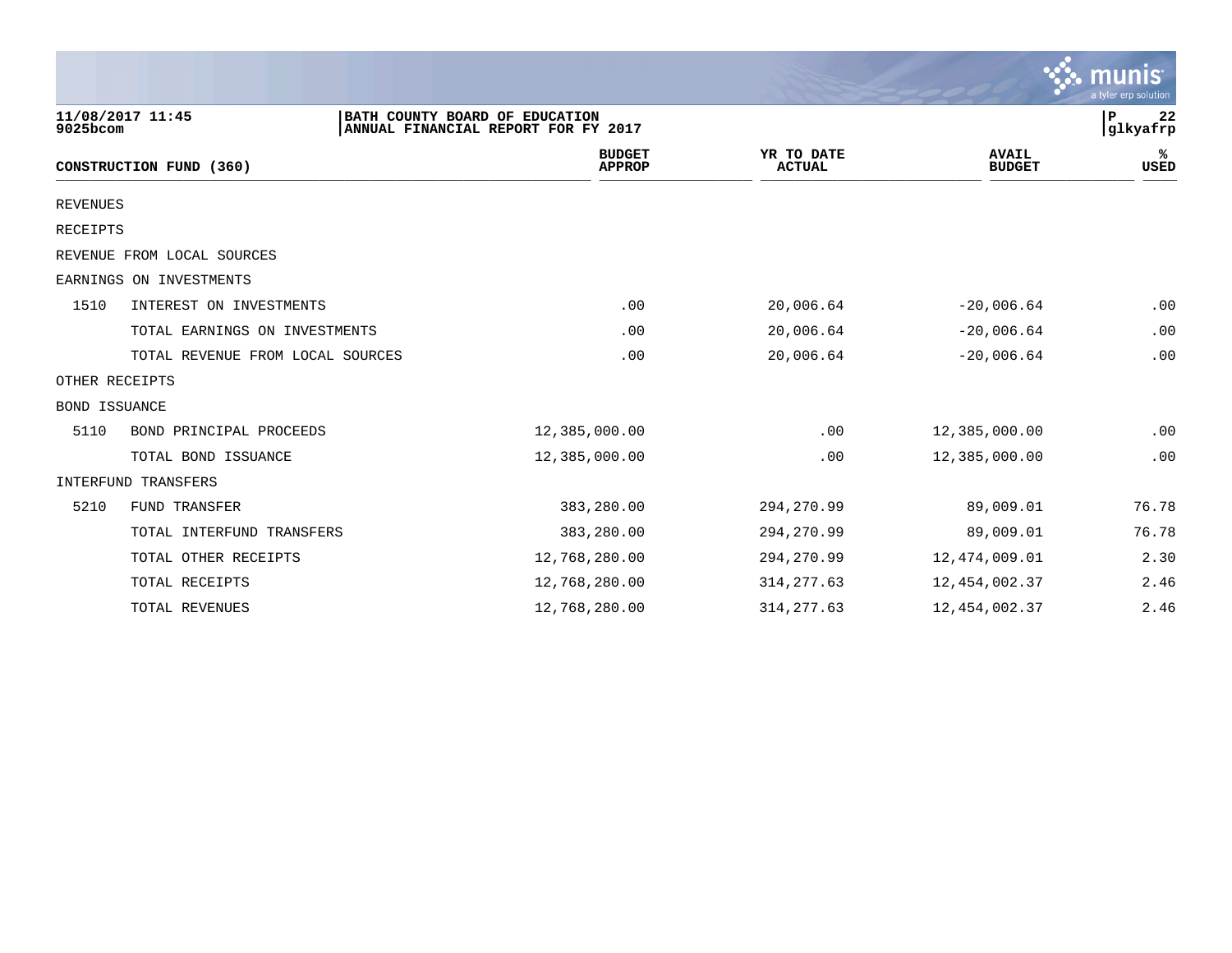11/08/2017 11:45 | BATH COUNTY BOARD OF EDUCATION
9025bcom | ANNUAL FINANCIAL REPORT FOR FY 2017

P 22
glkyafrp

| CONSTRUCTION FUND (360) | | BUDGET APPROP | YR TO DATE ACTUAL | AVAIL BUDGET | % USED |
|---|---|---|---|---|---|
| REVENUES | | | | | |
| RECEIPTS | | | | | |
| REVENUE FROM LOCAL SOURCES | | | | | |
| EARNINGS ON INVESTMENTS | | | | | |
| 1510 | INTEREST ON INVESTMENTS | .00 | 20,006.64 | -20,006.64 | .00 |
| | TOTAL EARNINGS ON INVESTMENTS | .00 | 20,006.64 | -20,006.64 | .00 |
| | TOTAL REVENUE FROM LOCAL SOURCES | .00 | 20,006.64 | -20,006.64 | .00 |
| OTHER RECEIPTS | | | | | |
| BOND ISSUANCE | | | | | |
| 5110 | BOND PRINCIPAL PROCEEDS | 12,385,000.00 | .00 | 12,385,000.00 | .00 |
| | TOTAL BOND ISSUANCE | 12,385,000.00 | .00 | 12,385,000.00 | .00 |
| INTERFUND TRANSFERS | | | | | |
| 5210 | FUND TRANSFER | 383,280.00 | 294,270.99 | 89,009.01 | 76.78 |
| | TOTAL INTERFUND TRANSFERS | 383,280.00 | 294,270.99 | 89,009.01 | 76.78 |
| | TOTAL OTHER RECEIPTS | 12,768,280.00 | 294,270.99 | 12,474,009.01 | 2.30 |
| | TOTAL RECEIPTS | 12,768,280.00 | 314,277.63 | 12,454,002.37 | 2.46 |
| | TOTAL REVENUES | 12,768,280.00 | 314,277.63 | 12,454,002.37 | 2.46 |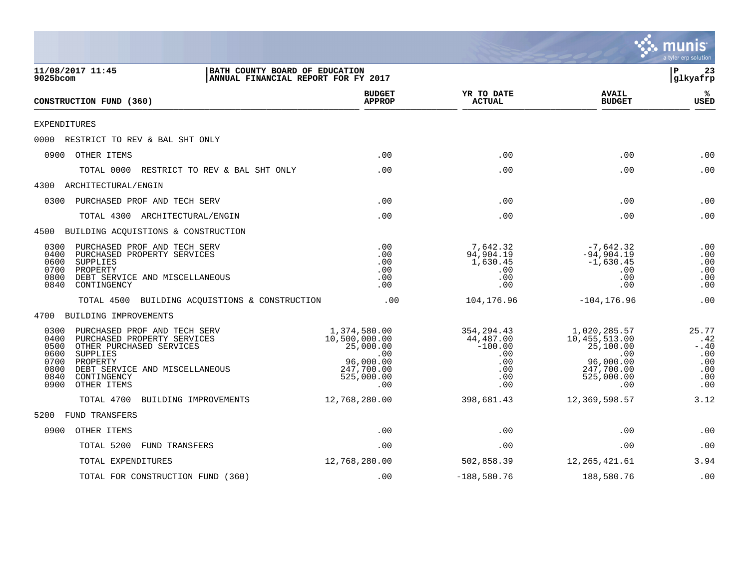11/08/2017 11:45 | BATH COUNTY BOARD OF EDUCATION
9025bcom | ANNUAL FINANCIAL REPORT FOR FY 2017

| CONSTRUCTION FUND (360) | BUDGET APPROP | YR TO DATE ACTUAL | AVAIL BUDGET | % USED |
|---|---|---|---|---|
| EXPENDITURES | | | | |
| 0000 RESTRICT TO REV & BAL SHT ONLY | | | | |
| 0900 OTHER ITEMS | .00 | .00 | .00 | .00 |
| TOTAL 0000 RESTRICT TO REV & BAL SHT ONLY | .00 | .00 | .00 | .00 |
| 4300 ARCHITECTURAL/ENGIN | | | | |
| 0300 PURCHASED PROF AND TECH SERV | .00 | .00 | .00 | .00 |
| TOTAL 4300 ARCHITECTURAL/ENGIN | .00 | .00 | .00 | .00 |
| 4500 BUILDING ACQUISTIONS & CONSTRUCTION | | | | |
| 0300 PURCHASED PROF AND TECH SERV | .00 | 7,642.32 | -7,642.32 | .00 |
| 0400 PURCHASED PROPERTY SERVICES | .00 | 94,904.19 | -94,904.19 | .00 |
| 0600 SUPPLIES | .00 | 1,630.45 | -1,630.45 | .00 |
| 0700 PROPERTY | .00 | .00 | .00 | .00 |
| 0800 DEBT SERVICE AND MISCELLANEOUS | .00 | .00 | .00 | .00 |
| 0840 CONTINGENCY | .00 | .00 | .00 | .00 |
| TOTAL 4500 BUILDING ACQUISTIONS & CONSTRUCTION | .00 | 104,176.96 | -104,176.96 | .00 |
| 4700 BUILDING IMPROVEMENTS | | | | |
| 0300 PURCHASED PROF AND TECH SERV | 1,374,580.00 | 354,294.43 | 1,020,285.57 | 25.77 |
| 0400 PURCHASED PROPERTY SERVICES | 10,500,000.00 | 44,487.00 | 10,455,513.00 | .42 |
| 0500 OTHER PURCHASED SERVICES | 25,000.00 | -100.00 | 25,100.00 | -.40 |
| 0600 SUPPLIES | .00 | .00 | .00 | .00 |
| 0700 PROPERTY | 96,000.00 | .00 | 96,000.00 | .00 |
| 0800 DEBT SERVICE AND MISCELLANEOUS | 247,700.00 | .00 | 247,700.00 | .00 |
| 0840 CONTINGENCY | 525,000.00 | .00 | 525,000.00 | .00 |
| 0900 OTHER ITEMS | .00 | .00 | .00 | .00 |
| TOTAL 4700 BUILDING IMPROVEMENTS | 12,768,280.00 | 398,681.43 | 12,369,598.57 | 3.12 |
| 5200 FUND TRANSFERS | | | | |
| 0900 OTHER ITEMS | .00 | .00 | .00 | .00 |
| TOTAL 5200 FUND TRANSFERS | .00 | .00 | .00 | .00 |
| TOTAL EXPENDITURES | 12,768,280.00 | 502,858.39 | 12,265,421.61 | 3.94 |
| TOTAL FOR CONSTRUCTION FUND (360) | .00 | -188,580.76 | 188,580.76 | .00 |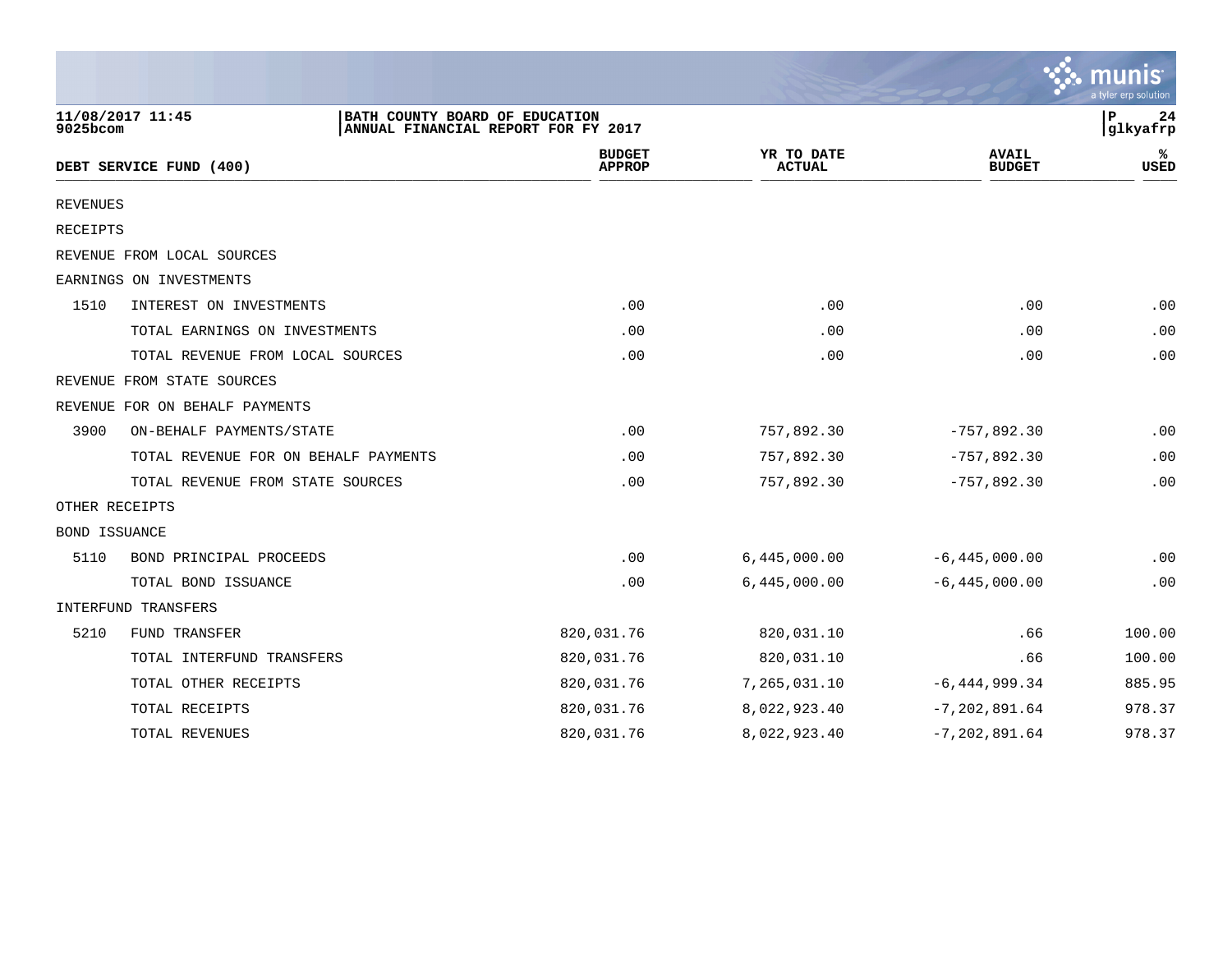BATH COUNTY BOARD OF EDUCATION
ANNUAL FINANCIAL REPORT FOR FY 2017

11/08/2017 11:45
9025bcom

| DEBT SERVICE FUND (400) | | BUDGET APPROP | YR TO DATE ACTUAL | AVAIL BUDGET | % USED |
|---|---|---|---|---|---|
| REVENUES | | | | | |
| RECEIPTS | | | | | |
| REVENUE FROM LOCAL SOURCES | | | | | |
| EARNINGS ON INVESTMENTS | | | | | |
| 1510 | INTEREST ON INVESTMENTS | .00 | .00 | .00 | .00 |
| | TOTAL EARNINGS ON INVESTMENTS | .00 | .00 | .00 | .00 |
| | TOTAL REVENUE FROM LOCAL SOURCES | .00 | .00 | .00 | .00 |
| REVENUE FROM STATE SOURCES | | | | | |
| REVENUE FOR ON BEHALF PAYMENTS | | | | | |
| 3900 | ON-BEHALF PAYMENTS/STATE | .00 | 757,892.30 | -757,892.30 | .00 |
| | TOTAL REVENUE FOR ON BEHALF PAYMENTS | .00 | 757,892.30 | -757,892.30 | .00 |
| | TOTAL REVENUE FROM STATE SOURCES | .00 | 757,892.30 | -757,892.30 | .00 |
| OTHER RECEIPTS | | | | | |
| BOND ISSUANCE | | | | | |
| 5110 | BOND PRINCIPAL PROCEEDS | .00 | 6,445,000.00 | -6,445,000.00 | .00 |
| | TOTAL BOND ISSUANCE | .00 | 6,445,000.00 | -6,445,000.00 | .00 |
| INTERFUND TRANSFERS | | | | | |
| 5210 | FUND TRANSFER | 820,031.76 | 820,031.10 | .66 | 100.00 |
| | TOTAL INTERFUND TRANSFERS | 820,031.76 | 820,031.10 | .66 | 100.00 |
| | TOTAL OTHER RECEIPTS | 820,031.76 | 7,265,031.10 | -6,444,999.34 | 885.95 |
| | TOTAL RECEIPTS | 820,031.76 | 8,022,923.40 | -7,202,891.64 | 978.37 |
| | TOTAL REVENUES | 820,031.76 | 8,022,923.40 | -7,202,891.64 | 978.37 |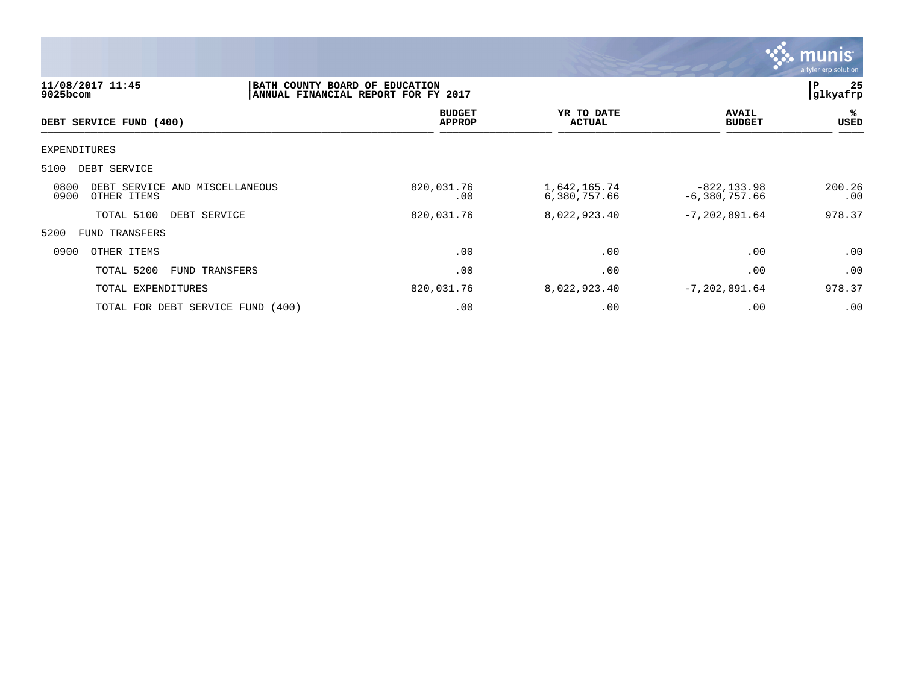BATH COUNTY BOARD OF EDUCATION
ANNUAL FINANCIAL REPORT FOR FY 2017

11/08/2017 11:45
9025bcom

| DEBT SERVICE FUND (400) | BUDGET APPROP | YR TO DATE ACTUAL | AVAIL BUDGET | % USED |
|---|---|---|---|---|
| EXPENDITURES | | | | |
| 5100 DEBT SERVICE | | | | |
| 0800 DEBT SERVICE AND MISCELLANEOUS | 820,031.76 | 1,642,165.74 | -822,133.98 | 200.26 |
| 0900 OTHER ITEMS | .00 | 6,380,757.66 | -6,380,757.66 | .00 |
| TOTAL 5100 DEBT SERVICE | 820,031.76 | 8,022,923.40 | -7,202,891.64 | 978.37 |
| 5200 FUND TRANSFERS | | | | |
| 0900 OTHER ITEMS | .00 | .00 | .00 | .00 |
| TOTAL 5200 FUND TRANSFERS | .00 | .00 | .00 | .00 |
| TOTAL EXPENDITURES | 820,031.76 | 8,022,923.40 | -7,202,891.64 | 978.37 |
| TOTAL FOR DEBT SERVICE FUND (400) | .00 | .00 | .00 | .00 |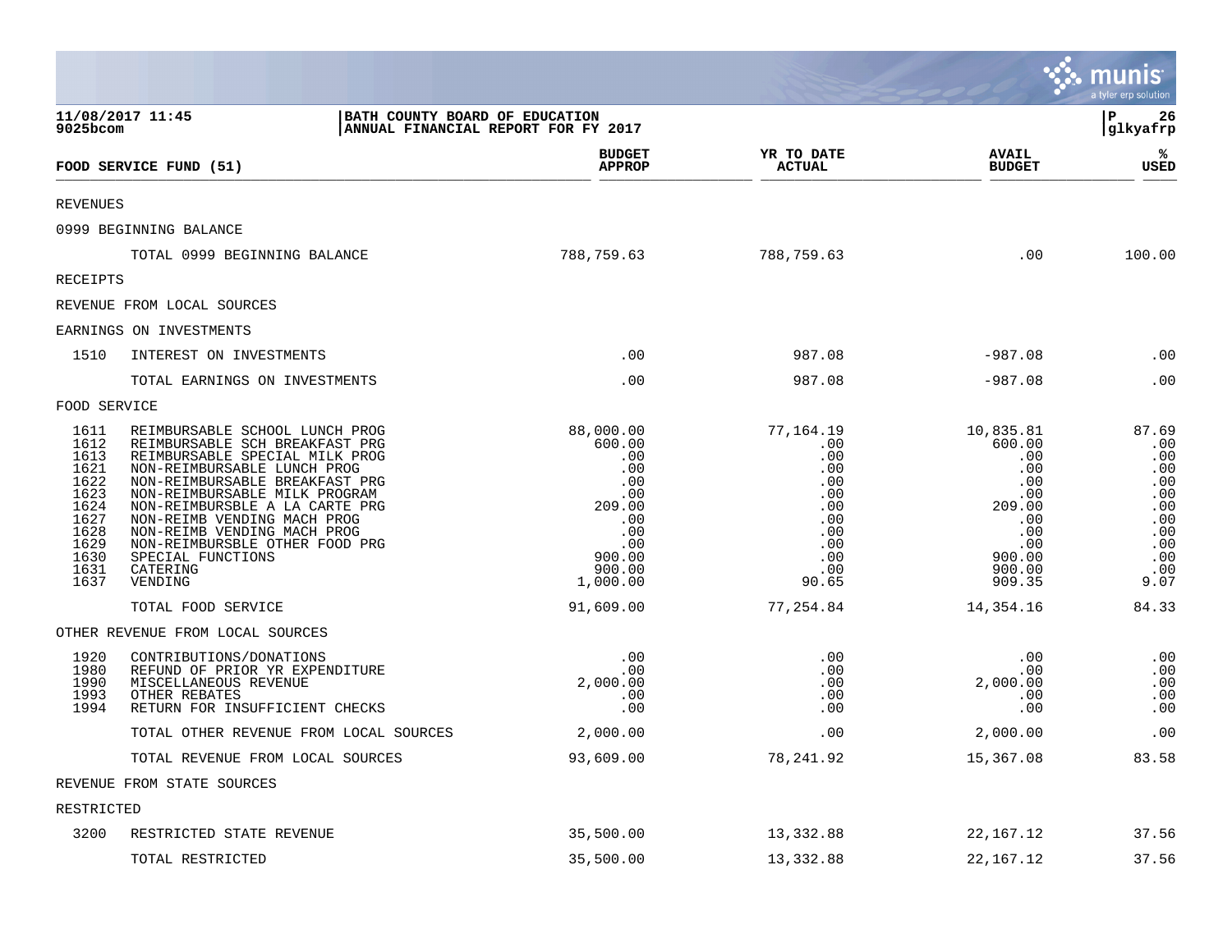11/08/2017 11:45 | BATH COUNTY BOARD OF EDUCATION
9025bcom | ANNUAL FINANCIAL REPORT FOR FY 2017

| FOOD SERVICE FUND (51) | | BUDGET APPROP | YR TO DATE ACTUAL | AVAIL BUDGET | % USED |
|---|---|---|---|---|---|
| REVENUES | | | | | |
| 0999 BEGINNING BALANCE | | | | | |
| | TOTAL 0999 BEGINNING BALANCE | 788,759.63 | 788,759.63 | .00 | 100.00 |
| RECEIPTS | | | | | |
| REVENUE FROM LOCAL SOURCES | | | | | |
| EARNINGS ON INVESTMENTS | | | | | |
| 1510 | INTEREST ON INVESTMENTS | .00 | 987.08 | -987.08 | .00 |
| | TOTAL EARNINGS ON INVESTMENTS | .00 | 987.08 | -987.08 | .00 |
| FOOD SERVICE | | | | | |
| 1611 | REIMBURSABLE SCHOOL LUNCH PROG | 88,000.00 | 77,164.19 | 10,835.81 | 87.69 |
| 1612 | REIMBURSABLE SCH BREAKFAST PRG | 600.00 | .00 | 600.00 | .00 |
| 1613 | REIMBURSABLE SPECIAL MILK PROG | .00 | .00 | .00 | .00 |
| 1621 | NON-REIMBURSABLE LUNCH PROG | .00 | .00 | .00 | .00 |
| 1622 | NON-REIMBURSABLE BREAKFAST PRG | .00 | .00 | .00 | .00 |
| 1623 | NON-REIMBURSABLE MILK PROGRAM | .00 | .00 | .00 | .00 |
| 1624 | NON-REIMBURSBLE A LA CARTE PRG | 209.00 | .00 | 209.00 | .00 |
| 1627 | NON-REIMB VENDING MACH PROG | .00 | .00 | .00 | .00 |
| 1628 | NON-REIMB VENDING MACH PROG | .00 | .00 | .00 | .00 |
| 1629 | NON-REIMBURSBLE OTHER FOOD PRG | .00 | .00 | .00 | .00 |
| 1630 | SPECIAL FUNCTIONS | 900.00 | .00 | 900.00 | .00 |
| 1631 | CATERING | 900.00 | .00 | 900.00 | .00 |
| 1637 | VENDING | 1,000.00 | 90.65 | 909.35 | 9.07 |
| | TOTAL FOOD SERVICE | 91,609.00 | 77,254.84 | 14,354.16 | 84.33 |
| OTHER REVENUE FROM LOCAL SOURCES | | | | | |
| 1920 | CONTRIBUTIONS/DONATIONS | .00 | .00 | .00 | .00 |
| 1980 | REFUND OF PRIOR YR EXPENDITURE | .00 | .00 | .00 | .00 |
| 1990 | MISCELLANEOUS REVENUE | 2,000.00 | .00 | 2,000.00 | .00 |
| 1993 | OTHER REBATES | .00 | .00 | .00 | .00 |
| 1994 | RETURN FOR INSUFFICIENT CHECKS | .00 | .00 | .00 | .00 |
| | TOTAL OTHER REVENUE FROM LOCAL SOURCES | 2,000.00 | .00 | 2,000.00 | .00 |
| | TOTAL REVENUE FROM LOCAL SOURCES | 93,609.00 | 78,241.92 | 15,367.08 | 83.58 |
| REVENUE FROM STATE SOURCES | | | | | |
| RESTRICTED | | | | | |
| 3200 | RESTRICTED STATE REVENUE | 35,500.00 | 13,332.88 | 22,167.12 | 37.56 |
| | TOTAL RESTRICTED | 35,500.00 | 13,332.88 | 22,167.12 | 37.56 |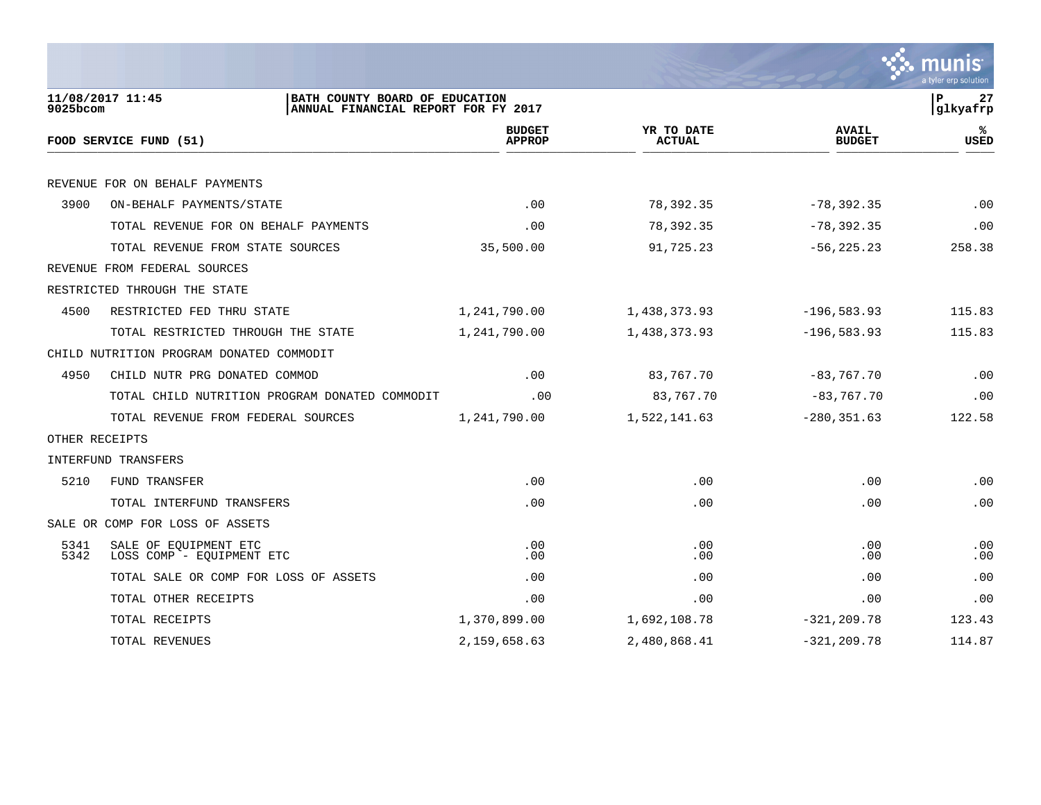BATH COUNTY BOARD OF EDUCATION
ANNUAL FINANCIAL REPORT FOR FY 2017

11/08/2017 11:45
9025bcom

| FOOD SERVICE FUND (51) | | BUDGET APPROP | YR TO DATE ACTUAL | AVAIL BUDGET | % USED |
|---|---|---|---|---|---|
| REVENUE FOR ON BEHALF PAYMENTS | | | | | |
| 3900 | ON-BEHALF PAYMENTS/STATE | .00 | 78,392.35 | -78,392.35 | .00 |
| | TOTAL REVENUE FOR ON BEHALF PAYMENTS | .00 | 78,392.35 | -78,392.35 | .00 |
| | TOTAL REVENUE FROM STATE SOURCES | 35,500.00 | 91,725.23 | -56,225.23 | 258.38 |
| REVENUE FROM FEDERAL SOURCES | | | | | |
| RESTRICTED THROUGH THE STATE | | | | | |
| 4500 | RESTRICTED FED THRU STATE | 1,241,790.00 | 1,438,373.93 | -196,583.93 | 115.83 |
| | TOTAL RESTRICTED THROUGH THE STATE | 1,241,790.00 | 1,438,373.93 | -196,583.93 | 115.83 |
| CHILD NUTRITION PROGRAM DONATED COMMODIT | | | | | |
| 4950 | CHILD NUTR PRG DONATED COMMOD | .00 | 83,767.70 | -83,767.70 | .00 |
| | TOTAL CHILD NUTRITION PROGRAM DONATED COMMODIT | .00 | 83,767.70 | -83,767.70 | .00 |
| | TOTAL REVENUE FROM FEDERAL SOURCES | 1,241,790.00 | 1,522,141.63 | -280,351.63 | 122.58 |
| OTHER RECEIPTS | | | | | |
| INTERFUND TRANSFERS | | | | | |
| 5210 | FUND TRANSFER | .00 | .00 | .00 | .00 |
| | TOTAL INTERFUND TRANSFERS | .00 | .00 | .00 | .00 |
| SALE OR COMP FOR LOSS OF ASSETS | | | | | |
| 5341 | SALE OF EQUIPMENT ETC | .00 | .00 | .00 | .00 |
| 5342 | LOSS COMP - EQUIPMENT ETC | .00 | .00 | .00 | .00 |
| | TOTAL SALE OR COMP FOR LOSS OF ASSETS | .00 | .00 | .00 | .00 |
| | TOTAL OTHER RECEIPTS | .00 | .00 | .00 | .00 |
| | TOTAL RECEIPTS | 1,370,899.00 | 1,692,108.78 | -321,209.78 | 123.43 |
| | TOTAL REVENUES | 2,159,658.63 | 2,480,868.41 | -321,209.78 | 114.87 |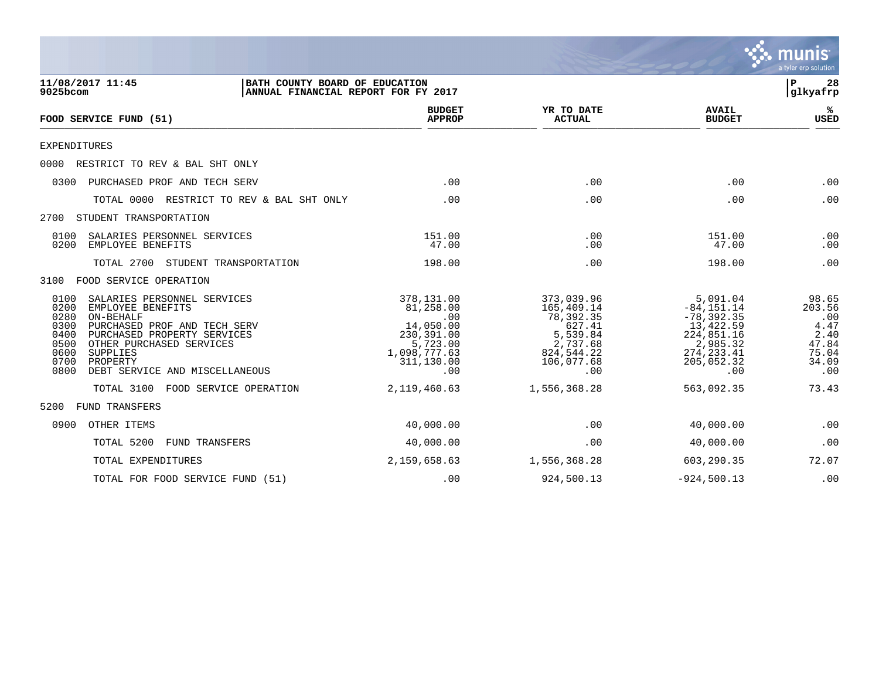11/08/2017 11:45
9025bcom

BATH COUNTY BOARD OF EDUCATION
ANNUAL FINANCIAL REPORT FOR FY 2017

glkyafrp

| FOOD SERVICE FUND (51) | BUDGET APPROP | YR TO DATE ACTUAL | AVAIL BUDGET | % USED |
|---|---|---|---|---|
| EXPENDITURES | | | | |
| 0000 RESTRICT TO REV & BAL SHT ONLY | | | | |
| 0300 PURCHASED PROF AND TECH SERV | .00 | .00 | .00 | .00 |
| TOTAL 0000 RESTRICT TO REV & BAL SHT ONLY | .00 | .00 | .00 | .00 |
| 2700 STUDENT TRANSPORTATION | | | | |
| 0100 SALARIES PERSONNEL SERVICES | 151.00 | .00 | 151.00 | .00 |
| 0200 EMPLOYEE BENEFITS | 47.00 | .00 | 47.00 | .00 |
| TOTAL 2700 STUDENT TRANSPORTATION | 198.00 | .00 | 198.00 | .00 |
| 3100 FOOD SERVICE OPERATION | | | | |
| 0100 SALARIES PERSONNEL SERVICES | 378,131.00 | 373,039.96 | 5,091.04 | 98.65 |
| 0200 EMPLOYEE BENEFITS | 81,258.00 | 165,409.14 | -84,151.14 | 203.56 |
| 0280 ON-BEHALF | .00 | 78,392.35 | -78,392.35 | .00 |
| 0300 PURCHASED PROF AND TECH SERV | 14,050.00 | 627.41 | 13,422.59 | 4.47 |
| 0400 PURCHASED PROPERTY SERVICES | 230,391.00 | 5,539.84 | 224,851.16 | 2.40 |
| 0500 OTHER PURCHASED SERVICES | 5,723.00 | 2,737.68 | 2,985.32 | 47.84 |
| 0600 SUPPLIES | 1,098,777.63 | 824,544.22 | 274,233.41 | 75.04 |
| 0700 PROPERTY | 311,130.00 | 106,077.68 | 205,052.32 | 34.09 |
| 0800 DEBT SERVICE AND MISCELLANEOUS | .00 | .00 | .00 | .00 |
| TOTAL 3100 FOOD SERVICE OPERATION | 2,119,460.63 | 1,556,368.28 | 563,092.35 | 73.43 |
| 5200 FUND TRANSFERS | | | | |
| 0900 OTHER ITEMS | 40,000.00 | .00 | 40,000.00 | .00 |
| TOTAL 5200 FUND TRANSFERS | 40,000.00 | .00 | 40,000.00 | .00 |
| TOTAL EXPENDITURES | 2,159,658.63 | 1,556,368.28 | 603,290.35 | 72.07 |
| TOTAL FOR FOOD SERVICE FUND (51) | .00 | 924,500.13 | -924,500.13 | .00 |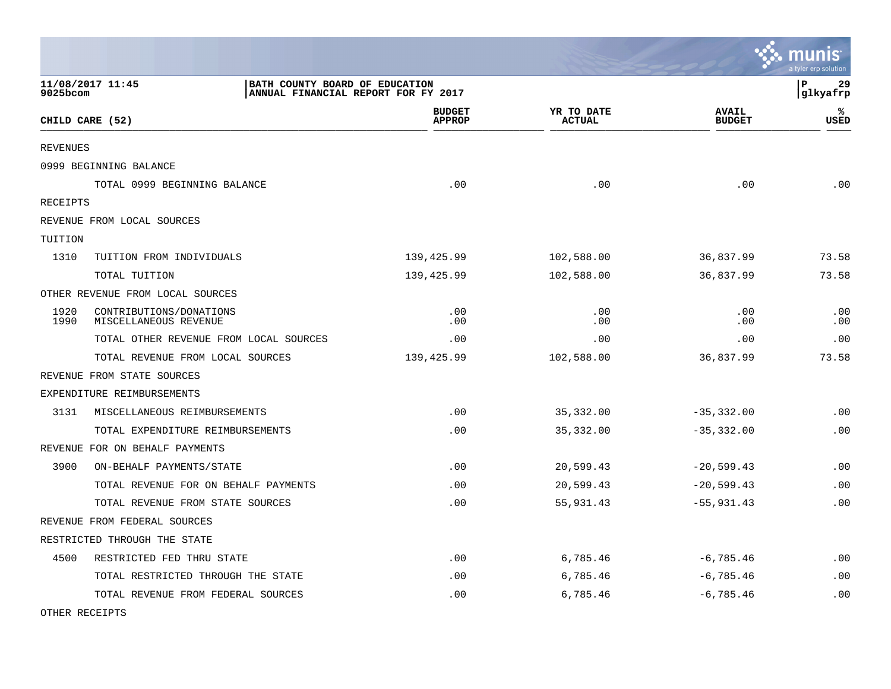| CHILD CARE (52) | | BUDGET APPROP | YR TO DATE ACTUAL | AVAIL BUDGET | % USED |
|---|---|---|---|---|---|
| REVENUES | | | | | |
| 0999 BEGINNING BALANCE | | | | | |
| | TOTAL 0999 BEGINNING BALANCE | .00 | .00 | .00 | .00 |
| RECEIPTS | | | | | |
| REVENUE FROM LOCAL SOURCES | | | | | |
| TUITION | | | | | |
| 1310 | TUITION FROM INDIVIDUALS | 139,425.99 | 102,588.00 | 36,837.99 | 73.58 |
| | TOTAL TUITION | 139,425.99 | 102,588.00 | 36,837.99 | 73.58 |
| OTHER REVENUE FROM LOCAL SOURCES | | | | | |
| 1920 | CONTRIBUTIONS/DONATIONS | .00 | .00 | .00 | .00 |
| 1990 | MISCELLANEOUS REVENUE | .00 | .00 | .00 | .00 |
| | TOTAL OTHER REVENUE FROM LOCAL SOURCES | .00 | .00 | .00 | .00 |
| | TOTAL REVENUE FROM LOCAL SOURCES | 139,425.99 | 102,588.00 | 36,837.99 | 73.58 |
| REVENUE FROM STATE SOURCES | | | | | |
| EXPENDITURE REIMBURSEMENTS | | | | | |
| 3131 | MISCELLANEOUS REIMBURSEMENTS | .00 | 35,332.00 | -35,332.00 | .00 |
| | TOTAL EXPENDITURE REIMBURSEMENTS | .00 | 35,332.00 | -35,332.00 | .00 |
| REVENUE FOR ON BEHALF PAYMENTS | | | | | |
| 3900 | ON-BEHALF PAYMENTS/STATE | .00 | 20,599.43 | -20,599.43 | .00 |
| | TOTAL REVENUE FOR ON BEHALF PAYMENTS | .00 | 20,599.43 | -20,599.43 | .00 |
| | TOTAL REVENUE FROM STATE SOURCES | .00 | 55,931.43 | -55,931.43 | .00 |
| REVENUE FROM FEDERAL SOURCES | | | | | |
| RESTRICTED THROUGH THE STATE | | | | | |
| 4500 | RESTRICTED FED THRU STATE | .00 | 6,785.46 | -6,785.46 | .00 |
| | TOTAL RESTRICTED THROUGH THE STATE | .00 | 6,785.46 | -6,785.46 | .00 |
| | TOTAL REVENUE FROM FEDERAL SOURCES | .00 | 6,785.46 | -6,785.46 | .00 |
| OTHER RECEIPTS | | | | | |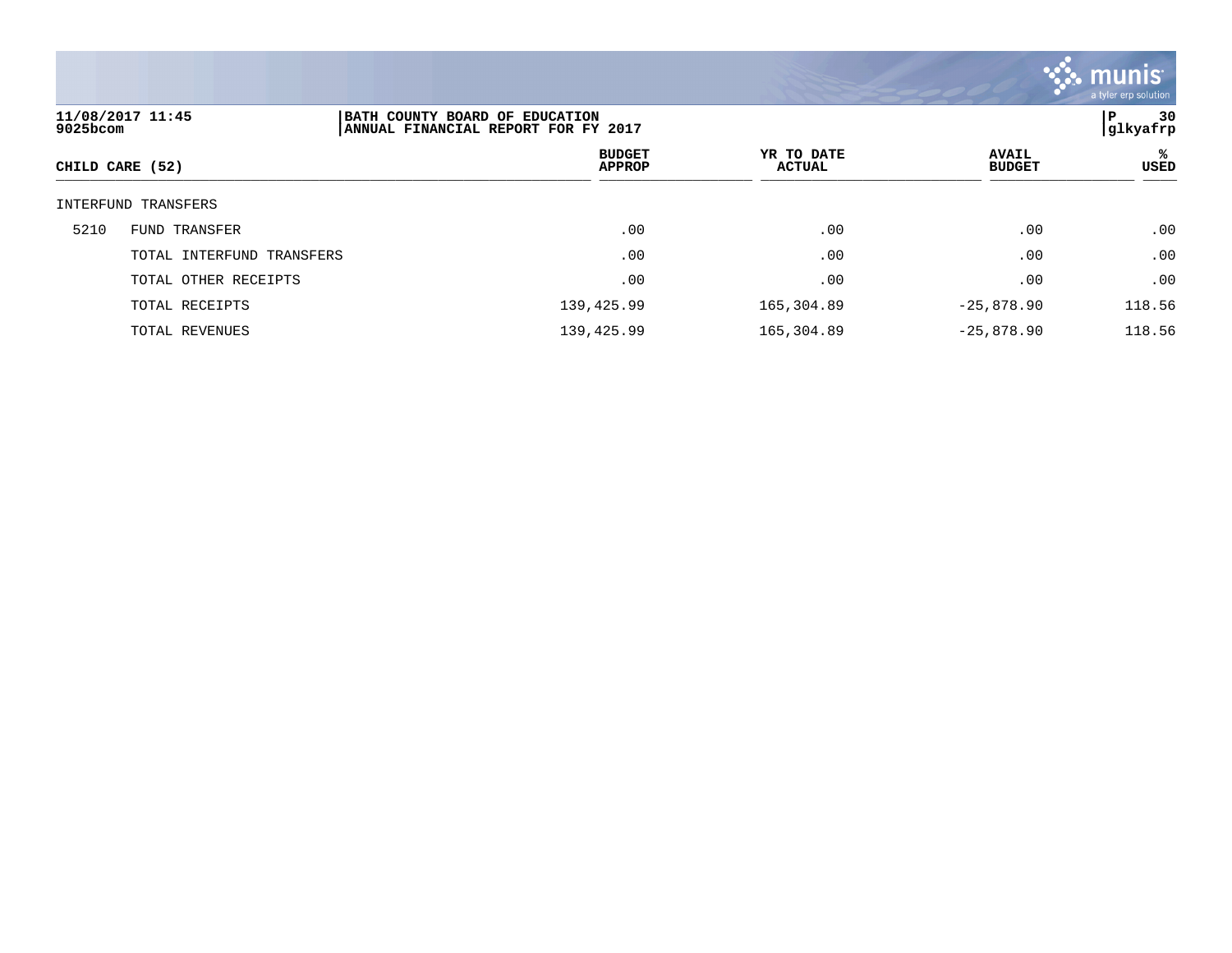11/08/2017 11:45
9025bcom

BATH COUNTY BOARD OF EDUCATION
ANNUAL FINANCIAL REPORT FOR FY 2017

glkyafrp

| CHILD CARE (52) | | BUDGET APPROP | YR TO DATE ACTUAL | AVAIL BUDGET | % USED |
|---|---|---|---|---|---|
| INTERFUND TRANSFERS | | | | | |
| 5210 | FUND TRANSFER | .00 | .00 | .00 | .00 |
| | TOTAL INTERFUND TRANSFERS | .00 | .00 | .00 | .00 |
| | TOTAL OTHER RECEIPTS | .00 | .00 | .00 | .00 |
| | TOTAL RECEIPTS | 139,425.99 | 165,304.89 | -25,878.90 | 118.56 |
| | TOTAL REVENUES | 139,425.99 | 165,304.89 | -25,878.90 | 118.56 |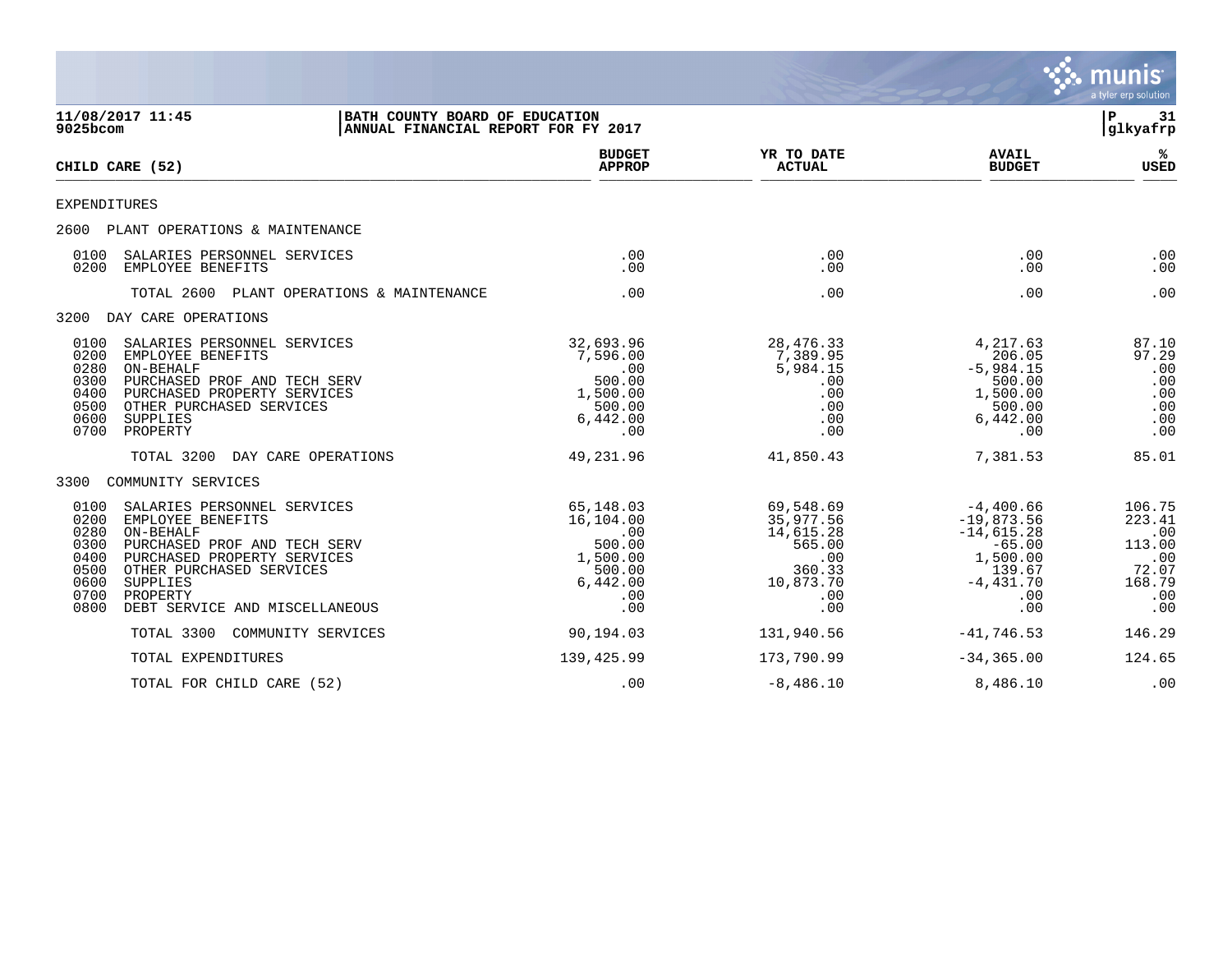**11/08/2017 11:45** | **BATH COUNTY BOARD OF EDUCATION**
**9025bcom** | **ANNUAL FINANCIAL REPORT FOR FY 2017**

**P 31**
**glkyafrp**

| CHILD CARE (52) | BUDGET APPROP | YR TO DATE ACTUAL | AVAIL BUDGET | % USED |
|---|---|---|---|---|
| EXPENDITURES | | | | |
| 2600 PLANT OPERATIONS & MAINTENANCE | | | | |
| 0100 SALARIES PERSONNEL SERVICES | .00 | .00 | .00 | .00 |
| 0200 EMPLOYEE BENEFITS | .00 | .00 | .00 | .00 |
| TOTAL 2600 PLANT OPERATIONS & MAINTENANCE | .00 | .00 | .00 | .00 |
| 3200 DAY CARE OPERATIONS | | | | |
| 0100 SALARIES PERSONNEL SERVICES | 32,693.96 | 28,476.33 | 4,217.63 | 87.10 |
| 0200 EMPLOYEE BENEFITS | 7,596.00 | 7,389.95 | 206.05 | 97.29 |
| 0280 ON-BEHALF | .00 | 5,984.15 | -5,984.15 | .00 |
| 0300 PURCHASED PROF AND TECH SERV | 500.00 | .00 | 500.00 | .00 |
| 0400 PURCHASED PROPERTY SERVICES | 1,500.00 | .00 | 1,500.00 | .00 |
| 0500 OTHER PURCHASED SERVICES | 500.00 | .00 | 500.00 | .00 |
| 0600 SUPPLIES | 6,442.00 | .00 | 6,442.00 | .00 |
| 0700 PROPERTY | .00 | .00 | .00 | .00 |
| TOTAL 3200 DAY CARE OPERATIONS | 49,231.96 | 41,850.43 | 7,381.53 | 85.01 |
| 3300 COMMUNITY SERVICES | | | | |
| 0100 SALARIES PERSONNEL SERVICES | 65,148.03 | 69,548.69 | -4,400.66 | 106.75 |
| 0200 EMPLOYEE BENEFITS | 16,104.00 | 35,977.56 | -19,873.56 | 223.41 |
| 0280 ON-BEHALF | .00 | 14,615.28 | -14,615.28 | .00 |
| 0300 PURCHASED PROF AND TECH SERV | 500.00 | 565.00 | -65.00 | 113.00 |
| 0400 PURCHASED PROPERTY SERVICES | 1,500.00 | .00 | 1,500.00 | .00 |
| 0500 OTHER PURCHASED SERVICES | 500.00 | 360.33 | 139.67 | 72.07 |
| 0600 SUPPLIES | 6,442.00 | 10,873.70 | -4,431.70 | 168.79 |
| 0700 PROPERTY | .00 | .00 | .00 | .00 |
| 0800 DEBT SERVICE AND MISCELLANEOUS | .00 | .00 | .00 | .00 |
| TOTAL 3300 COMMUNITY SERVICES | 90,194.03 | 131,940.56 | -41,746.53 | 146.29 |
| TOTAL EXPENDITURES | 139,425.99 | 173,790.99 | -34,365.00 | 124.65 |
| TOTAL FOR CHILD CARE (52) | .00 | -8,486.10 | 8,486.10 | .00 |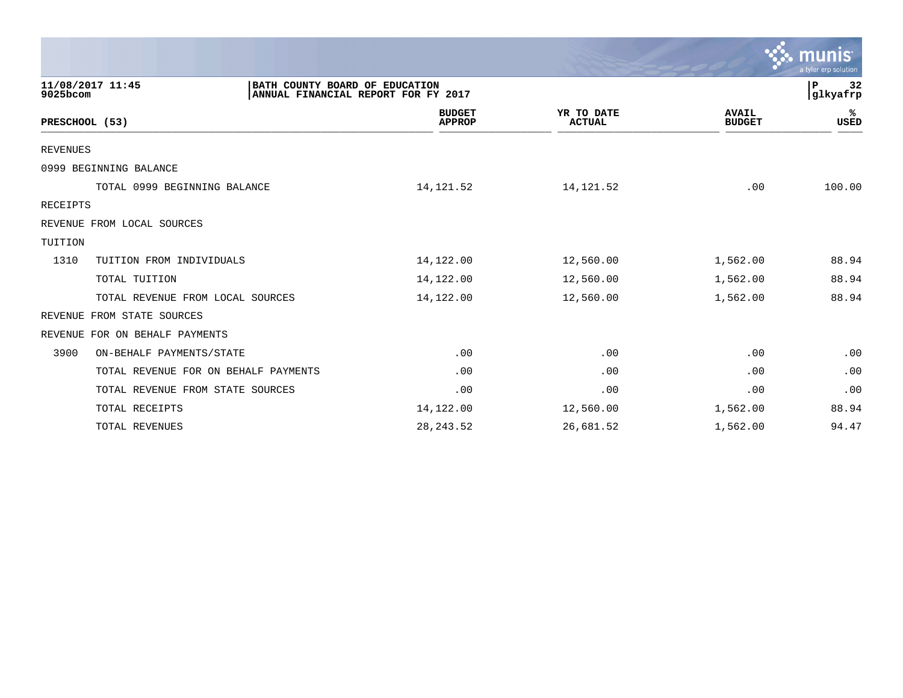11/08/2017 11:45 | BATH COUNTY BOARD OF EDUCATION | P 32
9025bcom | ANNUAL FINANCIAL REPORT FOR FY 2017 | glkyafrp

| PRESCHOOL (53) | | BUDGET APPROP | YR TO DATE ACTUAL | AVAIL BUDGET | % USED |
|---|---|---|---|---|---|
| REVENUES | | | | | |
| 0999 BEGINNING BALANCE | | | | | |
| | TOTAL 0999 BEGINNING BALANCE | 14,121.52 | 14,121.52 | .00 | 100.00 |
| RECEIPTS | | | | | |
| REVENUE FROM LOCAL SOURCES | | | | | |
| TUITION | | | | | |
| 1310 | TUITION FROM INDIVIDUALS | 14,122.00 | 12,560.00 | 1,562.00 | 88.94 |
| | TOTAL TUITION | 14,122.00 | 12,560.00 | 1,562.00 | 88.94 |
| | TOTAL REVENUE FROM LOCAL SOURCES | 14,122.00 | 12,560.00 | 1,562.00 | 88.94 |
| REVENUE FROM STATE SOURCES | | | | | |
| REVENUE FOR ON BEHALF PAYMENTS | | | | | |
| 3900 | ON-BEHALF PAYMENTS/STATE | .00 | .00 | .00 | .00 |
| | TOTAL REVENUE FOR ON BEHALF PAYMENTS | .00 | .00 | .00 | .00 |
| | TOTAL REVENUE FROM STATE SOURCES | .00 | .00 | .00 | .00 |
| | TOTAL RECEIPTS | 14,122.00 | 12,560.00 | 1,562.00 | 88.94 |
| | TOTAL REVENUES | 28,243.52 | 26,681.52 | 1,562.00 | 94.47 |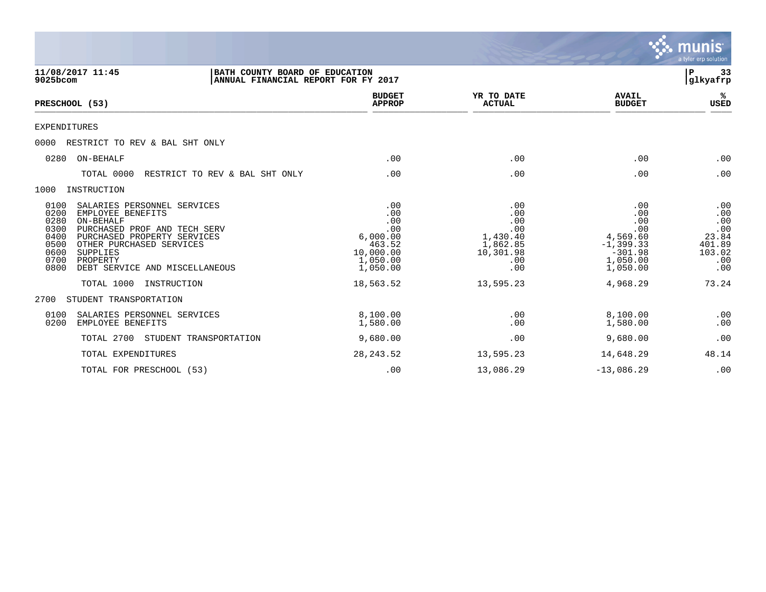**BATH COUNTY BOARD OF EDUCATION**
**ANNUAL FINANCIAL REPORT FOR FY 2017**

11/08/2017 11:45
9025bcom

glkyafrp

| PRESCHOOL (53) | BUDGET APPROP | YR TO DATE ACTUAL | AVAIL BUDGET | % USED |
|---|---|---|---|---|
| EXPENDITURES | | | | |
| 0000 RESTRICT TO REV & BAL SHT ONLY | | | | |
| 0280 ON-BEHALF | .00 | .00 | .00 | .00 |
| TOTAL 0000 RESTRICT TO REV & BAL SHT ONLY | .00 | .00 | .00 | .00 |
| 1000 INSTRUCTION | | | | |
| 0100 SALARIES PERSONNEL SERVICES | .00 | .00 | .00 | .00 |
| 0200 EMPLOYEE BENEFITS | .00 | .00 | .00 | .00 |
| 0280 ON-BEHALF | .00 | .00 | .00 | .00 |
| 0300 PURCHASED PROF AND TECH SERV | .00 | .00 | .00 | .00 |
| 0400 PURCHASED PROPERTY SERVICES | 6,000.00 | 1,430.40 | 4,569.60 | 23.84 |
| 0500 OTHER PURCHASED SERVICES | 463.52 | 1,862.85 | -1,399.33 | 401.89 |
| 0600 SUPPLIES | 10,000.00 | 10,301.98 | -301.98 | 103.02 |
| 0700 PROPERTY | 1,050.00 | .00 | 1,050.00 | .00 |
| 0800 DEBT SERVICE AND MISCELLANEOUS | 1,050.00 | .00 | 1,050.00 | .00 |
| TOTAL 1000 INSTRUCTION | 18,563.52 | 13,595.23 | 4,968.29 | 73.24 |
| 2700 STUDENT TRANSPORTATION | | | | |
| 0100 SALARIES PERSONNEL SERVICES | 8,100.00 | .00 | 8,100.00 | .00 |
| 0200 EMPLOYEE BENEFITS | 1,580.00 | .00 | 1,580.00 | .00 |
| TOTAL 2700 STUDENT TRANSPORTATION | 9,680.00 | .00 | 9,680.00 | .00 |
| TOTAL EXPENDITURES | 28,243.52 | 13,595.23 | 14,648.29 | 48.14 |
| TOTAL FOR PRESCHOOL (53) | .00 | 13,086.29 | -13,086.29 | .00 |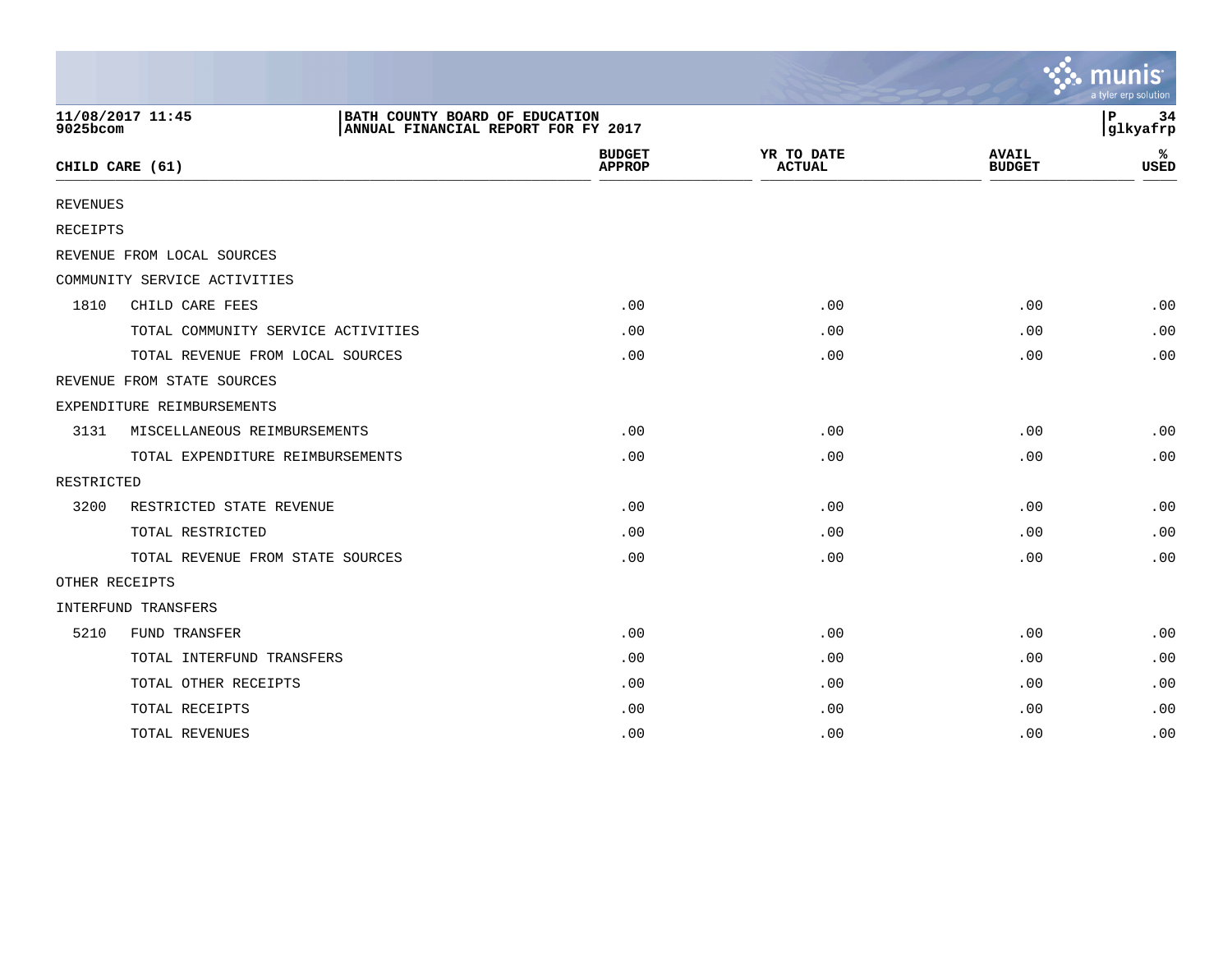11/08/2017 11:45 | BATH COUNTY BOARD OF EDUCATION
9025bcom | ANNUAL FINANCIAL REPORT FOR FY 2017 | glkyafrp

| CHILD CARE (61) | | BUDGET APPROP | YR TO DATE ACTUAL | AVAIL BUDGET | % USED |
|---|---|---|---|---|---|
| REVENUES | | | | | |
| RECEIPTS | | | | | |
| REVENUE FROM LOCAL SOURCES | | | | | |
| COMMUNITY SERVICE ACTIVITIES | | | | | |
| 1810 | CHILD CARE FEES | .00 | .00 | .00 | .00 |
| | TOTAL COMMUNITY SERVICE ACTIVITIES | .00 | .00 | .00 | .00 |
| | TOTAL REVENUE FROM LOCAL SOURCES | .00 | .00 | .00 | .00 |
| REVENUE FROM STATE SOURCES | | | | | |
| EXPENDITURE REIMBURSEMENTS | | | | | |
| 3131 | MISCELLANEOUS REIMBURSEMENTS | .00 | .00 | .00 | .00 |
| | TOTAL EXPENDITURE REIMBURSEMENTS | .00 | .00 | .00 | .00 |
| RESTRICTED | | | | | |
| 3200 | RESTRICTED STATE REVENUE | .00 | .00 | .00 | .00 |
| | TOTAL RESTRICTED | .00 | .00 | .00 | .00 |
| | TOTAL REVENUE FROM STATE SOURCES | .00 | .00 | .00 | .00 |
| OTHER RECEIPTS | | | | | |
| INTERFUND TRANSFERS | | | | | |
| 5210 | FUND TRANSFER | .00 | .00 | .00 | .00 |
| | TOTAL INTERFUND TRANSFERS | .00 | .00 | .00 | .00 |
| | TOTAL OTHER RECEIPTS | .00 | .00 | .00 | .00 |
| | TOTAL RECEIPTS | .00 | .00 | .00 | .00 |
| | TOTAL REVENUES | .00 | .00 | .00 | .00 |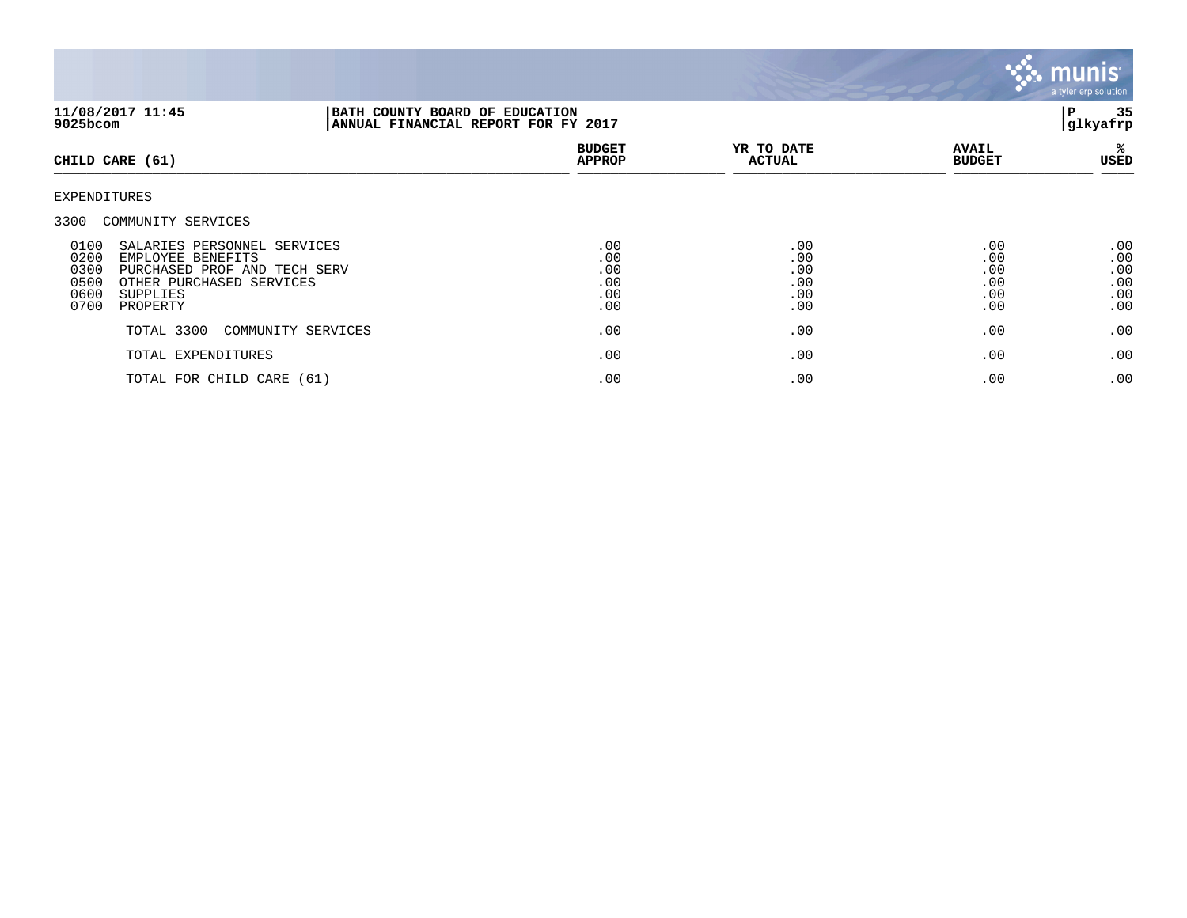11/08/2017 11:45
9025bcom

BATH COUNTY BOARD OF EDUCATION
ANNUAL FINANCIAL REPORT FOR FY 2017

P 35
glkyafrp

| CHILD CARE (61) | BUDGET APPROP | YR TO DATE ACTUAL | AVAIL BUDGET | % USED |
|---|---|---|---|---|
| EXPENDITURES | | | | |
| 3300 COMMUNITY SERVICES | | | | |
| 0100 SALARIES PERSONNEL SERVICES | .00 | .00 | .00 | .00 |
| 0200 EMPLOYEE BENEFITS | .00 | .00 | .00 | .00 |
| 0300 PURCHASED PROF AND TECH SERV | .00 | .00 | .00 | .00 |
| 0500 OTHER PURCHASED SERVICES | .00 | .00 | .00 | .00 |
| 0600 SUPPLIES | .00 | .00 | .00 | .00 |
| 0700 PROPERTY | .00 | .00 | .00 | .00 |
| TOTAL 3300 COMMUNITY SERVICES | .00 | .00 | .00 | .00 |
| TOTAL EXPENDITURES | .00 | .00 | .00 | .00 |
| TOTAL FOR CHILD CARE (61) | .00 | .00 | .00 | .00 |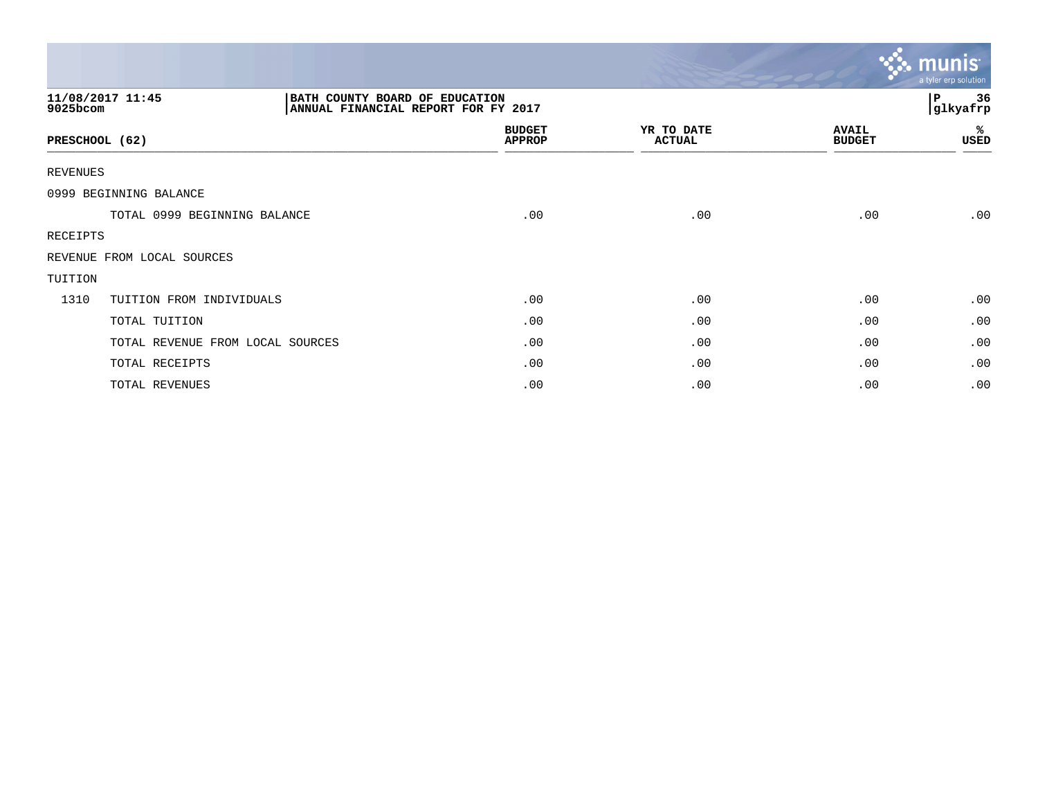11/08/2017 11:45
9025bcom

**BATH COUNTY BOARD OF EDUCATION**
**ANNUAL FINANCIAL REPORT FOR FY 2017**

P 36
glkyafrp

| PRESCHOOL (62) | | BUDGET APPROP | YR TO DATE ACTUAL | AVAIL BUDGET | % USED |
|---|---|---|---|---|---|
| REVENUES | | | | | |
| 0999 BEGINNING BALANCE | | | | | |
| | TOTAL 0999 BEGINNING BALANCE | .00 | .00 | .00 | .00 |
| RECEIPTS | | | | | |
| REVENUE FROM LOCAL SOURCES | | | | | |
| TUITION | | | | | |
| 1310 | TUITION FROM INDIVIDUALS | .00 | .00 | .00 | .00 |
| | TOTAL TUITION | .00 | .00 | .00 | .00 |
| | TOTAL REVENUE FROM LOCAL SOURCES | .00 | .00 | .00 | .00 |
| | TOTAL RECEIPTS | .00 | .00 | .00 | .00 |
| | TOTAL REVENUES | .00 | .00 | .00 | .00 |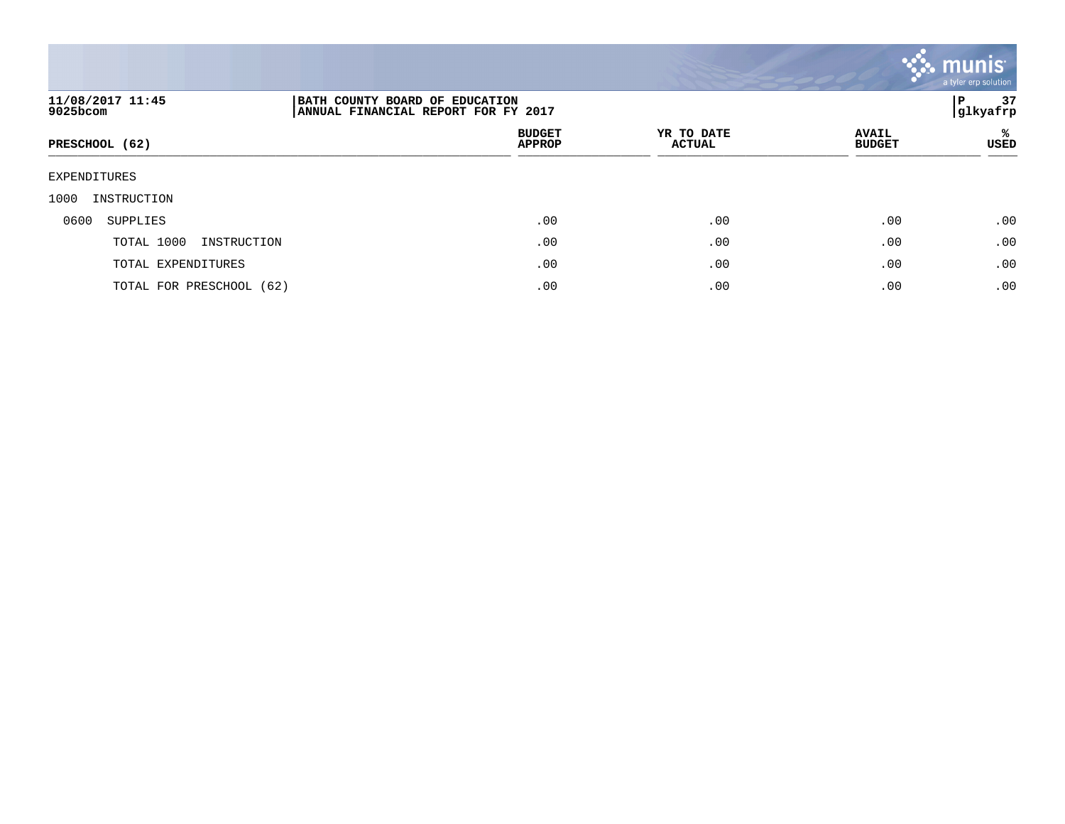11/08/2017 11:45
9025bcom

**BATH COUNTY BOARD OF EDUCATION**
**ANNUAL FINANCIAL REPORT FOR FY 2017**

glkyafrp

| PRESCHOOL (62) | BUDGET APPROP | YR TO DATE ACTUAL | AVAIL BUDGET | % USED |
|---|---|---|---|---|
| EXPENDITURES | | | | |
| 1000 INSTRUCTION | | | | |
| 0600 SUPPLIES | .00 | .00 | .00 | .00 |
| TOTAL 1000 INSTRUCTION | .00 | .00 | .00 | .00 |
| TOTAL EXPENDITURES | .00 | .00 | .00 | .00 |
| TOTAL FOR PRESCHOOL (62) | .00 | .00 | .00 | .00 |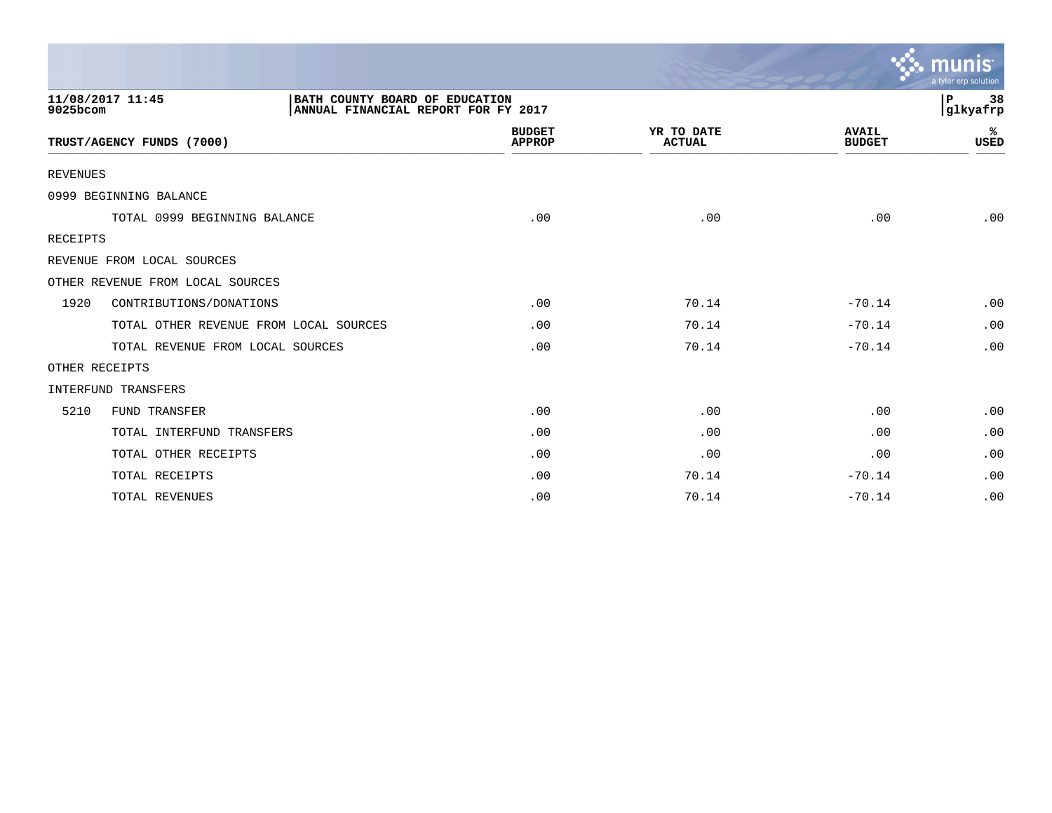11/08/2017 11:45
9025bcom

BATH COUNTY BOARD OF EDUCATION
ANNUAL FINANCIAL REPORT FOR FY 2017

| TRUST/AGENCY FUNDS (7000) | | BUDGET APPROP | YR TO DATE ACTUAL | AVAIL BUDGET | % USED |
|---|---|---|---|---|---|
| REVENUES | | | | | |
| 0999 BEGINNING BALANCE | | | | | |
| | TOTAL 0999 BEGINNING BALANCE | .00 | .00 | .00 | .00 |
| RECEIPTS | | | | | |
| REVENUE FROM LOCAL SOURCES | | | | | |
| OTHER REVENUE FROM LOCAL SOURCES | | | | | |
| 1920 | CONTRIBUTIONS/DONATIONS | .00 | 70.14 | -70.14 | .00 |
| | TOTAL OTHER REVENUE FROM LOCAL SOURCES | .00 | 70.14 | -70.14 | .00 |
| | TOTAL REVENUE FROM LOCAL SOURCES | .00 | 70.14 | -70.14 | .00 |
| OTHER RECEIPTS | | | | | |
| INTERFUND TRANSFERS | | | | | |
| 5210 | FUND TRANSFER | .00 | .00 | .00 | .00 |
| | TOTAL INTERFUND TRANSFERS | .00 | .00 | .00 | .00 |
| | TOTAL OTHER RECEIPTS | .00 | .00 | .00 | .00 |
| | TOTAL RECEIPTS | .00 | 70.14 | -70.14 | .00 |
| | TOTAL REVENUES | .00 | 70.14 | -70.14 | .00 |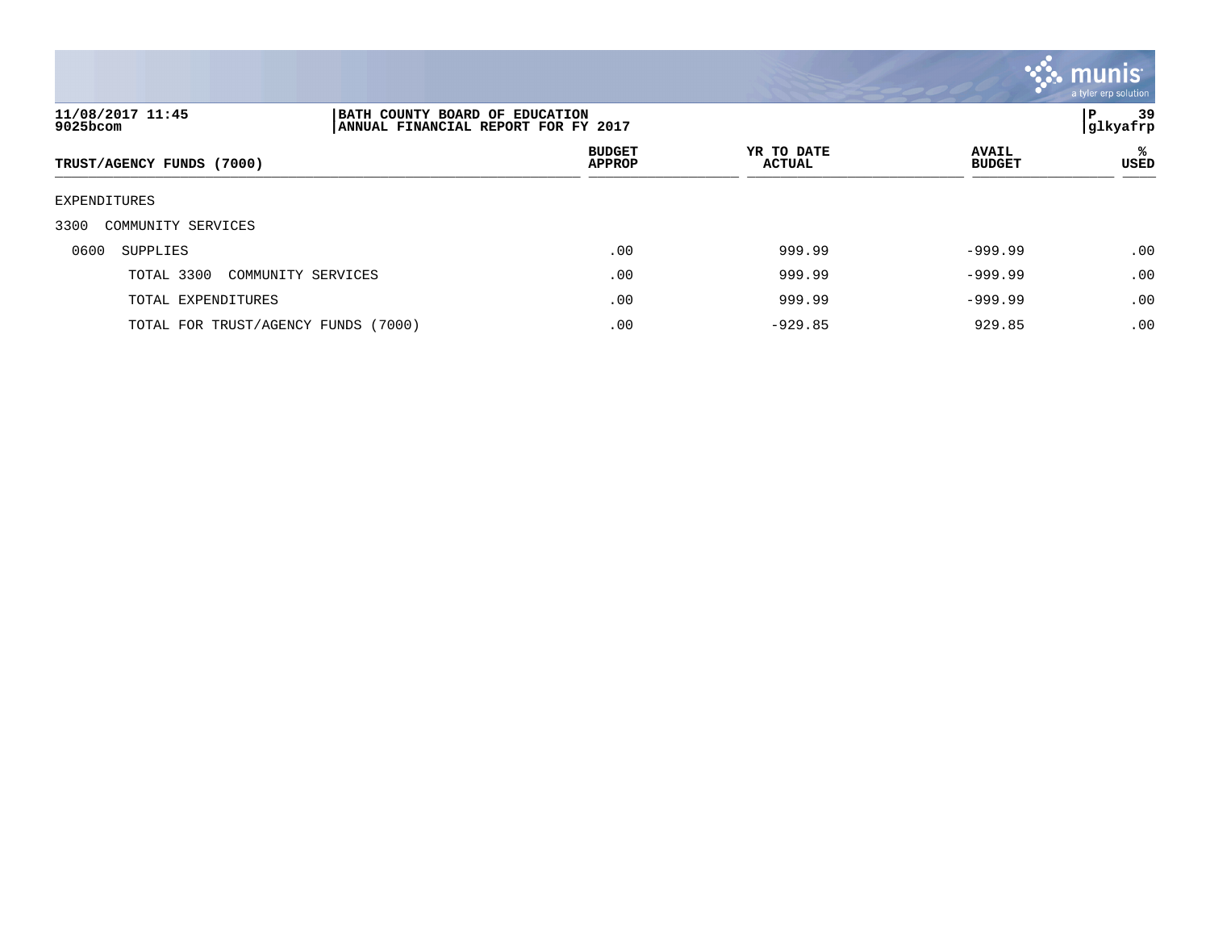11/08/2017 11:45
9025bcom

**BATH COUNTY BOARD OF EDUCATION**
**ANNUAL FINANCIAL REPORT FOR FY 2017**

P 39
glkyafrp

| TRUST/AGENCY FUNDS (7000) | BUDGET APPROP | YR TO DATE ACTUAL | AVAIL BUDGET | % USED |
|---|---|---|---|---|
| EXPENDITURES | | | | |
| 3300 COMMUNITY SERVICES | | | | |
| 0600 SUPPLIES | .00 | 999.99 | -999.99 | .00 |
| TOTAL 3300 COMMUNITY SERVICES | .00 | 999.99 | -999.99 | .00 |
| TOTAL EXPENDITURES | .00 | 999.99 | -999.99 | .00 |
| TOTAL FOR TRUST/AGENCY FUNDS (7000) | .00 | -929.85 | 929.85 | .00 |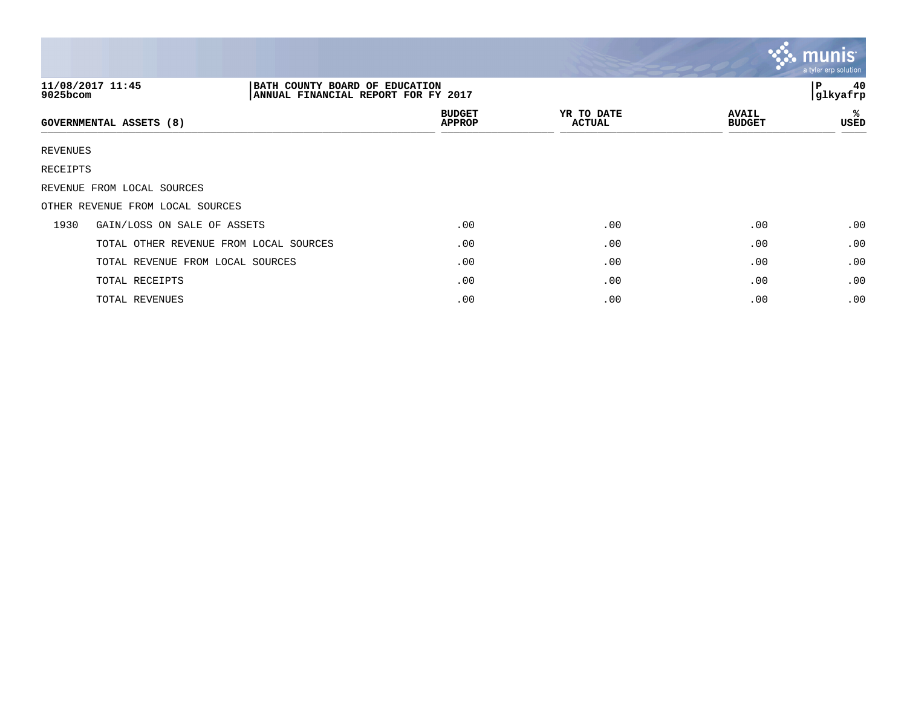11/08/2017 11:45
9025bcom

BATH COUNTY BOARD OF EDUCATION
ANNUAL FINANCIAL REPORT FOR FY 2017

P 40
glkyafrp

| GOVERNMENTAL ASSETS (8) | | BUDGET APPROP | YR TO DATE ACTUAL | AVAIL BUDGET | % USED |
|---|---|---|---|---|---|
| REVENUES | | | | | |
| RECEIPTS | | | | | |
| REVENUE FROM LOCAL SOURCES | | | | | |
| OTHER REVENUE FROM LOCAL SOURCES | | | | | |
| 1930 | GAIN/LOSS ON SALE OF ASSETS | .00 | .00 | .00 | .00 |
| | TOTAL OTHER REVENUE FROM LOCAL SOURCES | .00 | .00 | .00 | .00 |
| | TOTAL REVENUE FROM LOCAL SOURCES | .00 | .00 | .00 | .00 |
| | TOTAL RECEIPTS | .00 | .00 | .00 | .00 |
| | TOTAL REVENUES | .00 | .00 | .00 | .00 |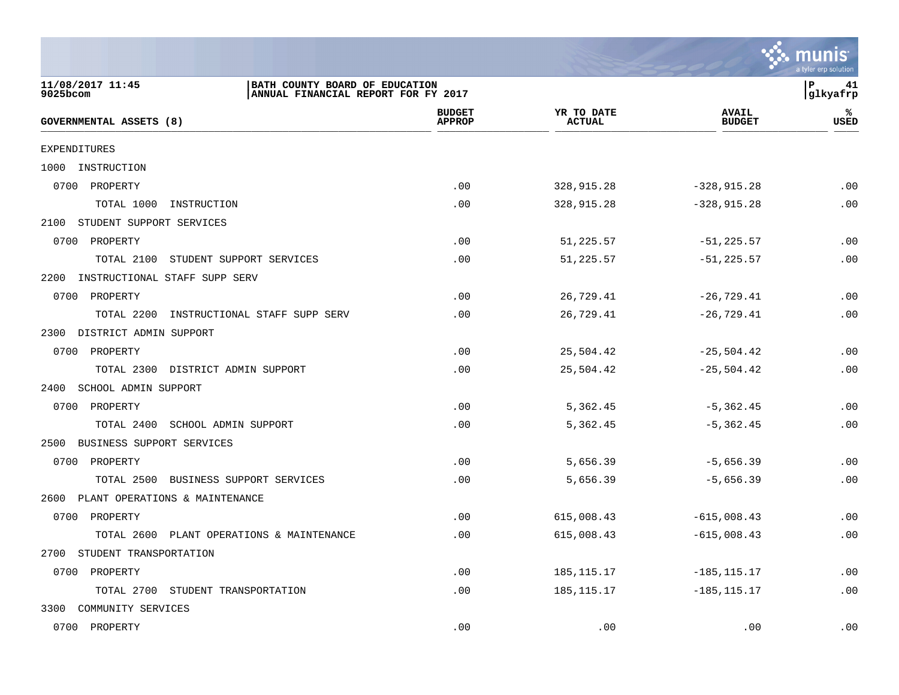11/08/2017 11:45 | BATH COUNTY BOARD OF EDUCATION
9025bcom | ANNUAL FINANCIAL REPORT FOR FY 2017

| GOVERNMENTAL ASSETS (8) | BUDGET APPROP | YR TO DATE ACTUAL | AVAIL BUDGET | % USED |
|---|---|---|---|---|
| EXPENDITURES | | | | |
| 1000 INSTRUCTION | | | | |
| 0700 PROPERTY | .00 | 328,915.28 | -328,915.28 | .00 |
| TOTAL 1000 INSTRUCTION | .00 | 328,915.28 | -328,915.28 | .00 |
| 2100 STUDENT SUPPORT SERVICES | | | | |
| 0700 PROPERTY | .00 | 51,225.57 | -51,225.57 | .00 |
| TOTAL 2100 STUDENT SUPPORT SERVICES | .00 | 51,225.57 | -51,225.57 | .00 |
| 2200 INSTRUCTIONAL STAFF SUPP SERV | | | | |
| 0700 PROPERTY | .00 | 26,729.41 | -26,729.41 | .00 |
| TOTAL 2200 INSTRUCTIONAL STAFF SUPP SERV | .00 | 26,729.41 | -26,729.41 | .00 |
| 2300 DISTRICT ADMIN SUPPORT | | | | |
| 0700 PROPERTY | .00 | 25,504.42 | -25,504.42 | .00 |
| TOTAL 2300 DISTRICT ADMIN SUPPORT | .00 | 25,504.42 | -25,504.42 | .00 |
| 2400 SCHOOL ADMIN SUPPORT | | | | |
| 0700 PROPERTY | .00 | 5,362.45 | -5,362.45 | .00 |
| TOTAL 2400 SCHOOL ADMIN SUPPORT | .00 | 5,362.45 | -5,362.45 | .00 |
| 2500 BUSINESS SUPPORT SERVICES | | | | |
| 0700 PROPERTY | .00 | 5,656.39 | -5,656.39 | .00 |
| TOTAL 2500 BUSINESS SUPPORT SERVICES | .00 | 5,656.39 | -5,656.39 | .00 |
| 2600 PLANT OPERATIONS & MAINTENANCE | | | | |
| 0700 PROPERTY | .00 | 615,008.43 | -615,008.43 | .00 |
| TOTAL 2600 PLANT OPERATIONS & MAINTENANCE | .00 | 615,008.43 | -615,008.43 | .00 |
| 2700 STUDENT TRANSPORTATION | | | | |
| 0700 PROPERTY | .00 | 185,115.17 | -185,115.17 | .00 |
| TOTAL 2700 STUDENT TRANSPORTATION | .00 | 185,115.17 | -185,115.17 | .00 |
| 3300 COMMUNITY SERVICES | | | | |
| 0700 PROPERTY | .00 | .00 | .00 | .00 |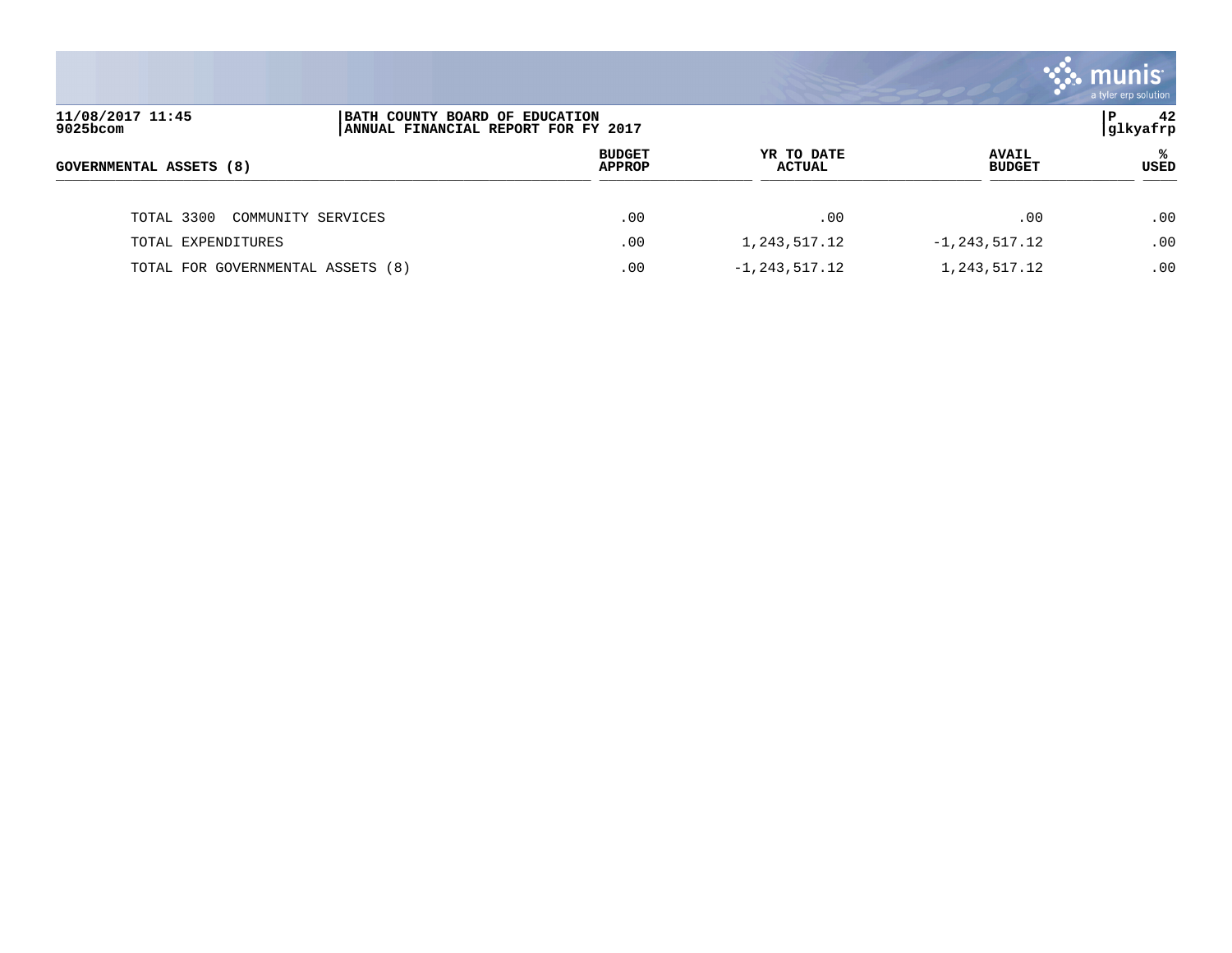| GOVERNMENTAL ASSETS (8) | BUDGET APPROP | YR TO DATE ACTUAL | AVAIL BUDGET | % USED |
|---|---|---|---|---|
| TOTAL 3300 COMMUNITY SERVICES | .00 | .00 | .00 | .00 |
| TOTAL EXPENDITURES | .00 | 1,243,517.12 | -1,243,517.12 | .00 |
| TOTAL FOR GOVERNMENTAL ASSETS (8) | .00 | -1,243,517.12 | 1,243,517.12 | .00 |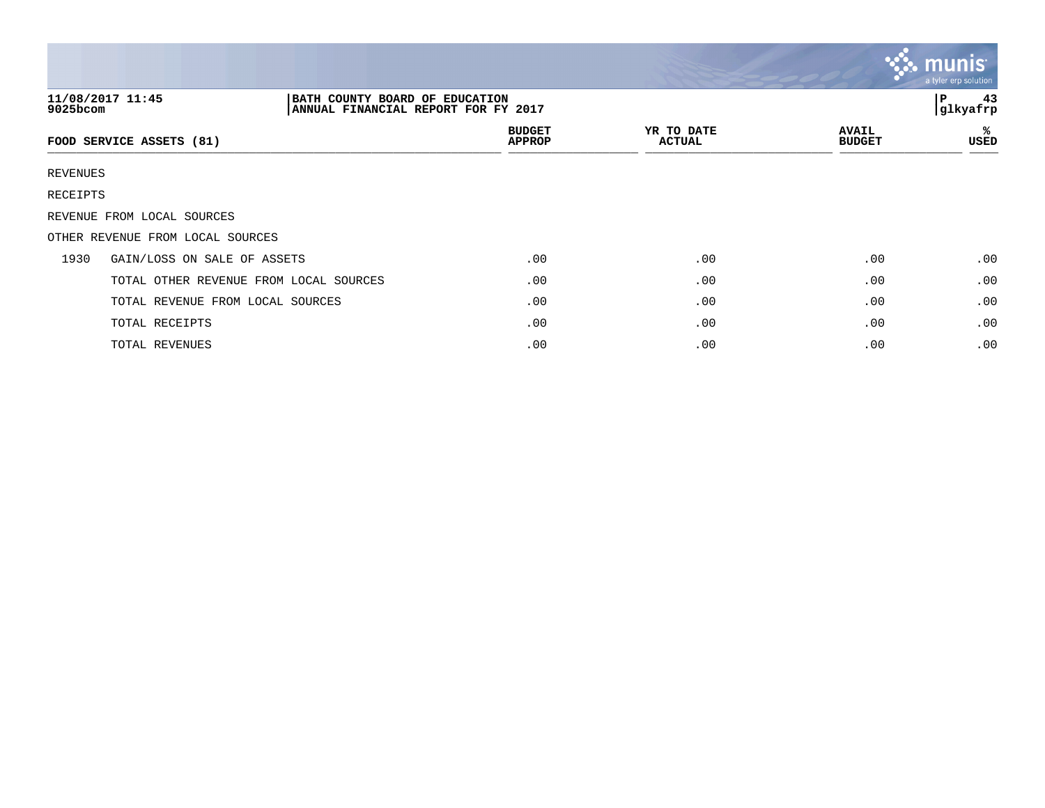11/08/2017 11:45
9025bcom

BATH COUNTY BOARD OF EDUCATION
ANNUAL FINANCIAL REPORT FOR FY 2017

glkyafrp

| FOOD SERVICE ASSETS (81) | | BUDGET APPROP | YR TO DATE ACTUAL | AVAIL BUDGET | % USED |
|---|---|---|---|---|---|
| REVENUES | | | | | |
| RECEIPTS | | | | | |
| REVENUE FROM LOCAL SOURCES | | | | | |
| OTHER REVENUE FROM LOCAL SOURCES | | | | | |
| 1930 | GAIN/LOSS ON SALE OF ASSETS | .00 | .00 | .00 | .00 |
| | TOTAL OTHER REVENUE FROM LOCAL SOURCES | .00 | .00 | .00 | .00 |
| | TOTAL REVENUE FROM LOCAL SOURCES | .00 | .00 | .00 | .00 |
| | TOTAL RECEIPTS | .00 | .00 | .00 | .00 |
| | TOTAL REVENUES | .00 | .00 | .00 | .00 |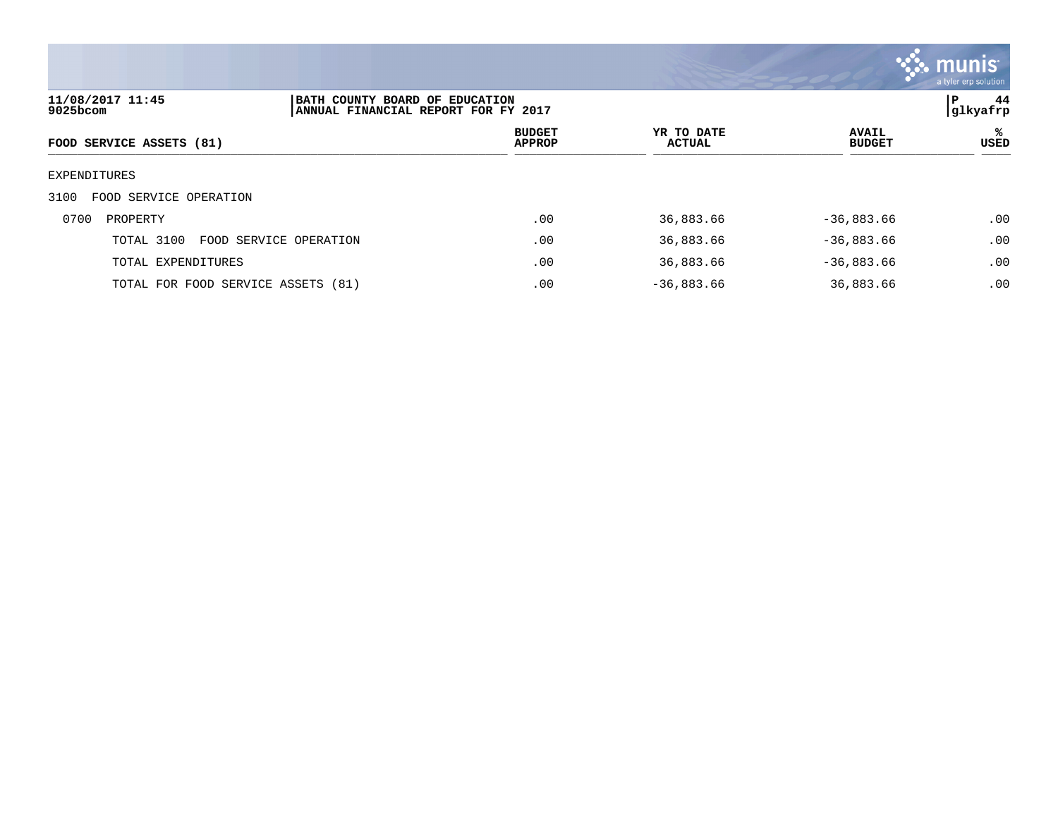11/08/2017 11:45
9025bcom

BATH COUNTY BOARD OF EDUCATION
ANNUAL FINANCIAL REPORT FOR FY 2017

P 44
glkyafrp

| FOOD SERVICE ASSETS (81) | BUDGET APPROP | YR TO DATE ACTUAL | AVAIL BUDGET | % USED |
|---|---|---|---|---|
| EXPENDITURES | | | | |
| 3100 FOOD SERVICE OPERATION | | | | |
| 0700 PROPERTY | .00 | 36,883.66 | -36,883.66 | .00 |
| TOTAL 3100 FOOD SERVICE OPERATION | .00 | 36,883.66 | -36,883.66 | .00 |
| TOTAL EXPENDITURES | .00 | 36,883.66 | -36,883.66 | .00 |
| TOTAL FOR FOOD SERVICE ASSETS (81) | .00 | -36,883.66 | 36,883.66 | .00 |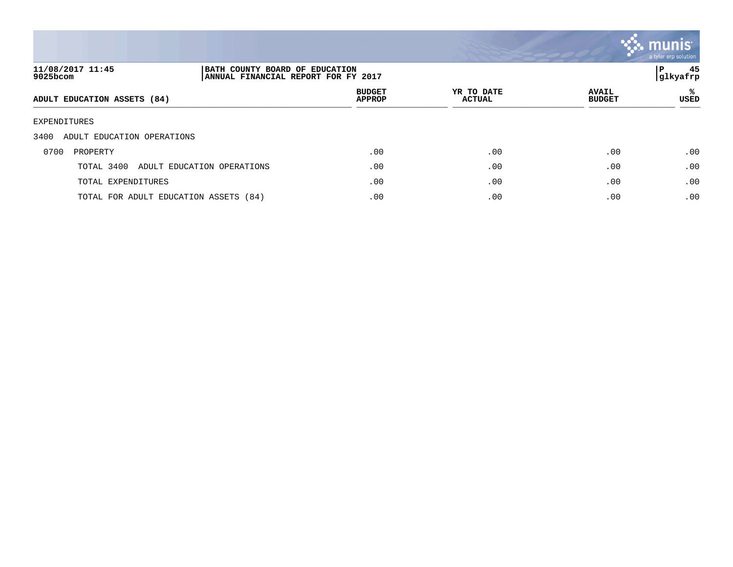| ADULT EDUCATION ASSETS (84) | BUDGET APPROP | YR TO DATE ACTUAL | AVAIL BUDGET | % USED |
|---|---|---|---|---|
| EXPENDITURES | | | | |
| 3400 ADULT EDUCATION OPERATIONS | | | | |
| 0700 PROPERTY | .00 | .00 | .00 | .00 |
| TOTAL 3400 ADULT EDUCATION OPERATIONS | .00 | .00 | .00 | .00 |
| TOTAL EXPENDITURES | .00 | .00 | .00 | .00 |
| TOTAL FOR ADULT EDUCATION ASSETS (84) | .00 | .00 | .00 | .00 |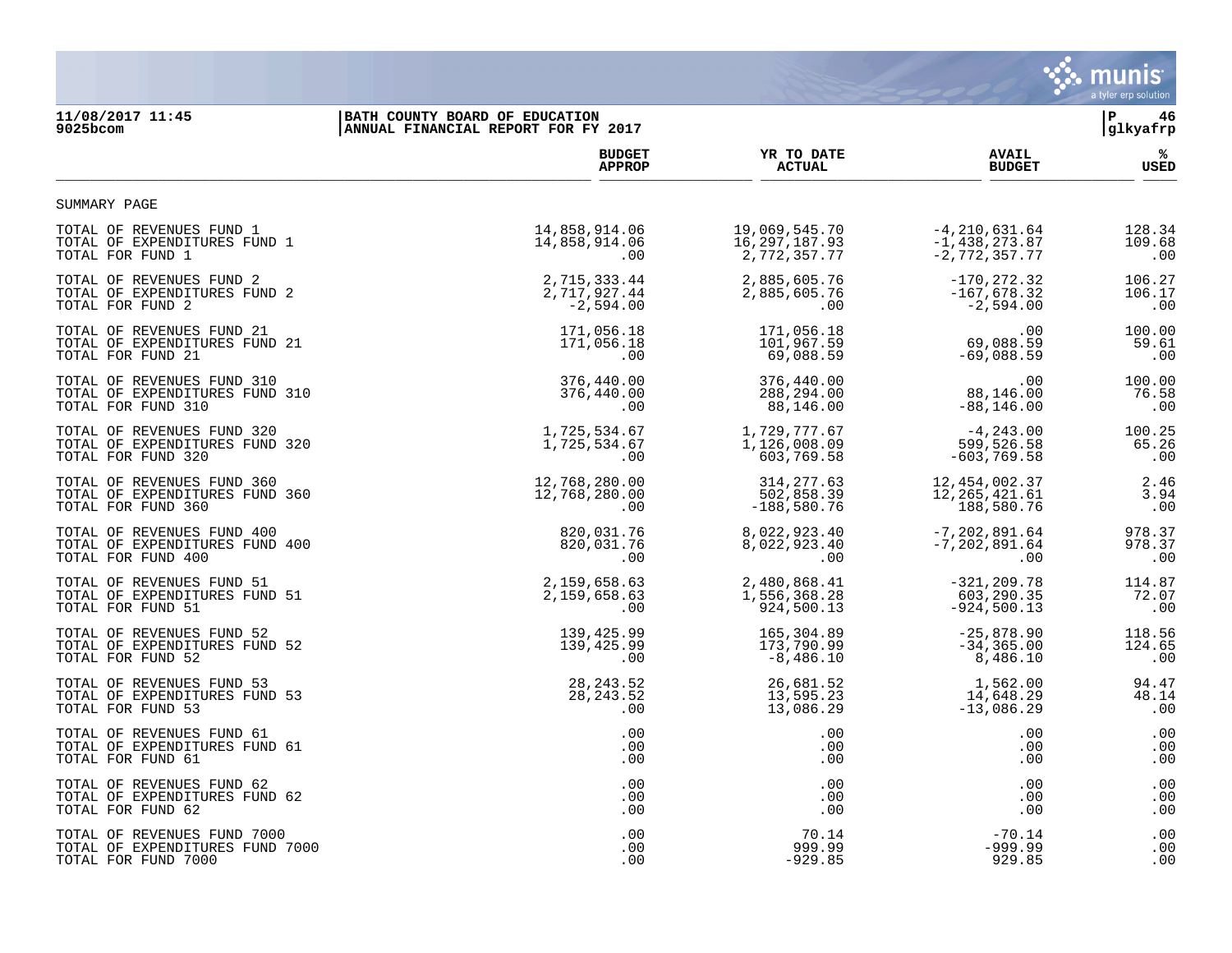11/08/2017 11:45
9025bcom

BATH COUNTY BOARD OF EDUCATION
ANNUAL FINANCIAL REPORT FOR FY 2017

P 46
glkyafrp

SUMMARY PAGE

| | BUDGET APPROP | YR TO DATE ACTUAL | AVAIL BUDGET | % USED |
|---|---|---|---|---|
| TOTAL OF REVENUES FUND 1 | 14,858,914.06 | 19,069,545.70 | -4,210,631.64 | 128.34 |
| TOTAL OF EXPENDITURES FUND 1 | 14,858,914.06 | 16,297,187.93 | -1,438,273.87 | 109.68 |
| TOTAL FOR FUND 1 | .00 | 2,772,357.77 | -2,772,357.77 | .00 |
| TOTAL OF REVENUES FUND 2 | 2,715,333.44 | 2,885,605.76 | -170,272.32 | 106.27 |
| TOTAL OF EXPENDITURES FUND 2 | 2,717,927.44 | 2,885,605.76 | -167,678.32 | 106.17 |
| TOTAL FOR FUND 2 | -2,594.00 | .00 | -2,594.00 | .00 |
| TOTAL OF REVENUES FUND 21 | 171,056.18 | 171,056.18 | .00 | 100.00 |
| TOTAL OF EXPENDITURES FUND 21 | 171,056.18 | 101,967.59 | 69,088.59 | 59.61 |
| TOTAL FOR FUND 21 | .00 | 69,088.59 | -69,088.59 | .00 |
| TOTAL OF REVENUES FUND 310 | 376,440.00 | 376,440.00 | .00 | 100.00 |
| TOTAL OF EXPENDITURES FUND 310 | 376,440.00 | 288,294.00 | 88,146.00 | 76.58 |
| TOTAL FOR FUND 310 | .00 | 88,146.00 | -88,146.00 | .00 |
| TOTAL OF REVENUES FUND 320 | 1,725,534.67 | 1,729,777.67 | -4,243.00 | 100.25 |
| TOTAL OF EXPENDITURES FUND 320 | 1,725,534.67 | 1,126,008.09 | 599,526.58 | 65.26 |
| TOTAL FOR FUND 320 | .00 | 603,769.58 | -603,769.58 | .00 |
| TOTAL OF REVENUES FUND 360 | 12,768,280.00 | 314,277.63 | 12,454,002.37 | 2.46 |
| TOTAL OF EXPENDITURES FUND 360 | 12,768,280.00 | 502,858.39 | 12,265,421.61 | 3.94 |
| TOTAL FOR FUND 360 | .00 | -188,580.76 | 188,580.76 | .00 |
| TOTAL OF REVENUES FUND 400 | 820,031.76 | 8,022,923.40 | -7,202,891.64 | 978.37 |
| TOTAL OF EXPENDITURES FUND 400 | 820,031.76 | 8,022,923.40 | -7,202,891.64 | 978.37 |
| TOTAL FOR FUND 400 | .00 | .00 | .00 | .00 |
| TOTAL OF REVENUES FUND 51 | 2,159,658.63 | 2,480,868.41 | -321,209.78 | 114.87 |
| TOTAL OF EXPENDITURES FUND 51 | 2,159,658.63 | 1,556,368.28 | 603,290.35 | 72.07 |
| TOTAL FOR FUND 51 | .00 | 924,500.13 | -924,500.13 | .00 |
| TOTAL OF REVENUES FUND 52 | 139,425.99 | 165,304.89 | -25,878.90 | 118.56 |
| TOTAL OF EXPENDITURES FUND 52 | 139,425.99 | 173,790.99 | -34,365.00 | 124.65 |
| TOTAL FOR FUND 52 | .00 | -8,486.10 | 8,486.10 | .00 |
| TOTAL OF REVENUES FUND 53 | 28,243.52 | 26,681.52 | 1,562.00 | 94.47 |
| TOTAL OF EXPENDITURES FUND 53 | 28,243.52 | 13,595.23 | 14,648.29 | 48.14 |
| TOTAL FOR FUND 53 | .00 | 13,086.29 | -13,086.29 | .00 |
| TOTAL OF REVENUES FUND 61 | .00 | .00 | .00 | .00 |
| TOTAL OF EXPENDITURES FUND 61 | .00 | .00 | .00 | .00 |
| TOTAL FOR FUND 61 | .00 | .00 | .00 | .00 |
| TOTAL OF REVENUES FUND 62 | .00 | .00 | .00 | .00 |
| TOTAL OF EXPENDITURES FUND 62 | .00 | .00 | .00 | .00 |
| TOTAL FOR FUND 62 | .00 | .00 | .00 | .00 |
| TOTAL OF REVENUES FUND 7000 | .00 | 70.14 | -70.14 | .00 |
| TOTAL OF EXPENDITURES FUND 7000 | .00 | 999.99 | -999.99 | .00 |
| TOTAL FOR FUND 7000 | .00 | -929.85 | 929.85 | .00 |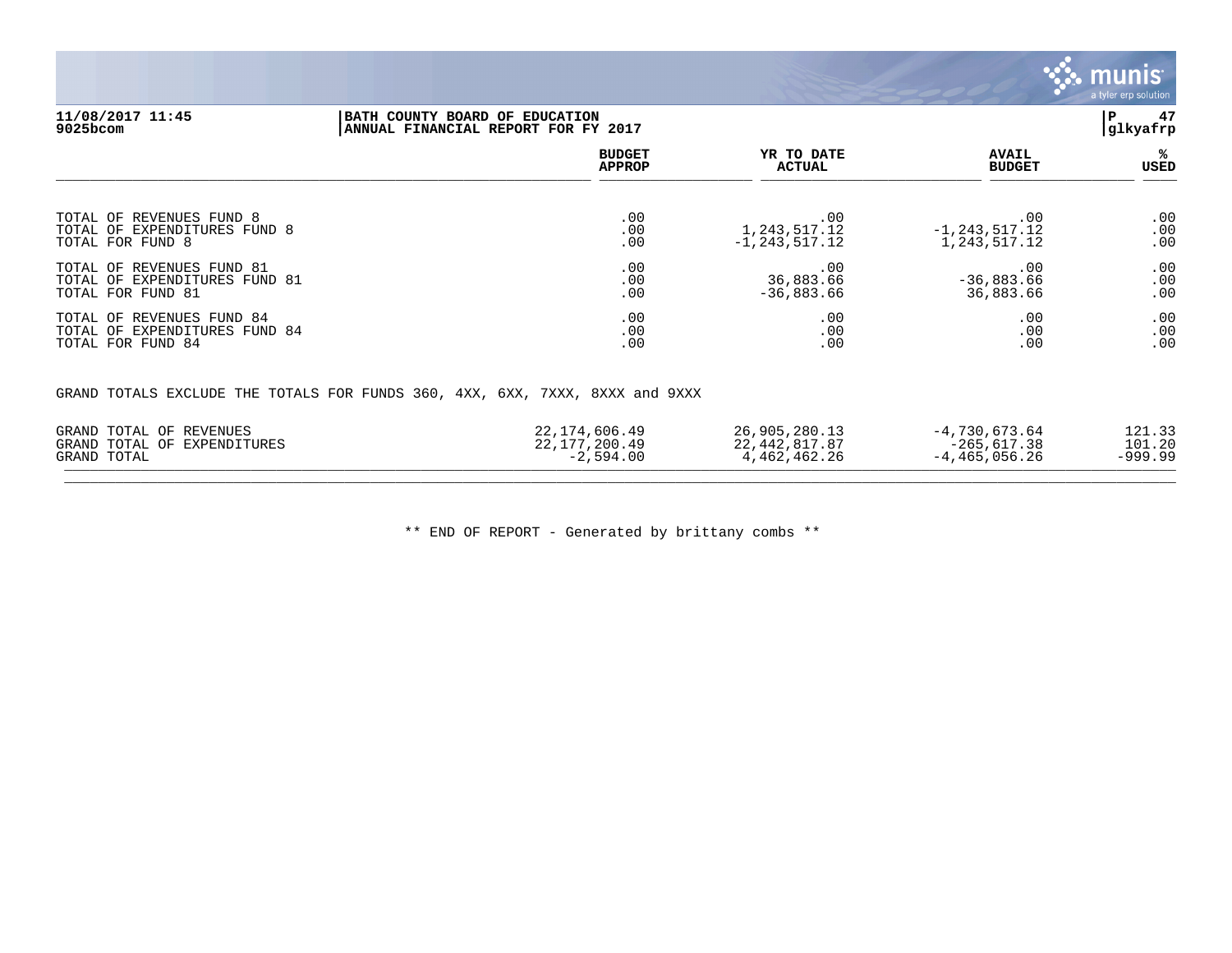BATH COUNTY BOARD OF EDUCATION
ANNUAL FINANCIAL REPORT FOR FY 2017

11/08/2017 11:45
9025bcom

| | BUDGET APPROP | YR TO DATE ACTUAL | AVAIL BUDGET | % USED |
|---|---|---|---|---|
| TOTAL OF REVENUES FUND 8 | .00 | .00 | .00 | .00 |
| TOTAL OF EXPENDITURES FUND 8 | .00 | 1,243,517.12 | -1,243,517.12 | .00 |
| TOTAL FOR FUND 8 | .00 | -1,243,517.12 | 1,243,517.12 | .00 |
| TOTAL OF REVENUES FUND 81 | .00 | .00 | .00 | .00 |
| TOTAL OF EXPENDITURES FUND 81 | .00 | 36,883.66 | -36,883.66 | .00 |
| TOTAL FOR FUND 81 | .00 | -36,883.66 | 36,883.66 | .00 |
| TOTAL OF REVENUES FUND 84 | .00 | .00 | .00 | .00 |
| TOTAL OF EXPENDITURES FUND 84 | .00 | .00 | .00 | .00 |
| TOTAL FOR FUND 84 | .00 | .00 | .00 | .00 |

GRAND TOTALS EXCLUDE THE TOTALS FOR FUNDS 360, 4XX, 6XX, 7XXX, 8XXX and 9XXX

| | BUDGET APPROP | YR TO DATE ACTUAL | AVAIL BUDGET | % USED |
|---|---|---|---|---|
| GRAND TOTAL OF REVENUES | 22,174,606.49 | 26,905,280.13 | -4,730,673.64 | 121.33 |
| GRAND TOTAL OF EXPENDITURES | 22,177,200.49 | 22,442,817.87 | -265,617.38 | 101.20 |
| GRAND TOTAL | -2,594.00 | 4,462,462.26 | -4,465,056.26 | -999.99 |

** END OF REPORT - Generated by brittany combs **